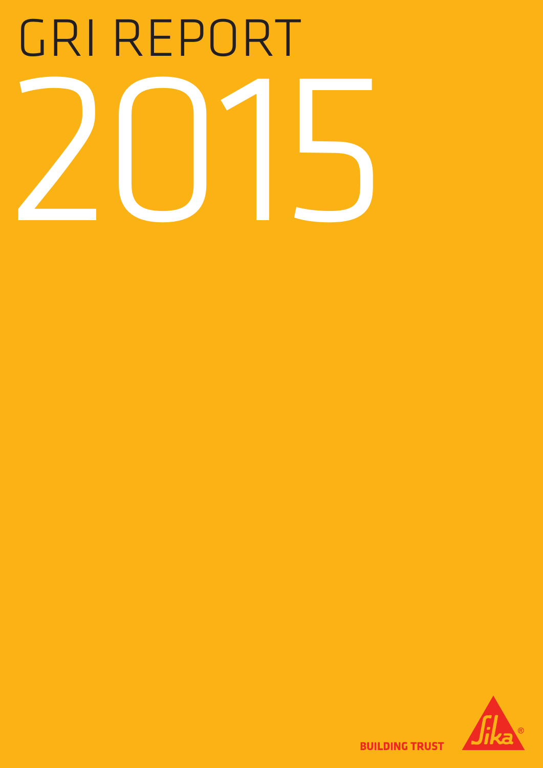# GRI REPORT 2015

BUILDING TRUST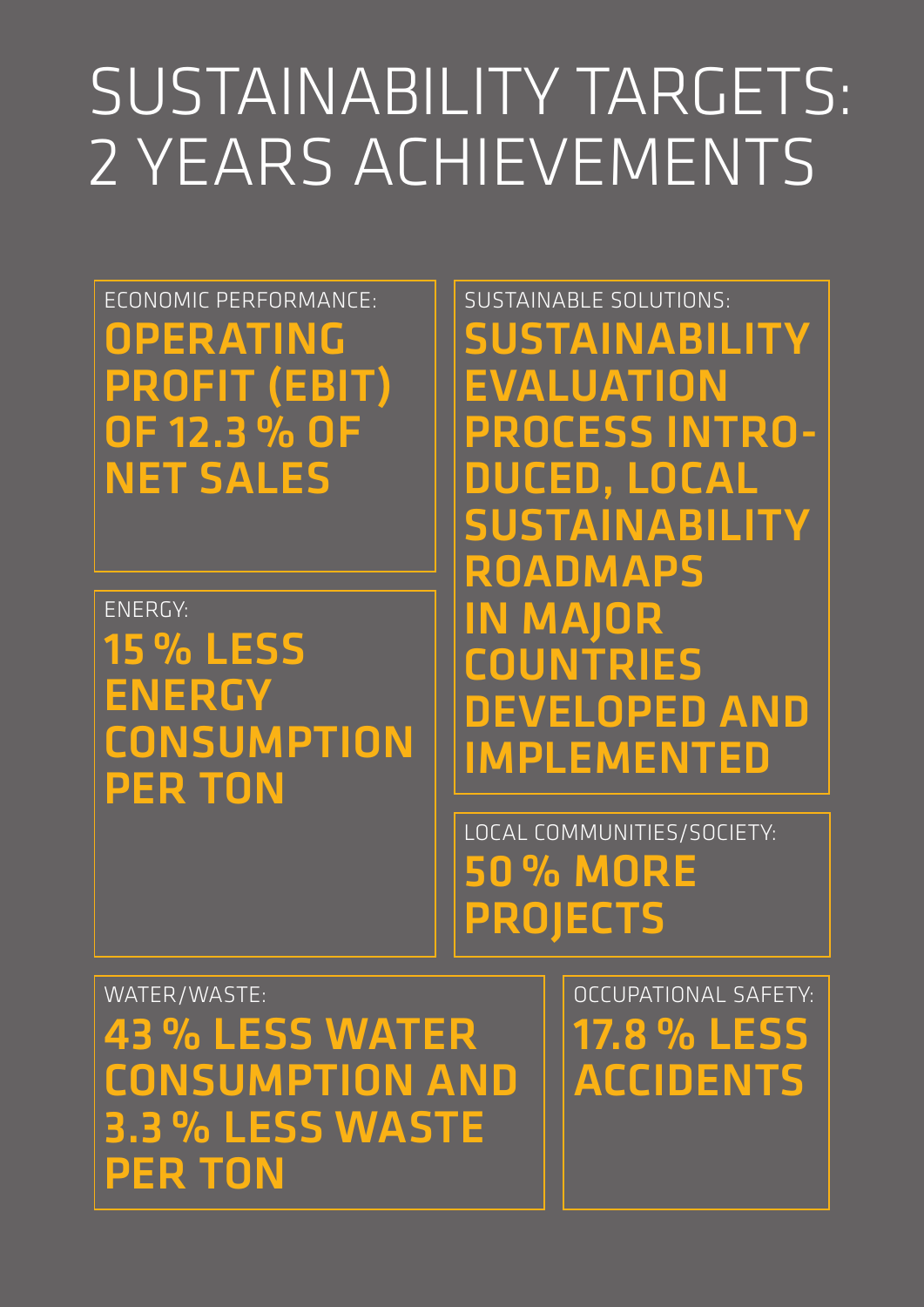# SUSTAINABILITY TARGETS: 2 YEARS ACHIEVEMENTS

ECONOMIC PERFORMANCE:
**OPERATING PROFIT (EBIT) OF 12.3 % OF NET SALES**

ENERGY:
**15 % LESS ENERGY CONSUMPTION PER TON**

SUSTAINABLE SOLUTIONS:
**SUSTAINABILITY EVALUATION PROCESS INTRODUCED, LOCAL SUSTAINABILITY ROADMAPS IN MAJOR COUNTRIES DEVELOPED AND IMPLEMENTED**

LOCAL COMMUNITIES/SOCIETY:
**50 % MORE PROJECTS**

WATER/WASTE:
**43 % LESS WATER CONSUMPTION AND 3.3 % LESS WASTE PER TON**

OCCUPATIONAL SAFETY:
**17.8 % LESS ACCIDENTS**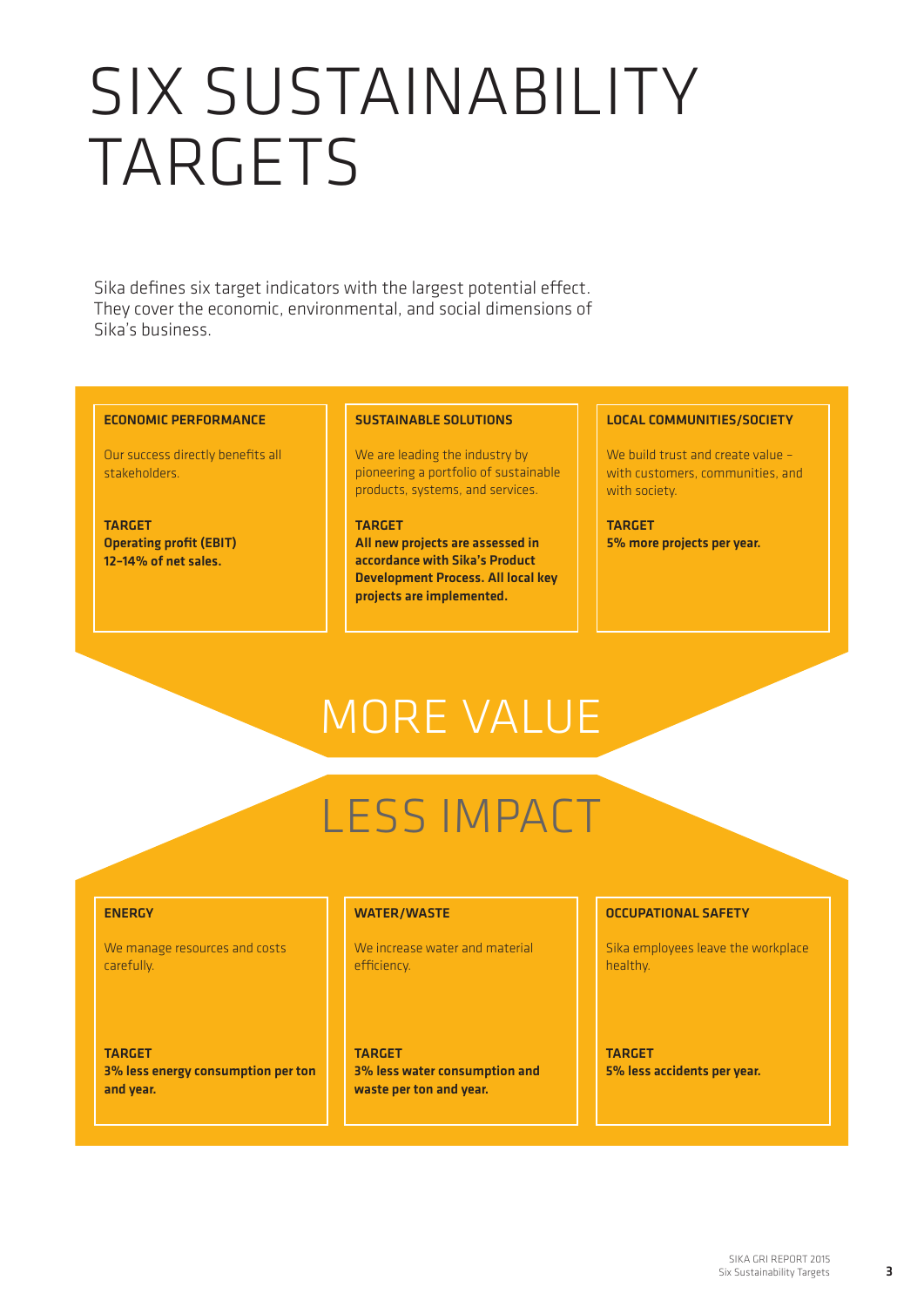# SIX SUSTAINABILITY TARGETS

Sika defines six target indicators with the largest potential effect. They cover the economic, environmental, and social dimensions of Sika's business.

### ECONOMIC PERFORMANCE

Our success directly benefits all stakeholders.

**TARGET**
**Operating profit (EBIT) 12–14% of net sales.**

### SUSTAINABLE SOLUTIONS

We are leading the industry by pioneering a portfolio of sustainable products, systems, and services.

**TARGET**
**All new projects are assessed in accordance with Sika's Product Development Process. All local key projects are implemented.**

### LOCAL COMMUNITIES/SOCIETY

We build trust and create value – with customers, communities, and with society.

**TARGET**
**5% more projects per year.**

## MORE VALUE

## LESS IMPACT

### ENERGY

We manage resources and costs carefully.

**TARGET**
**3% less energy consumption per ton and year.**

### WATER/WASTE

We increase water and material efficiency.

**TARGET**
**3% less water consumption and waste per ton and year.**

### OCCUPATIONAL SAFETY

Sika employees leave the workplace healthy.

**TARGET**
**5% less accidents per year.**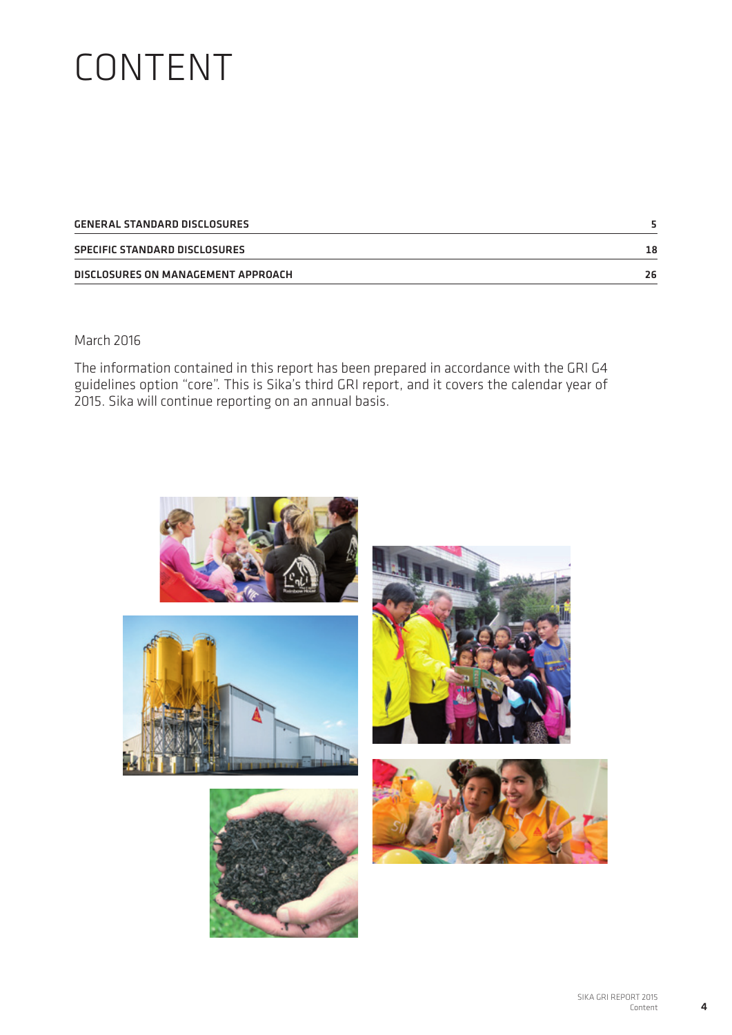# CONTENT

| | |
|---|---|
| **GENERAL STANDARD DISCLOSURES** | **5** |
| **SPECIFIC STANDARD DISCLOSURES** | **18** |
| **DISCLOSURES ON MANAGEMENT APPROACH** | **26** |

March 2016

The information contained in this report has been prepared in accordance with the GRI G4 guidelines option "core". This is Sika's third GRI report, and it covers the calendar year of 2015. Sika will continue reporting on an annual basis.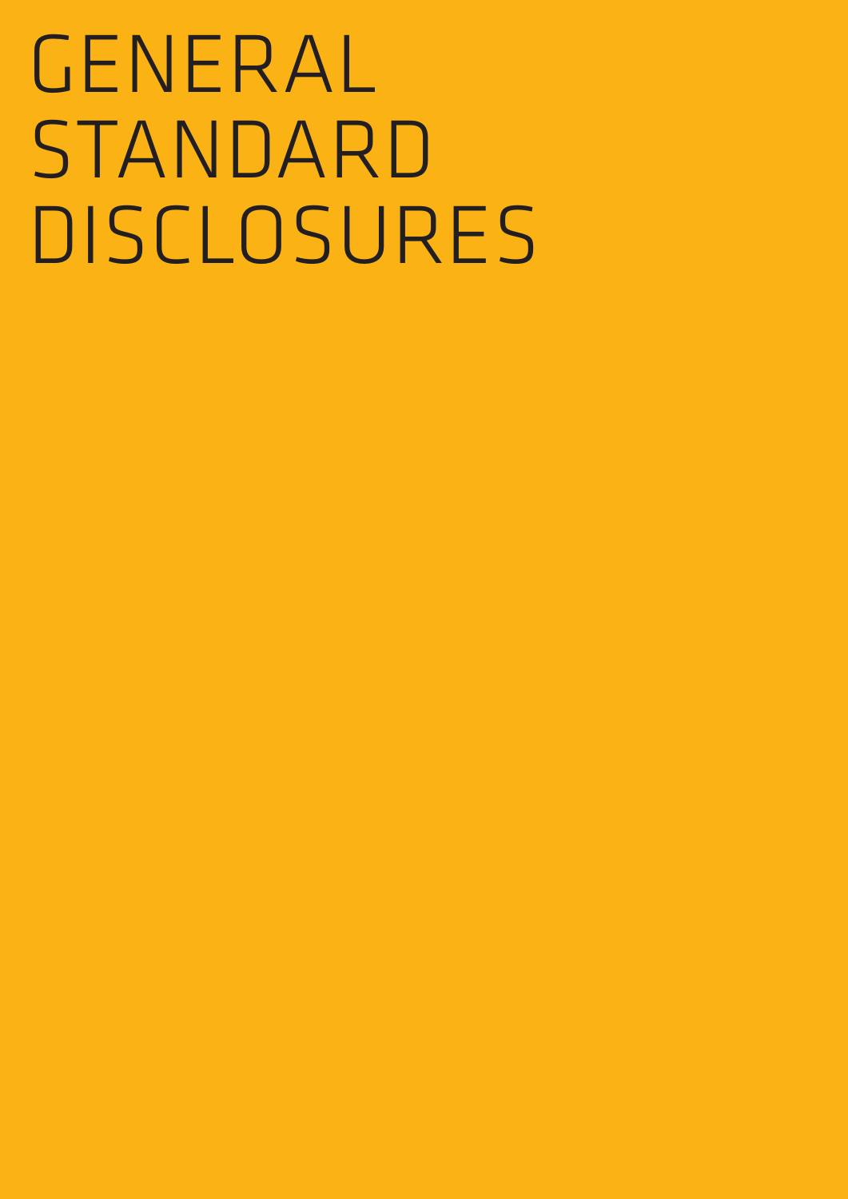# GENERAL STANDARD DISCLOSURES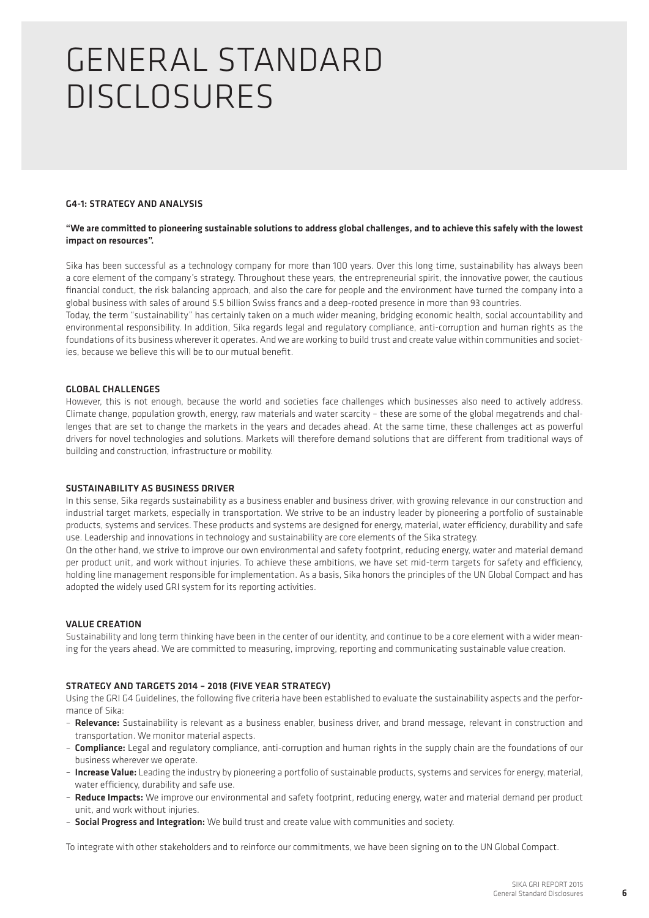# GENERAL STANDARD DISCLOSURES

## G4-1: STRATEGY AND ANALYSIS

**"We are committed to pioneering sustainable solutions to address global challenges, and to achieve this safely with the lowest impact on resources".**

Sika has been successful as a technology company for more than 100 years. Over this long time, sustainability has always been a core element of the company's strategy. Throughout these years, the entrepreneurial spirit, the innovative power, the cautious financial conduct, the risk balancing approach, and also the care for people and the environment have turned the company into a global business with sales of around 5.5 billion Swiss francs and a deep-rooted presence in more than 93 countries.
Today, the term "sustainability" has certainly taken on a much wider meaning, bridging economic health, social accountability and environmental responsibility. In addition, Sika regards legal and regulatory compliance, anti-corruption and human rights as the foundations of its business wherever it operates. And we are working to build trust and create value within communities and societies, because we believe this will be to our mutual benefit.

## GLOBAL CHALLENGES

However, this is not enough, because the world and societies face challenges which businesses also need to actively address. Climate change, population growth, energy, raw materials and water scarcity – these are some of the global megatrends and challenges that are set to change the markets in the years and decades ahead. At the same time, these challenges act as powerful drivers for novel technologies and solutions. Markets will therefore demand solutions that are different from traditional ways of building and construction, infrastructure or mobility.

## SUSTAINABILITY AS BUSINESS DRIVER

In this sense, Sika regards sustainability as a business enabler and business driver, with growing relevance in our construction and industrial target markets, especially in transportation. We strive to be an industry leader by pioneering a portfolio of sustainable products, systems and services. These products and systems are designed for energy, material, water efficiency, durability and safe use. Leadership and innovations in technology and sustainability are core elements of the Sika strategy.
On the other hand, we strive to improve our own environmental and safety footprint, reducing energy, water and material demand per product unit, and work without injuries. To achieve these ambitions, we have set mid-term targets for safety and efficiency, holding line management responsible for implementation. As a basis, Sika honors the principles of the UN Global Compact and has adopted the widely used GRI system for its reporting activities.

## VALUE CREATION

Sustainability and long term thinking have been in the center of our identity, and continue to be a core element with a wider meaning for the years ahead. We are committed to measuring, improving, reporting and communicating sustainable value creation.

## STRATEGY AND TARGETS 2014 – 2018 (FIVE YEAR STRATEGY)

Using the GRI G4 Guidelines, the following five criteria have been established to evaluate the sustainability aspects and the performance of Sika:

- **Relevance:** Sustainability is relevant as a business enabler, business driver, and brand message, relevant in construction and transportation. We monitor material aspects.
- **Compliance:** Legal and regulatory compliance, anti-corruption and human rights in the supply chain are the foundations of our business wherever we operate.
- **Increase Value:** Leading the industry by pioneering a portfolio of sustainable products, systems and services for energy, material, water efficiency, durability and safe use.
- **Reduce Impacts:** We improve our environmental and safety footprint, reducing energy, water and material demand per product unit, and work without injuries.
- **Social Progress and Integration:** We build trust and create value with communities and society.

To integrate with other stakeholders and to reinforce our commitments, we have been signing on to the UN Global Compact.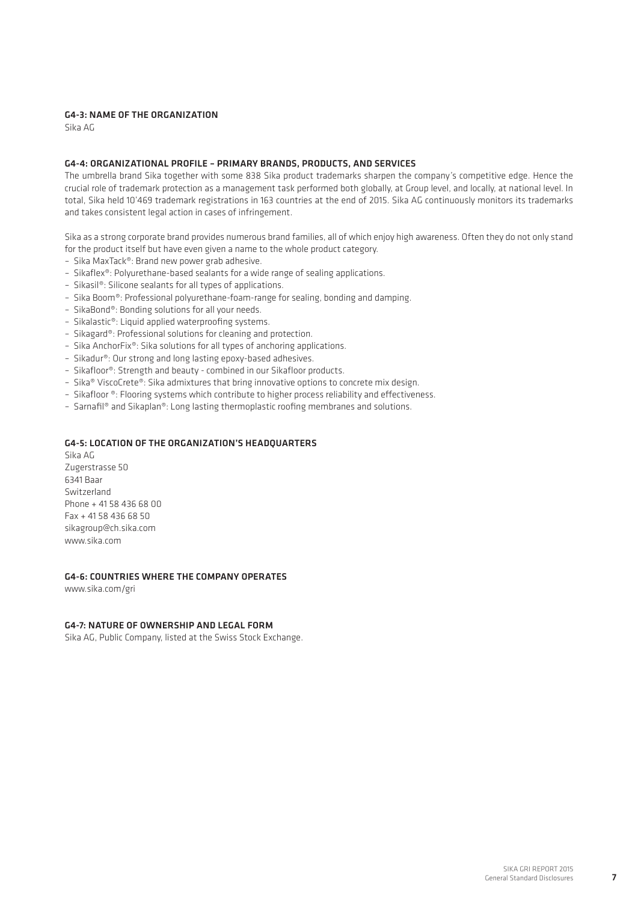## G4-3: NAME OF THE ORGANIZATION

Sika AG

## G4-4: ORGANIZATIONAL PROFILE – PRIMARY BRANDS, PRODUCTS, AND SERVICES

The umbrella brand Sika together with some 838 Sika product trademarks sharpen the company's competitive edge. Hence the crucial role of trademark protection as a management task performed both globally, at Group level, and locally, at national level. In total, Sika held 10'469 trademark registrations in 163 countries at the end of 2015. Sika AG continuously monitors its trademarks and takes consistent legal action in cases of infringement.

Sika as a strong corporate brand provides numerous brand families, all of which enjoy high awareness. Often they do not only stand for the product itself but have even given a name to the whole product category.

- Sika MaxTack®: Brand new power grab adhesive.
- Sikaflex®: Polyurethane-based sealants for a wide range of sealing applications.
- Sikasil®: Silicone sealants for all types of applications.
- Sika Boom®: Professional polyurethane-foam-range for sealing, bonding and damping.
- SikaBond®: Bonding solutions for all your needs.
- Sikalastic®: Liquid applied waterproofing systems.
- Sikagard®: Professional solutions for cleaning and protection.
- Sika AnchorFix®: Sika solutions for all types of anchoring applications.
- Sikadur®: Our strong and long lasting epoxy-based adhesives.
- Sikafloor®: Strength and beauty - combined in our Sikafloor products.
- Sika® ViscoCrete®: Sika admixtures that bring innovative options to concrete mix design.
- Sikafloor ®: Flooring systems which contribute to higher process reliability and effectiveness.
- Sarnafil® and Sikaplan®: Long lasting thermoplastic roofing membranes and solutions.

## G4-5: LOCATION OF THE ORGANIZATION'S HEADQUARTERS

Sika AG
Zugerstrasse 50
6341 Baar
Switzerland
Phone + 41 58 436 68 00
Fax + 41 58 436 68 50
sikagroup@ch.sika.com
www.sika.com

## G4-6: COUNTRIES WHERE THE COMPANY OPERATES

www.sika.com/gri

## G4-7: NATURE OF OWNERSHIP AND LEGAL FORM

Sika AG, Public Company, listed at the Swiss Stock Exchange.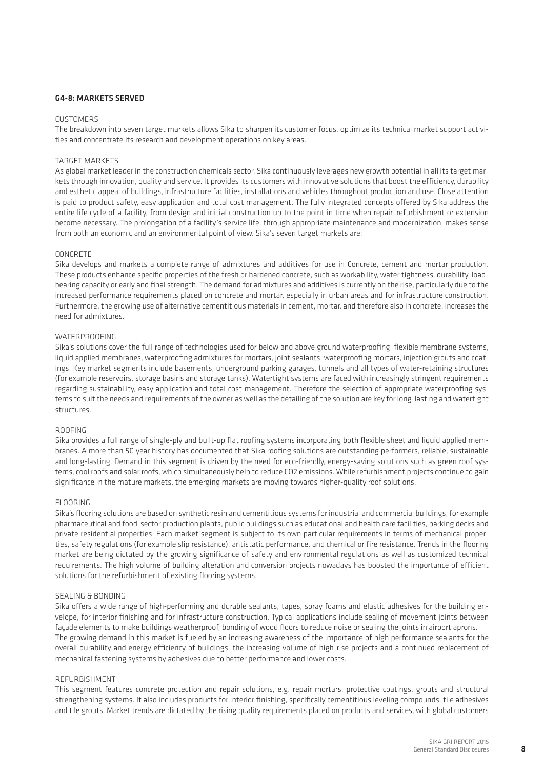## G4-8: MARKETS SERVED

### CUSTOMERS

The breakdown into seven target markets allows Sika to sharpen its customer focus, optimize its technical market support activities and concentrate its research and development operations on key areas.

### TARGET MARKETS

As global market leader in the construction chemicals sector, Sika continuously leverages new growth potential in all its target markets through innovation, quality and service. It provides its customers with innovative solutions that boost the efficiency, durability and esthetic appeal of buildings, infrastructure facilities, installations and vehicles throughout production and use. Close attention is paid to product safety, easy application and total cost management. The fully integrated concepts offered by Sika address the entire life cycle of a facility, from design and initial construction up to the point in time when repair, refurbishment or extension become necessary. The prolongation of a facility's service life, through appropriate maintenance and modernization, makes sense from both an economic and an environmental point of view. Sika's seven target markets are:

### CONCRETE

Sika develops and markets a complete range of admixtures and additives for use in Concrete, cement and mortar production. These products enhance specific properties of the fresh or hardened concrete, such as workability, water tightness, durability, load-bearing capacity or early and final strength. The demand for admixtures and additives is currently on the rise, particularly due to the increased performance requirements placed on concrete and mortar, especially in urban areas and for infrastructure construction. Furthermore, the growing use of alternative cementitious materials in cement, mortar, and therefore also in concrete, increases the need for admixtures.

### WATERPROOFING

Sika's solutions cover the full range of technologies used for below and above ground waterproofing: flexible membrane systems, liquid applied membranes, waterproofing admixtures for mortars, joint sealants, waterproofing mortars, injection grouts and coatings. Key market segments include basements, underground parking garages, tunnels and all types of water-retaining structures (for example reservoirs, storage basins and storage tanks). Watertight systems are faced with increasingly stringent requirements regarding sustainability, easy application and total cost management. Therefore the selection of appropriate waterproofing systems to suit the needs and requirements of the owner as well as the detailing of the solution are key for long-lasting and watertight structures.

### ROOFING

Sika provides a full range of single-ply and built-up flat roofing systems incorporating both flexible sheet and liquid applied membranes. A more than 50 year history has documented that Sika roofing solutions are outstanding performers, reliable, sustainable and long-lasting. Demand in this segment is driven by the need for eco-friendly, energy-saving solutions such as green roof systems, cool roofs and solar roofs, which simultaneously help to reduce $CO_2$ emissions. While refurbishment projects continue to gain significance in the mature markets, the emerging markets are moving towards higher-quality roof solutions.

### FLOORING

Sika's flooring solutions are based on synthetic resin and cementitious systems for industrial and commercial buildings, for example pharmaceutical and food-sector production plants, public buildings such as educational and health care facilities, parking decks and private residential properties. Each market segment is subject to its own particular requirements in terms of mechanical properties, safety regulations (for example slip resistance), antistatic performance, and chemical or fire resistance. Trends in the flooring market are being dictated by the growing significance of safety and environmental regulations as well as customized technical requirements. The high volume of building alteration and conversion projects nowadays has boosted the importance of efficient solutions for the refurbishment of existing flooring systems.

### SEALING & BONDING

Sika offers a wide range of high-performing and durable sealants, tapes, spray foams and elastic adhesives for the building envelope, for interior finishing and for infrastructure construction. Typical applications include sealing of movement joints between façade elements to make buildings weatherproof, bonding of wood floors to reduce noise or sealing the joints in airport aprons.
The growing demand in this market is fueled by an increasing awareness of the importance of high performance sealants for the overall durability and energy efficiency of buildings, the increasing volume of high-rise projects and a continued replacement of mechanical fastening systems by adhesives due to better performance and lower costs.

### REFURBISHMENT

This segment features concrete protection and repair solutions, e.g. repair mortars, protective coatings, grouts and structural strengthening systems. It also includes products for interior finishing, specifically cementitious leveling compounds, tile adhesives and tile grouts. Market trends are dictated by the rising quality requirements placed on products and services, with global customers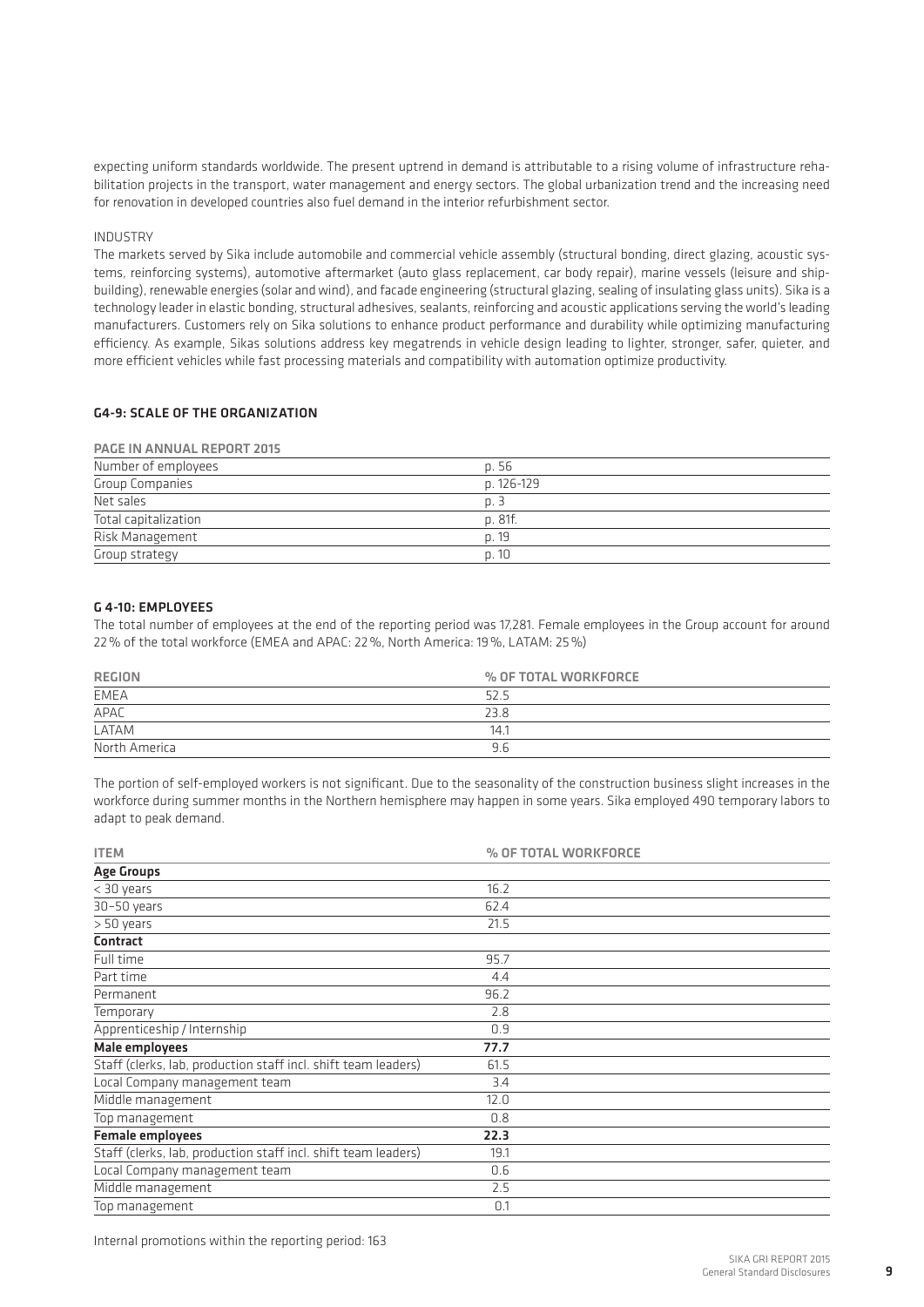expecting uniform standards worldwide. The present uptrend in demand is attributable to a rising volume of infrastructure rehabilitation projects in the transport, water management and energy sectors. The global urbanization trend and the increasing need for renovation in developed countries also fuel demand in the interior refurbishment sector.

INDUSTRY

The markets served by Sika include automobile and commercial vehicle assembly (structural bonding, direct glazing, acoustic systems, reinforcing systems), automotive aftermarket (auto glass replacement, car body repair), marine vessels (leisure and shipbuilding), renewable energies (solar and wind), and facade engineering (structural glazing, sealing of insulating glass units). Sika is a technology leader in elastic bonding, structural adhesives, sealants, reinforcing and acoustic applications serving the world's leading manufacturers. Customers rely on Sika solutions to enhance product performance and durability while optimizing manufacturing efficiency. As example, Sikas solutions address key megatrends in vehicle design leading to lighter, stronger, safer, quieter, and more efficient vehicles while fast processing materials and compatibility with automation optimize productivity.

## G4-9: SCALE OF THE ORGANIZATION

| PAGE IN ANNUAL REPORT 2015 | |
|---|---|
| Number of employees | p. 56 |
| Group Companies | p. 126-129 |
| Net sales | p. 3 |
| Total capitalization | p. 81f. |
| Risk Management | p. 19 |
| Group strategy | p. 10 |

## G 4-10: EMPLOYEES

The total number of employees at the end of the reporting period was 17,281. Female employees in the Group account for around 22% of the total workforce (EMEA and APAC: 22%, North America: 19%, LATAM: 25%)

| REGION | % OF TOTAL WORKFORCE |
|---|---|
| EMEA | 52.5 |
| APAC | 23.8 |
| LATAM | 14.1 |
| North America | 9.6 |

The portion of self-employed workers is not significant. Due to the seasonality of the construction business slight increases in the workforce during summer months in the Northern hemisphere may happen in some years. Sika employed 490 temporary labors to adapt to peak demand.

| ITEM | % OF TOTAL WORKFORCE |
|---|---|
| **Age Groups** | |
| < 30 years | 16.2 |
| 30–50 years | 62.4 |
| > 50 years | 21.5 |
| **Contract** | |
| Full time | 95.7 |
| Part time | 4.4 |
| Permanent | 96.2 |
| Temporary | 2.8 |
| Apprenticeship / Internship | 0.9 |
| **Male employees** | **77.7** |
| Staff (clerks, lab, production staff incl. shift team leaders) | 61.5 |
| Local Company management team | 3.4 |
| Middle management | 12.0 |
| Top management | 0.8 |
| **Female employees** | **22.3** |
| Staff (clerks, lab, production staff incl. shift team leaders) | 19.1 |
| Local Company management team | 0.6 |
| Middle management | 2.5 |
| Top management | 0.1 |

Internal promotions within the reporting period: 163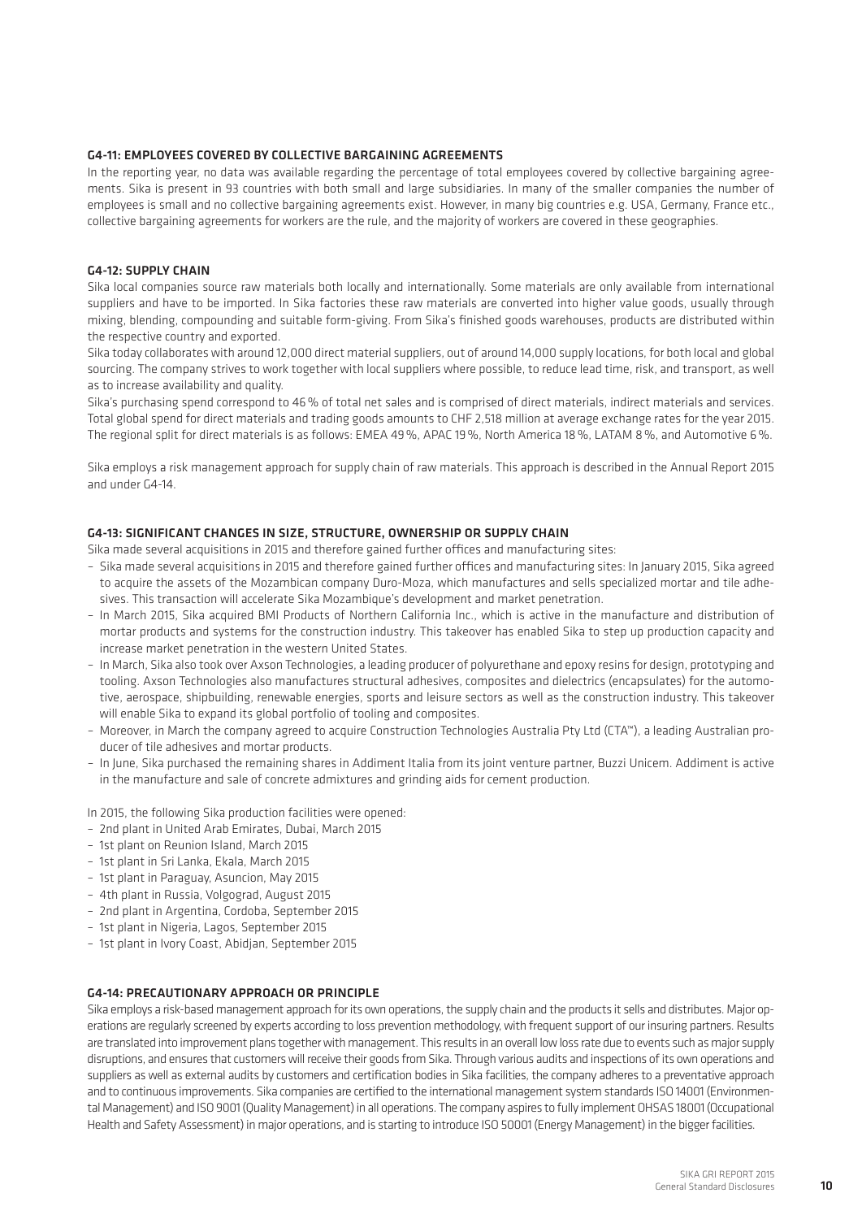### G4-11: EMPLOYEES COVERED BY COLLECTIVE BARGAINING AGREEMENTS

In the reporting year, no data was available regarding the percentage of total employees covered by collective bargaining agreements. Sika is present in 93 countries with both small and large subsidiaries. In many of the smaller companies the number of employees is small and no collective bargaining agreements exist. However, in many big countries e.g. USA, Germany, France etc., collective bargaining agreements for workers are the rule, and the majority of workers are covered in these geographies.

### G4-12: SUPPLY CHAIN

Sika local companies source raw materials both locally and internationally. Some materials are only available from international suppliers and have to be imported. In Sika factories these raw materials are converted into higher value goods, usually through mixing, blending, compounding and suitable form-giving. From Sika's finished goods warehouses, products are distributed within the respective country and exported.

Sika today collaborates with around 12,000 direct material suppliers, out of around 14,000 supply locations, for both local and global sourcing. The company strives to work together with local suppliers where possible, to reduce lead time, risk, and transport, as well as to increase availability and quality.

Sika's purchasing spend correspond to 46 % of total net sales and is comprised of direct materials, indirect materials and services. Total global spend for direct materials and trading goods amounts to CHF 2,518 million at average exchange rates for the year 2015. The regional split for direct materials is as follows: EMEA 49 %, APAC 19 %, North America 18 %, LATAM 8 %, and Automotive 6 %.

Sika employs a risk management approach for supply chain of raw materials. This approach is described in the Annual Report 2015 and under G4-14.

### G4-13: SIGNIFICANT CHANGES IN SIZE, STRUCTURE, OWNERSHIP OR SUPPLY CHAIN

Sika made several acquisitions in 2015 and therefore gained further offices and manufacturing sites:

- Sika made several acquisitions in 2015 and therefore gained further offices and manufacturing sites: In January 2015, Sika agreed to acquire the assets of the Mozambican company Duro-Moza, which manufactures and sells specialized mortar and tile adhesives. This transaction will accelerate Sika Mozambique's development and market penetration.
- In March 2015, Sika acquired BMI Products of Northern California Inc., which is active in the manufacture and distribution of mortar products and systems for the construction industry. This takeover has enabled Sika to step up production capacity and increase market penetration in the western United States.
- In March, Sika also took over Axson Technologies, a leading producer of polyurethane and epoxy resins for design, prototyping and tooling. Axson Technologies also manufactures structural adhesives, composites and dielectrics (encapsulates) for the automotive, aerospace, shipbuilding, renewable energies, sports and leisure sectors as well as the construction industry. This takeover will enable Sika to expand its global portfolio of tooling and composites.
- Moreover, in March the company agreed to acquire Construction Technologies Australia Pty Ltd (CTA™), a leading Australian producer of tile adhesives and mortar products.
- In June, Sika purchased the remaining shares in Addiment Italia from its joint venture partner, Buzzi Unicem. Addiment is active in the manufacture and sale of concrete admixtures and grinding aids for cement production.

In 2015, the following Sika production facilities were opened:

- 2nd plant in United Arab Emirates, Dubai, March 2015
- 1st plant on Reunion Island, March 2015
- 1st plant in Sri Lanka, Ekala, March 2015
- 1st plant in Paraguay, Asuncion, May 2015
- 4th plant in Russia, Volgograd, August 2015
- 2nd plant in Argentina, Cordoba, September 2015
- 1st plant in Nigeria, Lagos, September 2015
- 1st plant in Ivory Coast, Abidjan, September 2015

### G4-14: PRECAUTIONARY APPROACH OR PRINCIPLE

Sika employs a risk-based management approach for its own operations, the supply chain and the products it sells and distributes. Major operations are regularly screened by experts according to loss prevention methodology, with frequent support of our insuring partners. Results are translated into improvement plans together with management. This results in an overall low loss rate due to events such as major supply disruptions, and ensures that customers will receive their goods from Sika. Through various audits and inspections of its own operations and suppliers as well as external audits by customers and certification bodies in Sika facilities, the company adheres to a preventative approach and to continuous improvements. Sika companies are certified to the international management system standards ISO 14001 (Environmental Management) and ISO 9001 (Quality Management) in all operations. The company aspires to fully implement OHSAS 18001 (Occupational Health and Safety Assessment) in major operations, and is starting to introduce ISO 50001 (Energy Management) in the bigger facilities.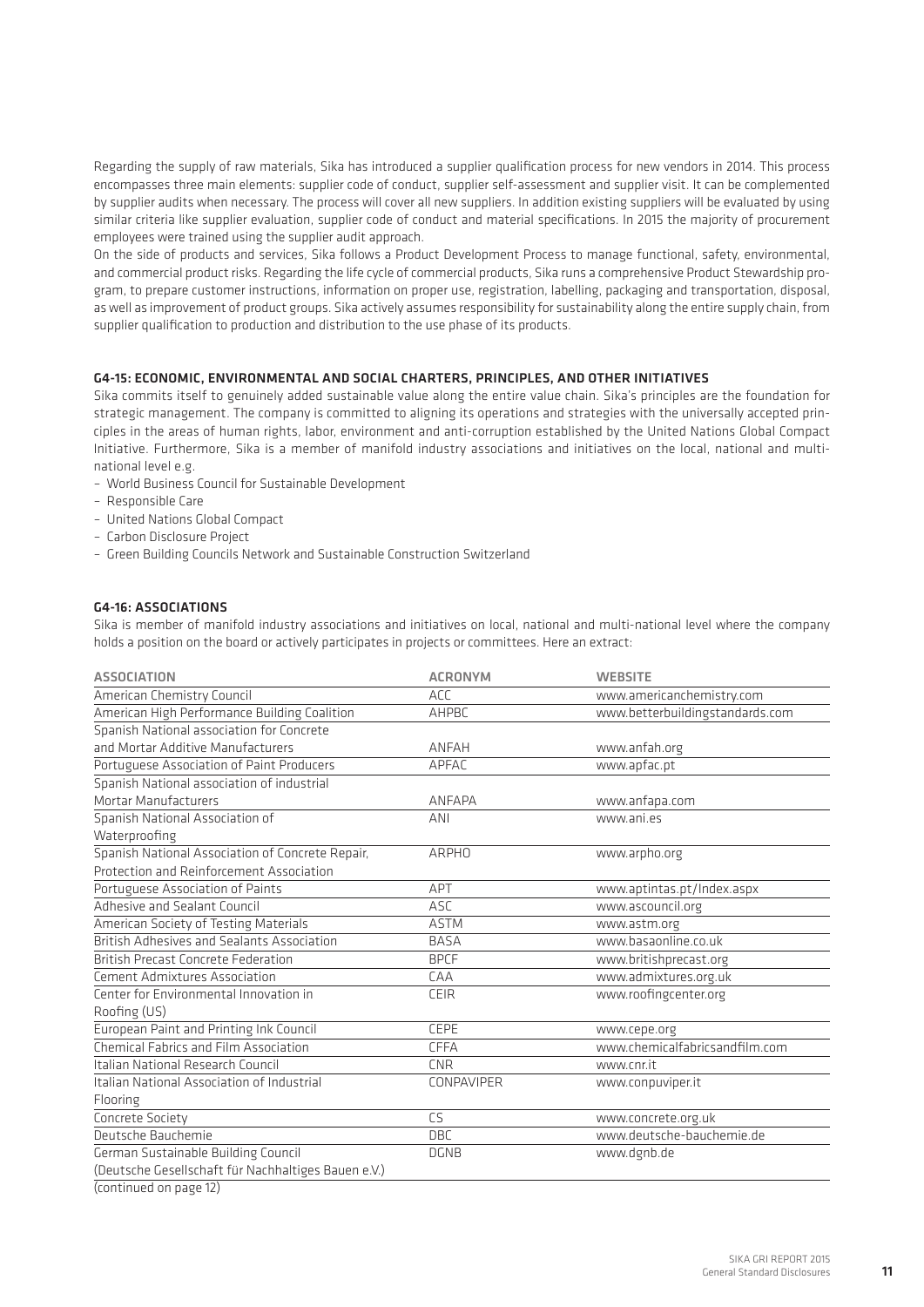Regarding the supply of raw materials, Sika has introduced a supplier qualification process for new vendors in 2014. This process encompasses three main elements: supplier code of conduct, supplier self-assessment and supplier visit. It can be complemented by supplier audits when necessary. The process will cover all new suppliers. In addition existing suppliers will be evaluated by using similar criteria like supplier evaluation, supplier code of conduct and material specifications. In 2015 the majority of procurement employees were trained using the supplier audit approach.

On the side of products and services, Sika follows a Product Development Process to manage functional, safety, environmental, and commercial product risks. Regarding the life cycle of commercial products, Sika runs a comprehensive Product Stewardship program, to prepare customer instructions, information on proper use, registration, labelling, packaging and transportation, disposal, as well as improvement of product groups. Sika actively assumes responsibility for sustainability along the entire supply chain, from supplier qualification to production and distribution to the use phase of its products.

## G4-15: ECONOMIC, ENVIRONMENTAL AND SOCIAL CHARTERS, PRINCIPLES, AND OTHER INITIATIVES

Sika commits itself to genuinely added sustainable value along the entire value chain. Sika's principles are the foundation for strategic management. The company is committed to aligning its operations and strategies with the universally accepted principles in the areas of human rights, labor, environment and anti-corruption established by the United Nations Global Compact Initiative. Furthermore, Sika is a member of manifold industry associations and initiatives on the local, national and multinational level e.g.

- World Business Council for Sustainable Development
- Responsible Care
- United Nations Global Compact
- Carbon Disclosure Project
- Green Building Councils Network and Sustainable Construction Switzerland

## G4-16: ASSOCIATIONS

Sika is member of manifold industry associations and initiatives on local, national and multi-national level where the company holds a position on the board or actively participates in projects or committees. Here an extract:

| ASSOCIATION | ACRONYM | WEBSITE |
|---|---|---|
| American Chemistry Council | ACC | www.americanchemistry.com |
| American High Performance Building Coalition | AHPBC | www.betterbuildingstandards.com |
| Spanish National association for Concrete and Mortar Additive Manufacturers | ANFAH | www.anfah.org |
| Portuguese Association of Paint Producers | APFAC | www.apfac.pt |
| Spanish National association of industrial Mortar Manufacturers | ANFAPA | www.anfapa.com |
| Spanish National Association of Waterproofing | ANI | www.ani.es |
| Spanish National Association of Concrete Repair, Protection and Reinforcement Association | ARPHO | www.arpho.org |
| Portuguese Association of Paints | APT | www.aptintas.pt/Index.aspx |
| Adhesive and Sealant Council | ASC | www.ascouncil.org |
| American Society of Testing Materials | ASTM | www.astm.org |
| British Adhesives and Sealants Association | BASA | www.basaonline.co.uk |
| British Precast Concrete Federation | BPCF | www.britishprecast.org |
| Cement Admixtures Association | CAA | www.admixtures.org.uk |
| Center for Environmental Innovation in Roofing (US) | CEIR | www.roofingcenter.org |
| European Paint and Printing Ink Council | CEPE | www.cepe.org |
| Chemical Fabrics and Film Association | CFFA | www.chemicalfabricsandfilm.com |
| Italian National Research Council | CNR | www.cnr.it |
| Italian National Association of Industrial Flooring | CONPAVIPER | www.conpuviper.it |
| Concrete Society | CS | www.concrete.org.uk |
| Deutsche Bauchemie | DBC | www.deutsche-bauchemie.de |
| German Sustainable Building Council (Deutsche Gesellschaft für Nachhaltiges Bauen e.V.) | DGNB | www.dgnb.de |

(continued on page 12)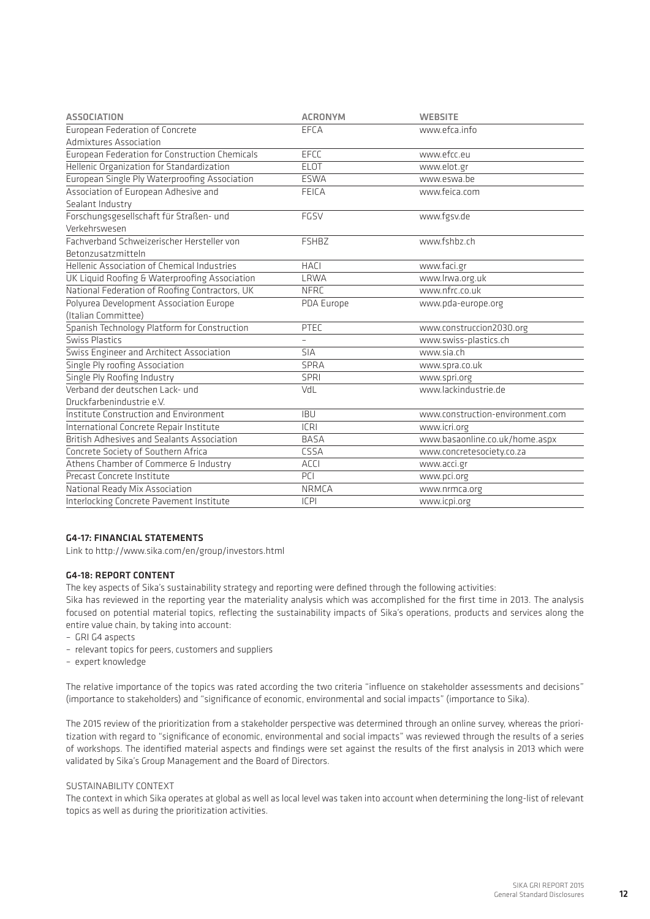| ASSOCIATION | ACRONYM | WEBSITE |
|---|---|---|
| European Federation of Concrete Admixtures Association | EFCA | www.efca.info |
| European Federation for Construction Chemicals | EFCC | www.efcc.eu |
| Hellenic Organization for Standardization | ELOT | www.elot.gr |
| European Single Ply Waterproofing Association | ESWA | www.eswa.be |
| Association of European Adhesive and Sealant Industry | FEICA | www.feica.com |
| Forschungsgesellschaft für Straßen- und Verkehrswesen | FGSV | www.fgsv.de |
| Fachverband Schweizerischer Hersteller von Betonzusatzmitteln | FSHBZ | www.fshbz.ch |
| Hellenic Association of Chemical Industries | HACI | www.faci.gr |
| UK Liquid Roofing & Waterproofing Association | LRWA | www.lrwa.org.uk |
| National Federation of Roofing Contractors, UK | NFRC | www.nfrc.co.uk |
| Polyurea Development Association Europe (Italian Committee) | PDA Europe | www.pda-europe.org |
| Spanish Technology Platform for Construction | PTEC | www.construccion2030.org |
| Swiss Plastics | – | www.swiss-plastics.ch |
| Swiss Engineer and Architect Association | SIA | www.sia.ch |
| Single Ply roofing Association | SPRA | www.spra.co.uk |
| Single Ply Roofing Industry | SPRI | www.spri.org |
| Verband der deutschen Lack- und Druckfarbenindustrie e.V. | VdL | www.lackindustrie.de |
| Institute Construction and Environment | IBU | www.construction-environment.com |
| International Concrete Repair Institute | ICRI | www.icri.org |
| British Adhesives and Sealants Association | BASA | www.basaonline.co.uk/home.aspx |
| Concrete Society of Southern Africa | CSSA | www.concretesociety.co.za |
| Athens Chamber of Commerce & Industry | ACCI | www.acci.gr |
| Precast Concrete Institute | PCI | www.pci.org |
| National Ready Mix Association | NRMCA | www.nrmca.org |
| Interlocking Concrete Pavement Institute | ICPI | www.icpi.org |

### G4-17: FINANCIAL STATEMENTS

Link to http://www.sika.com/en/group/investors.html

### G4-18: REPORT CONTENT

The key aspects of Sika's sustainability strategy and reporting were defined through the following activities:
Sika has reviewed in the reporting year the materiality analysis which was accomplished for the first time in 2013. The analysis focused on potential material topics, reflecting the sustainability impacts of Sika's operations, products and services along the entire value chain, by taking into account:

- GRI G4 aspects
- relevant topics for peers, customers and suppliers
- expert knowledge

The relative importance of the topics was rated according the two criteria "influence on stakeholder assessments and decisions" (importance to stakeholders) and "significance of economic, environmental and social impacts" (importance to Sika).

The 2015 review of the prioritization from a stakeholder perspective was determined through an online survey, whereas the prioritization with regard to "significance of economic, environmental and social impacts" was reviewed through the results of a series of workshops. The identified material aspects and findings were set against the results of the first analysis in 2013 which were validated by Sika's Group Management and the Board of Directors.

#### SUSTAINABILITY CONTEXT

The context in which Sika operates at global as well as local level was taken into account when determining the long-list of relevant topics as well as during the prioritization activities.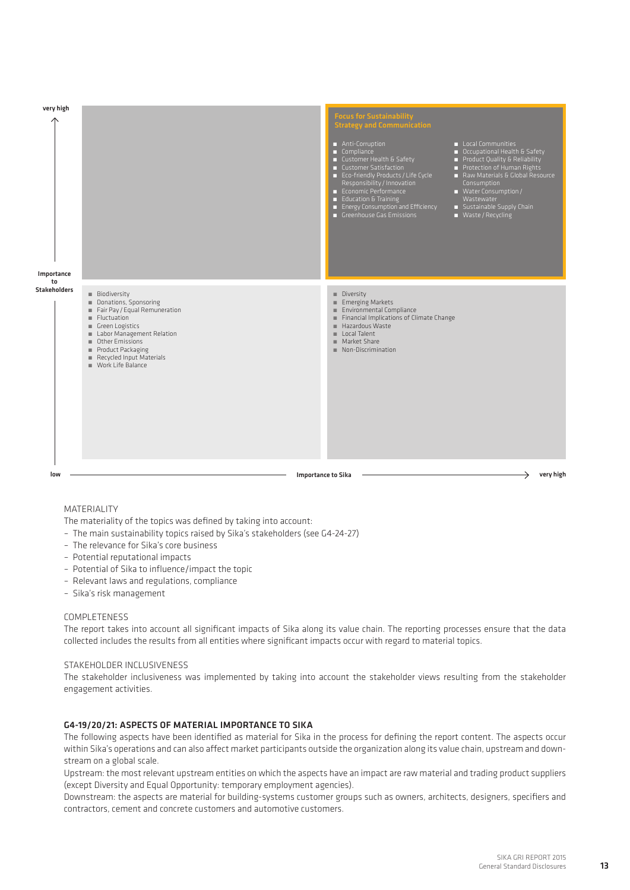**Materiality matrix** (Importance to Stakeholders: low → very high; Importance to Sika: low → very high)

| | Lower importance to Sika | Very high importance to Sika |
|---|---|---|
| **Very high importance to stakeholders** | | **Focus for Sustainability Strategy and Communication**<br>- Anti-Corruption<br>- Compliance<br>- Customer Health & Safety<br>- Customer Satisfaction<br>- Eco-friendly Products / Life Cycle Responsibility / Innovation<br>- Economic Performance<br>- Education & Training<br>- Energy Consumption and Efficiency<br>- Greenhouse Gas Emissions<br>- Local Communities<br>- Occupational Health & Safety<br>- Product Quality & Reliability<br>- Protection of Human Rights<br>- Raw Materials & Global Resource Consumption<br>- Water Consumption / Wastewater<br>- Sustainable Supply Chain<br>- Waste / Recycling |
| **Lower importance to stakeholders** | - Biodiversity<br>- Donations, Sponsoring<br>- Fair Pay / Equal Remuneration<br>- Fluctuation<br>- Green Logistics<br>- Labor Management Relation<br>- Other Emissions<br>- Product Packaging<br>- Recycled Input Materials<br>- Work Life Balance | - Diversity<br>- Emerging Markets<br>- Environmental Compliance<br>- Financial Implications of Climate Change<br>- Hazardous Waste<br>- Local Talent<br>- Market Share<br>- Non-Discrimination |

### MATERIALITY

The materiality of the topics was defined by taking into account:

- The main sustainability topics raised by Sika's stakeholders (see G4-24-27)
- The relevance for Sika's core business
- Potential reputational impacts
- Potential of Sika to influence/impact the topic
- Relevant laws and regulations, compliance
- Sika's risk management

### COMPLETENESS

The report takes into account all significant impacts of Sika along its value chain. The reporting processes ensure that the data collected includes the results from all entities where significant impacts occur with regard to material topics.

### STAKEHOLDER INCLUSIVENESS

The stakeholder inclusiveness was implemented by taking into account the stakeholder views resulting from the stakeholder engagement activities.

## G4-19/20/21: ASPECTS OF MATERIAL IMPORTANCE TO SIKA

The following aspects have been identified as material for Sika in the process for defining the report content. The aspects occur within Sika's operations and can also affect market participants outside the organization along its value chain, upstream and downstream on a global scale.

Upstream: the most relevant upstream entities on which the aspects have an impact are raw material and trading product suppliers (except Diversity and Equal Opportunity: temporary employment agencies).

Downstream: the aspects are material for building-systems customer groups such as owners, architects, designers, specifiers and contractors, cement and concrete customers and automotive customers.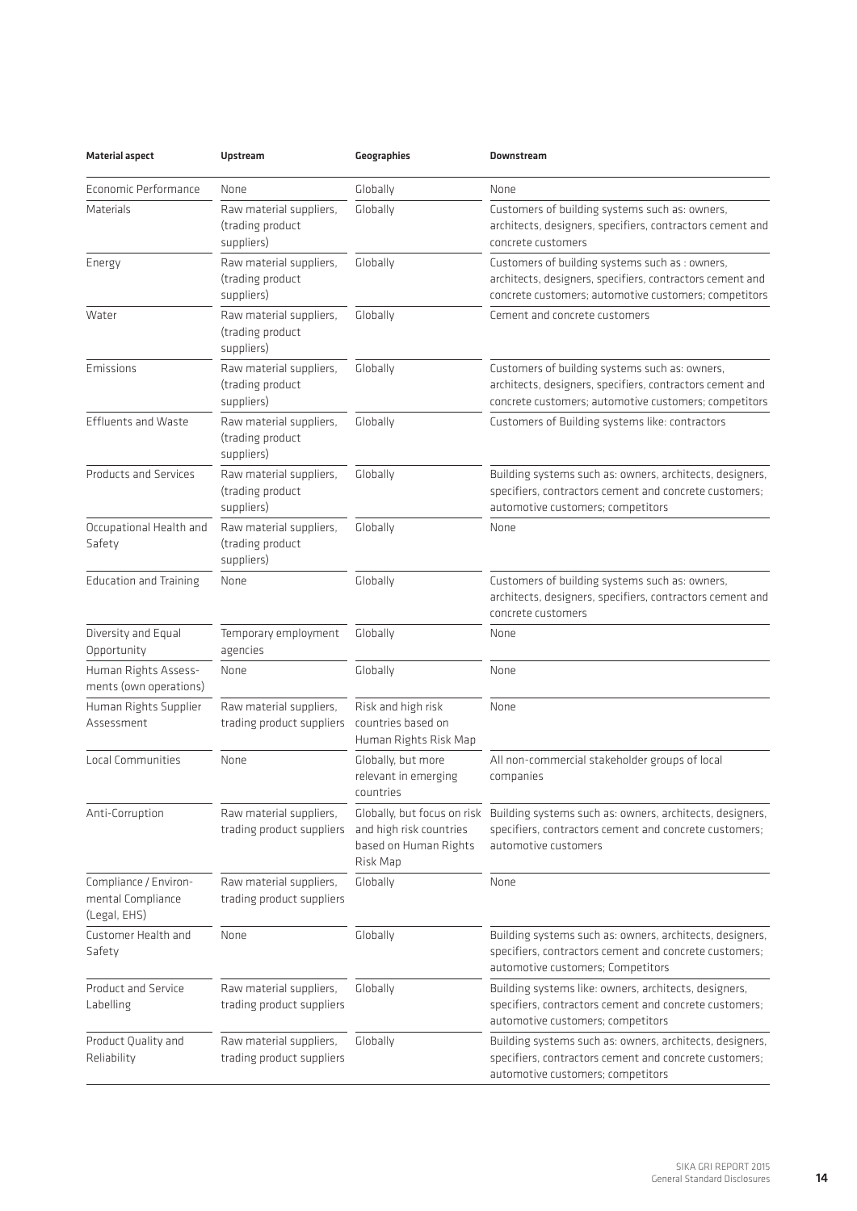| Material aspect | Upstream | Geographies | Downstream |
|---|---|---|---|
| Economic Performance | None | Globally | None |
| Materials | Raw material suppliers, (trading product suppliers) | Globally | Customers of building systems such as: owners, architects, designers, specifiers, contractors cement and concrete customers |
| Energy | Raw material suppliers, (trading product suppliers) | Globally | Customers of building systems such as : owners, architects, designers, specifiers, contractors cement and concrete customers; automotive customers; competitors |
| Water | Raw material suppliers, (trading product suppliers) | Globally | Cement and concrete customers |
| Emissions | Raw material suppliers, (trading product suppliers) | Globally | Customers of building systems such as: owners, architects, designers, specifiers, contractors cement and concrete customers; automotive customers; competitors |
| Effluents and Waste | Raw material suppliers, (trading product suppliers) | Globally | Customers of Building systems like: contractors |
| Products and Services | Raw material suppliers, (trading product suppliers) | Globally | Building systems such as: owners, architects, designers, specifiers, contractors cement and concrete customers; automotive customers; competitors |
| Occupational Health and Safety | Raw material suppliers, (trading product suppliers) | Globally | None |
| Education and Training | None | Globally | Customers of building systems such as: owners, architects, designers, specifiers, contractors cement and concrete customers |
| Diversity and Equal Opportunity | Temporary employment agencies | Globally | None |
| Human Rights Assessments (own operations) | None | Globally | None |
| Human Rights Supplier Assessment | Raw material suppliers, trading product suppliers | Risk and high risk countries based on Human Rights Risk Map | None |
| Local Communities | None | Globally, but more relevant in emerging countries | All non-commercial stakeholder groups of local companies |
| Anti-Corruption | Raw material suppliers, trading product suppliers | Globally, but focus on risk and high risk countries based on Human Rights Risk Map | Building systems such as: owners, architects, designers, specifiers, contractors cement and concrete customers; automotive customers |
| Compliance / Environmental Compliance (Legal, EHS) | Raw material suppliers, trading product suppliers | Globally | None |
| Customer Health and Safety | None | Globally | Building systems such as: owners, architects, designers, specifiers, contractors cement and concrete customers; automotive customers; Competitors |
| Product and Service Labelling | Raw material suppliers, trading product suppliers | Globally | Building systems like: owners, architects, designers, specifiers, contractors cement and concrete customers; automotive customers; competitors |
| Product Quality and Reliability | Raw material suppliers, trading product suppliers | Globally | Building systems such as: owners, architects, designers, specifiers, contractors cement and concrete customers; automotive customers; competitors |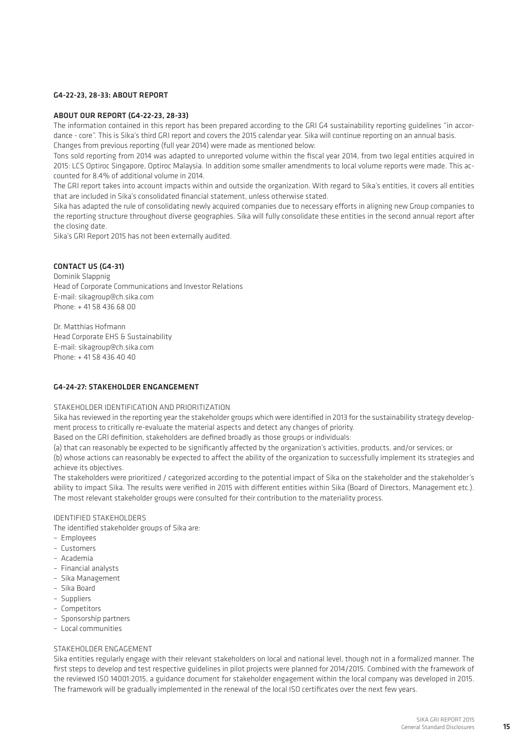## G4-22-23, 28-33: ABOUT REPORT

### ABOUT OUR REPORT (G4-22-23, 28-33)

The information contained in this report has been prepared according to the GRI G4 sustainability reporting guidelines "in accordance - core". This is Sika's third GRI report and covers the 2015 calendar year. Sika will continue reporting on an annual basis.
Changes from previous reporting (full year 2014) were made as mentioned below:
Tons sold reporting from 2014 was adapted to unreported volume within the fiscal year 2014, from two legal entities acquired in 2015: LCS Optiroc Singapore, Optiroc Malaysia. In addition some smaller amendments to local volume reports were made. This accounted for 8.4% of additional volume in 2014.
The GRI report takes into account impacts within and outside the organization. With regard to Sika's entities, it covers all entities that are included in Sika's consolidated financial statement, unless otherwise stated.
Sika has adapted the rule of consolidating newly acquired companies due to necessary efforts in aligning new Group companies to the reporting structure throughout diverse geographies. Sika will fully consolidate these entities in the second annual report after the closing date.
Sika's GRI Report 2015 has not been externally audited.

### CONTACT US (G4-31)

Dominik Slappnig
Head of Corporate Communications and Investor Relations
E-mail: sikagroup@ch.sika.com
Phone: + 41 58 436 68 00

Dr. Matthias Hofmann
Head Corporate EHS & Sustainability
E-mail: sikagroup@ch.sika.com
Phone: + 41 58 436 40 40

## G4-24-27: STAKEHOLDER ENGANGEMENT

#### STAKEHOLDER IDENTIFICATION AND PRIORITIZATION

Sika has reviewed in the reporting year the stakeholder groups which were identified in 2013 for the sustainability strategy development process to critically re-evaluate the material aspects and detect any changes of priority.
Based on the GRI definition, stakeholders are defined broadly as those groups or individuals:
(a) that can reasonably be expected to be significantly affected by the organization's activities, products, and/or services; or
(b) whose actions can reasonably be expected to affect the ability of the organization to successfully implement its strategies and achieve its objectives.
The stakeholders were prioritized / categorized according to the potential impact of Sika on the stakeholder and the stakeholder's ability to impact Sika. The results were verified in 2015 with different entities within Sika (Board of Directors, Management etc.). The most relevant stakeholder groups were consulted for their contribution to the materiality process.

#### IDENTIFIED STAKEHOLDERS

The identified stakeholder groups of Sika are:

- Employees
- Customers
- Academia
- Financial analysts
- Sika Management
- Sika Board
- Suppliers
- Competitors
- Sponsorship partners
- Local communities

#### STAKEHOLDER ENGAGEMENT

Sika entities regularly engage with their relevant stakeholders on local and national level, though not in a formalized manner. The first steps to develop and test respective guidelines in pilot projects were planned for 2014/2015. Combined with the framework of the reviewed ISO 14001:2015, a guidance document for stakeholder engagement within the local company was developed in 2015. The framework will be gradually implemented in the renewal of the local ISO certificates over the next few years.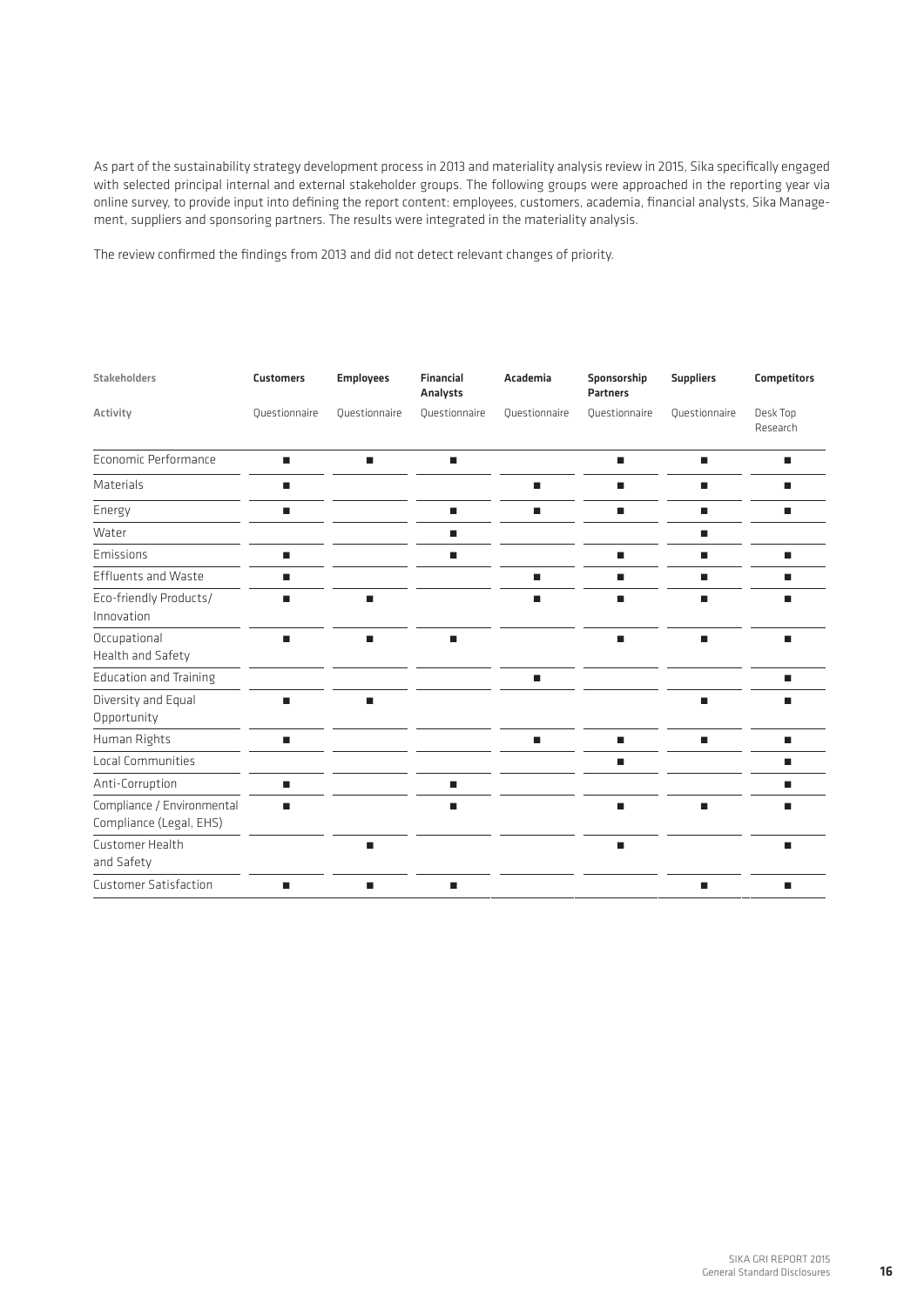As part of the sustainability strategy development process in 2013 and materiality analysis review in 2015, Sika specifically engaged with selected principal internal and external stakeholder groups. The following groups were approached in the reporting year via online survey, to provide input into defining the report content: employees, customers, academia, financial analysts, Sika Management, suppliers and sponsoring partners. The results were integrated in the materiality analysis.

The review confirmed the findings from 2013 and did not detect relevant changes of priority.

| Stakeholders | Customers | Employees | Financial Analysts | Academia | Sponsorship Partners | Suppliers | Competitors |
|---|---|---|---|---|---|---|---|
| Activity | Questionnaire | Questionnaire | Questionnaire | Questionnaire | Questionnaire | Questionnaire | Desk Top Research |
| Economic Performance | ■ | ■ | ■ | | ■ | ■ | ■ |
| Materials | ■ | | | ■ | ■ | ■ | ■ |
| Energy | ■ | | ■ | ■ | ■ | ■ | ■ |
| Water | | | ■ | | | ■ | |
| Emissions | ■ | | ■ | | ■ | ■ | ■ |
| Effluents and Waste | ■ | | | ■ | ■ | ■ | ■ |
| Eco-friendly Products/ Innovation | ■ | ■ | | ■ | ■ | ■ | ■ |
| Occupational Health and Safety | ■ | ■ | ■ | | ■ | ■ | ■ |
| Education and Training | | | | ■ | | | ■ |
| Diversity and Equal Opportunity | ■ | ■ | | | | ■ | ■ |
| Human Rights | ■ | | | ■ | ■ | ■ | ■ |
| Local Communities | | | | | ■ | | ■ |
| Anti-Corruption | ■ | | ■ | | | | ■ |
| Compliance / Environmental Compliance (Legal, EHS) | ■ | | ■ | | ■ | ■ | ■ |
| Customer Health and Safety | | ■ | | | ■ | | ■ |
| Customer Satisfaction | ■ | ■ | ■ | | | ■ | ■ |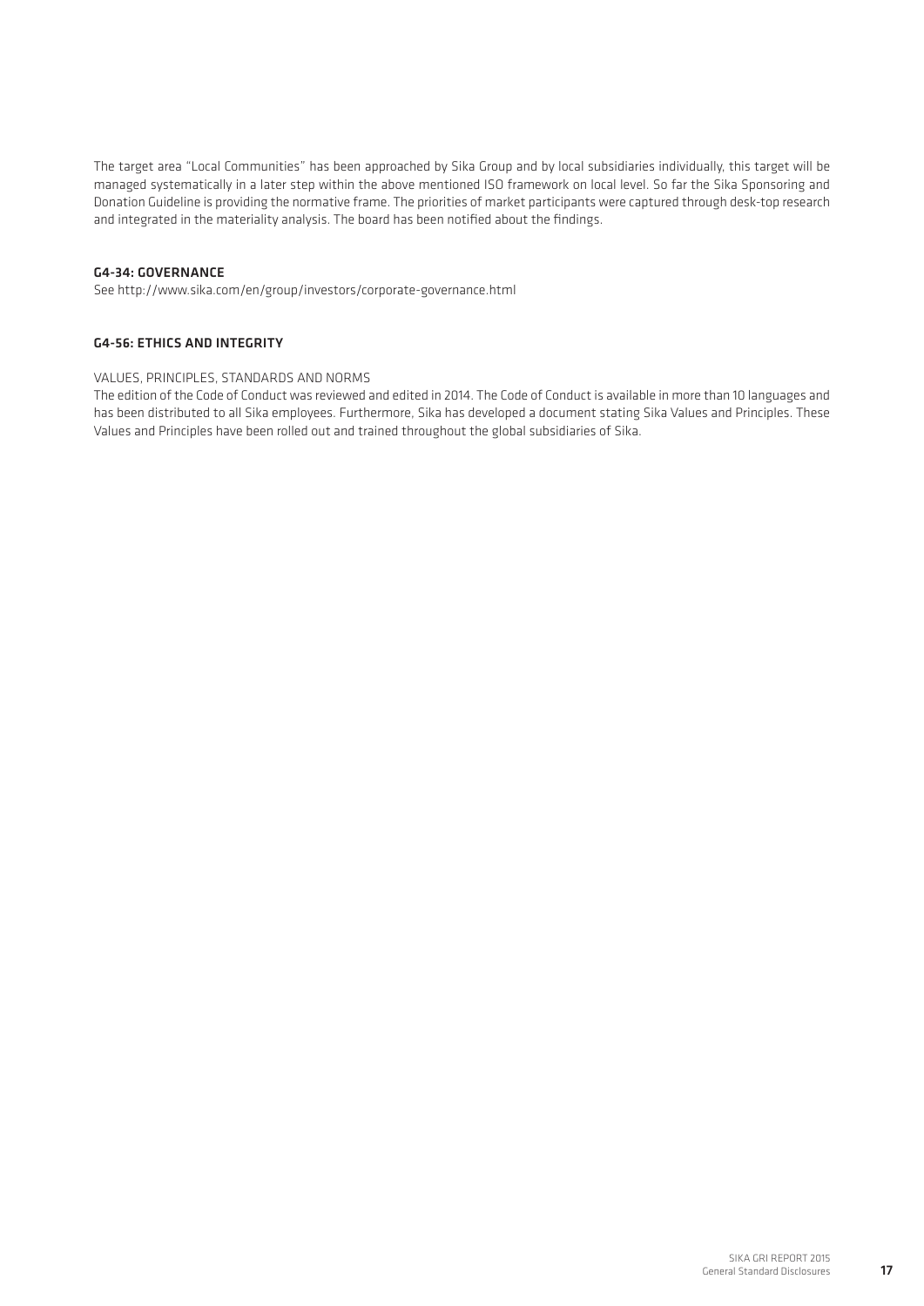The target area "Local Communities" has been approached by Sika Group and by local subsidiaries individually, this target will be managed systematically in a later step within the above mentioned ISO framework on local level. So far the Sika Sponsoring and Donation Guideline is providing the normative frame. The priorities of market participants were captured through desk-top research and integrated in the materiality analysis. The board has been notified about the findings.

## G4-34: GOVERNANCE

See http://www.sika.com/en/group/investors/corporate-governance.html

## G4-56: ETHICS AND INTEGRITY

VALUES, PRINCIPLES, STANDARDS AND NORMS

The edition of the Code of Conduct was reviewed and edited in 2014. The Code of Conduct is available in more than 10 languages and has been distributed to all Sika employees. Furthermore, Sika has developed a document stating Sika Values and Principles. These Values and Principles have been rolled out and trained throughout the global subsidiaries of Sika.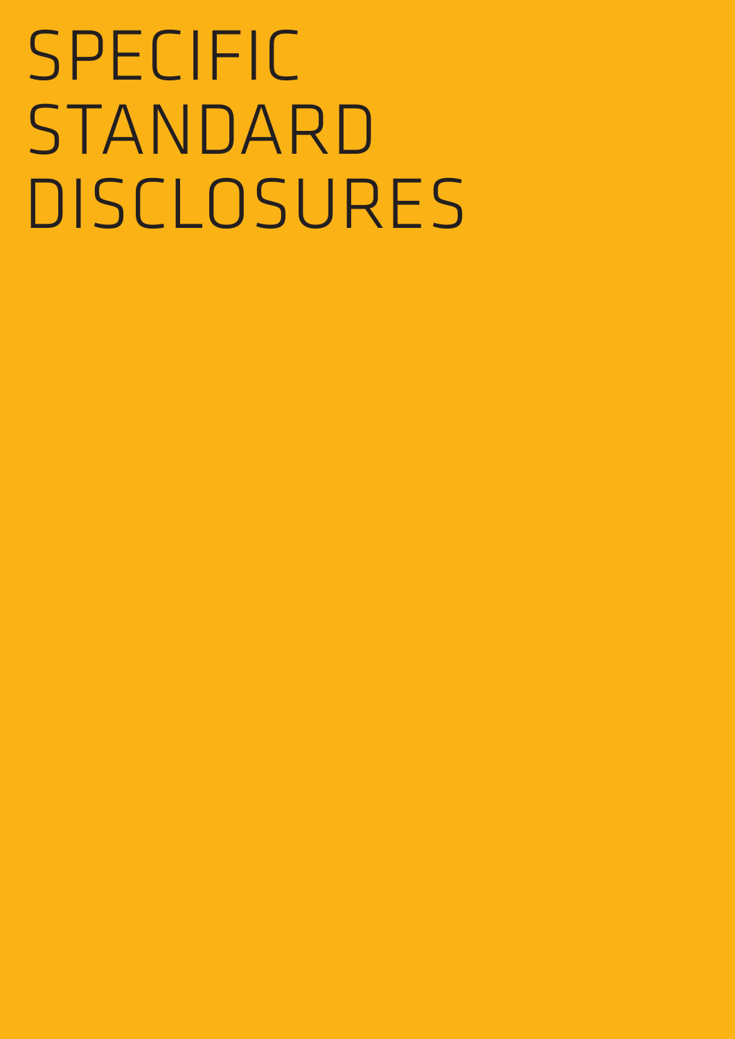# SPECIFIC STANDARD DISCLOSURES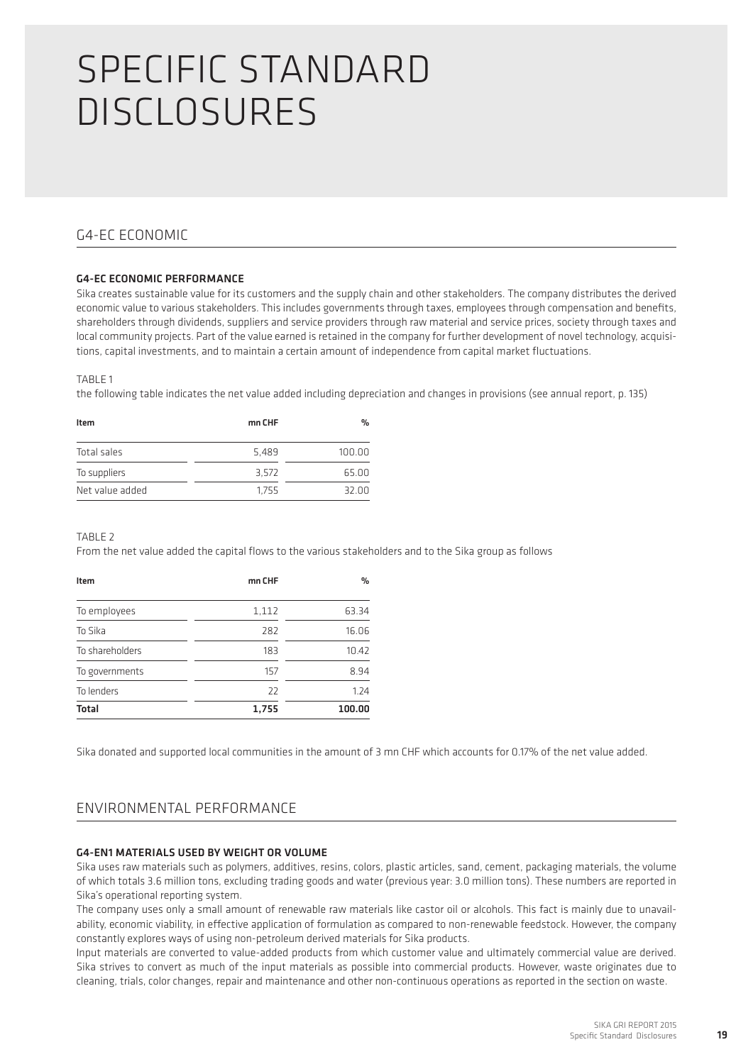# SPECIFIC STANDARD DISCLOSURES

## G4-EC ECONOMIC

### G4-EC ECONOMIC PERFORMANCE

Sika creates sustainable value for its customers and the supply chain and other stakeholders. The company distributes the derived economic value to various stakeholders. This includes governments through taxes, employees through compensation and benefits, shareholders through dividends, suppliers and service providers through raw material and service prices, society through taxes and local community projects. Part of the value earned is retained in the company for further development of novel technology, acquisitions, capital investments, and to maintain a certain amount of independence from capital market fluctuations.

TABLE 1

the following table indicates the net value added including depreciation and changes in provisions (see annual report, p. 135)

| Item | mn CHF | % |
|---|---|---|
| Total sales | 5,489 | 100.00 |
| To suppliers | 3,572 | 65.00 |
| Net value added | 1,755 | 32.00 |

TABLE 2

From the net value added the capital flows to the various stakeholders and to the Sika group as follows

| Item | mn CHF | % |
|---|---|---|
| To employees | 1,112 | 63.34 |
| To Sika | 282 | 16.06 |
| To shareholders | 183 | 10.42 |
| To governments | 157 | 8.94 |
| To lenders | 22 | 1.24 |
| **Total** | **1,755** | **100.00** |

Sika donated and supported local communities in the amount of 3 mn CHF which accounts for 0.17% of the net value added.

## ENVIRONMENTAL PERFORMANCE

### G4-EN1 MATERIALS USED BY WEIGHT OR VOLUME

Sika uses raw materials such as polymers, additives, resins, colors, plastic articles, sand, cement, packaging materials, the volume of which totals 3.6 million tons, excluding trading goods and water (previous year: 3.0 million tons). These numbers are reported in Sika's operational reporting system.

The company uses only a small amount of renewable raw materials like castor oil or alcohols. This fact is mainly due to unavailability, economic viability, in effective application of formulation as compared to non-renewable feedstock. However, the company constantly explores ways of using non-petroleum derived materials for Sika products.

Input materials are converted to value-added products from which customer value and ultimately commercial value are derived. Sika strives to convert as much of the input materials as possible into commercial products. However, waste originates due to cleaning, trials, color changes, repair and maintenance and other non-continuous operations as reported in the section on waste.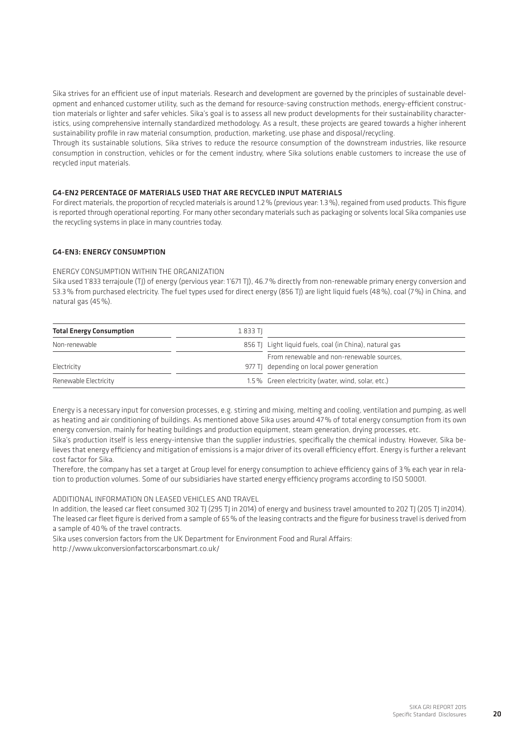Sika strives for an efficient use of input materials. Research and development are governed by the principles of sustainable development and enhanced customer utility, such as the demand for resource-saving construction methods, energy-efficient construction materials or lighter and safer vehicles. Sika's goal is to assess all new product developments for their sustainability characteristics, using comprehensive internally standardized methodology. As a result, these projects are geared towards a higher inherent sustainability profile in raw material consumption, production, marketing, use phase and disposal/recycling.

Through its sustainable solutions, Sika strives to reduce the resource consumption of the downstream industries, like resource consumption in construction, vehicles or for the cement industry, where Sika solutions enable customers to increase the use of recycled input materials.

## G4-EN2 PERCENTAGE OF MATERIALS USED THAT ARE RECYCLED INPUT MATERIALS

For direct materials, the proportion of recycled materials is around 1.2 % (previous year: 1.3 %), regained from used products. This figure is reported through operational reporting. For many other secondary materials such as packaging or solvents local Sika companies use the recycling systems in place in many countries today.

## G4-EN3: ENERGY CONSUMPTION

ENERGY CONSUMPTION WITHIN THE ORGANIZATION

Sika used 1'833 terrajoule (TJ) of energy (pervious year: 1'671 TJ), 46.7 % directly from non-renewable primary energy conversion and 53.3 % from purchased electricity. The fuel types used for direct energy (856 TJ) are light liquid fuels (48 %), coal (7 %) in China, and natural gas (45 %).

| **Total Energy Consumption** | 1 833 TJ | |
|---|---|---|
| Non-renewable | 856 TJ | Light liquid fuels, coal (in China), natural gas |
| Electricity | 977 TJ | From renewable and non-renewable sources, depending on local power generation |
| Renewable Electricity | 1.5 % | Green electricity (water, wind, solar, etc.) |

Energy is a necessary input for conversion processes, e.g. stirring and mixing, melting and cooling, ventilation and pumping, as well as heating and air conditioning of buildings. As mentioned above Sika uses around 47 % of total energy consumption from its own energy conversion, mainly for heating buildings and production equipment, steam generation, drying processes, etc.

Sika's production itself is less energy-intensive than the supplier industries, specifically the chemical industry. However, Sika believes that energy efficiency and mitigation of emissions is a major driver of its overall efficiency effort. Energy is further a relevant cost factor for Sika.

Therefore, the company has set a target at Group level for energy consumption to achieve efficiency gains of 3 % each year in relation to production volumes. Some of our subsidiaries have started energy efficiency programs according to ISO 50001.

ADDITIONAL INFORMATION ON LEASED VEHICLES AND TRAVEL

In addition, the leased car fleet consumed 302 TJ (295 TJ in 2014) of energy and business travel amounted to 202 TJ (205 TJ in2014). The leased car fleet figure is derived from a sample of 65 % of the leasing contracts and the figure for business travel is derived from a sample of 40 % of the travel contracts.

Sika uses conversion factors from the UK Department for Environment Food and Rural Affairs:
http://www.ukconversionfactorscarbonsmart.co.uk/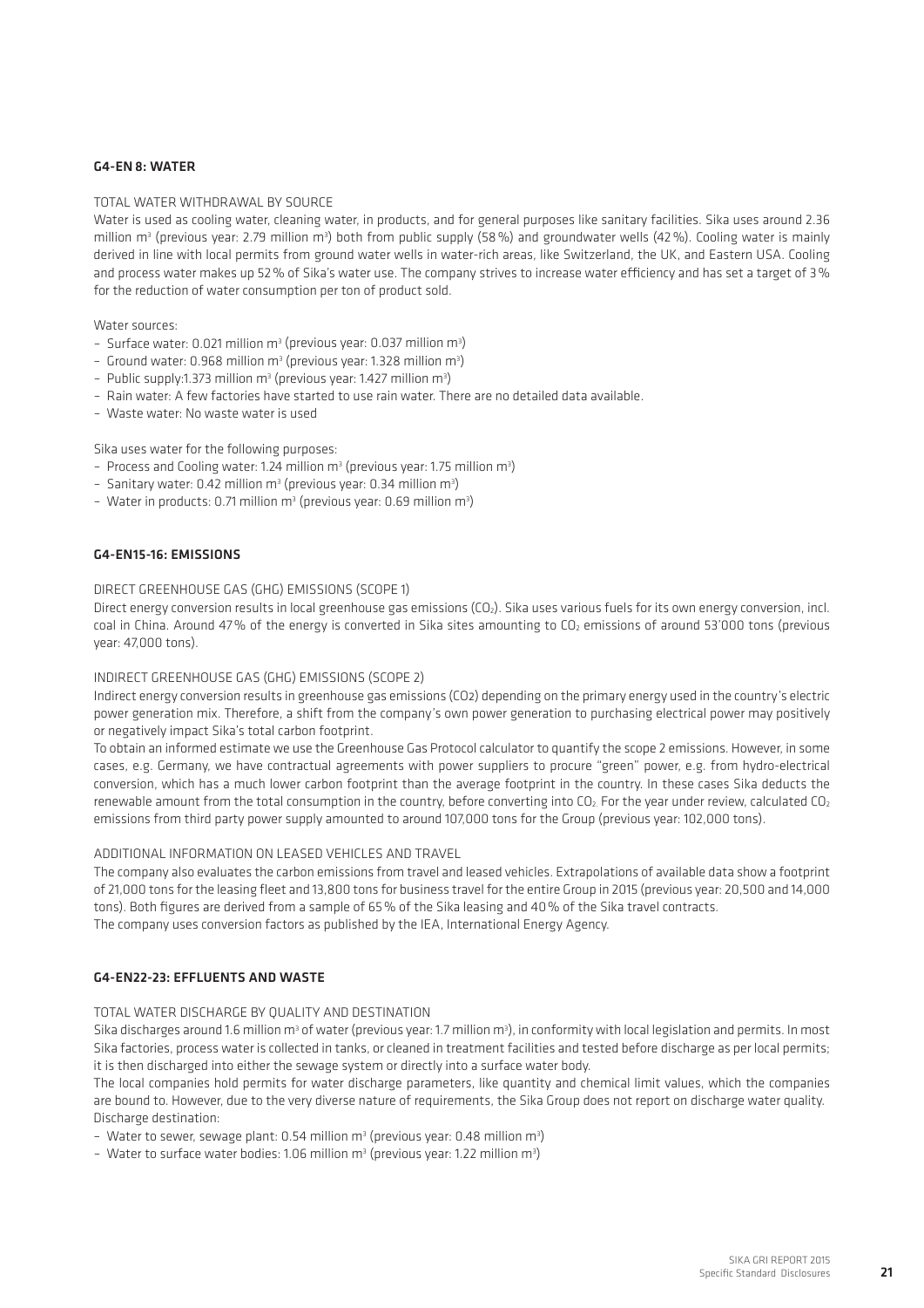## G4-EN 8: WATER

### TOTAL WATER WITHDRAWAL BY SOURCE

Water is used as cooling water, cleaning water, in products, and for general purposes like sanitary facilities. Sika uses around 2.36 million $m^3$ (previous year: 2.79 million $m^3$) both from public supply (58 %) and groundwater wells (42 %). Cooling water is mainly derived in line with local permits from ground water wells in water-rich areas, like Switzerland, the UK, and Eastern USA. Cooling and process water makes up 52 % of Sika's water use. The company strives to increase water efficiency and has set a target of 3 % for the reduction of water consumption per ton of product sold.

Water sources:

- Surface water: 0.021 million $m^3$ (previous year: 0.037 million $m^3$)
- Ground water: 0.968 million $m^3$ (previous year: 1.328 million $m^3$)
- Public supply:1.373 million $m^3$ (previous year: 1.427 million $m^3$)
- Rain water: A few factories have started to use rain water. There are no detailed data available.
- Waste water: No waste water is used

Sika uses water for the following purposes:

- Process and Cooling water: 1.24 million $m^3$ (previous year: 1.75 million $m^3$)
- Sanitary water: 0.42 million $m^3$ (previous year: 0.34 million $m^3$)
- Water in products: 0.71 million $m^3$ (previous year: 0.69 million $m^3$)

## G4-EN15-16: EMISSIONS

### DIRECT GREENHOUSE GAS (GHG) EMISSIONS (SCOPE 1)

Direct energy conversion results in local greenhouse gas emissions ($CO_2$). Sika uses various fuels for its own energy conversion, incl. coal in China. Around 47 % of the energy is converted in Sika sites amounting to $CO_2$ emissions of around 53'000 tons (previous year: 47,000 tons).

### INDIRECT GREENHOUSE GAS (GHG) EMISSIONS (SCOPE 2)

Indirect energy conversion results in greenhouse gas emissions ($CO_2$) depending on the primary energy used in the country's electric power generation mix. Therefore, a shift from the company's own power generation to purchasing electrical power may positively or negatively impact Sika's total carbon footprint.

To obtain an informed estimate we use the Greenhouse Gas Protocol calculator to quantify the scope 2 emissions. However, in some cases, e.g. Germany, we have contractual agreements with power suppliers to procure "green" power, e.g. from hydro-electrical conversion, which has a much lower carbon footprint than the average footprint in the country. In these cases Sika deducts the renewable amount from the total consumption in the country, before converting into $CO_2$. For the year under review, calculated $CO_2$ emissions from third party power supply amounted to around 107,000 tons for the Group (previous year: 102,000 tons).

### ADDITIONAL INFORMATION ON LEASED VEHICLES AND TRAVEL

The company also evaluates the carbon emissions from travel and leased vehicles. Extrapolations of available data show a footprint of 21,000 tons for the leasing fleet and 13,800 tons for business travel for the entire Group in 2015 (previous year: 20,500 and 14,000 tons). Both figures are derived from a sample of 65 % of the Sika leasing and 40 % of the Sika travel contracts.
The company uses conversion factors as published by the IEA, International Energy Agency.

## G4-EN22-23: EFFLUENTS AND WASTE

### TOTAL WATER DISCHARGE BY QUALITY AND DESTINATION

Sika discharges around 1.6 million $m^3$ of water (previous year: 1.7 million $m^3$), in conformity with local legislation and permits. In most Sika factories, process water is collected in tanks, or cleaned in treatment facilities and tested before discharge as per local permits; it is then discharged into either the sewage system or directly into a surface water body.

The local companies hold permits for water discharge parameters, like quantity and chemical limit values, which the companies are bound to. However, due to the very diverse nature of requirements, the Sika Group does not report on discharge water quality.
Discharge destination:

- Water to sewer, sewage plant: 0.54 million $m^3$ (previous year: 0.48 million $m^3$)
- Water to surface water bodies: 1.06 million $m^3$ (previous year: 1.22 million $m^3$)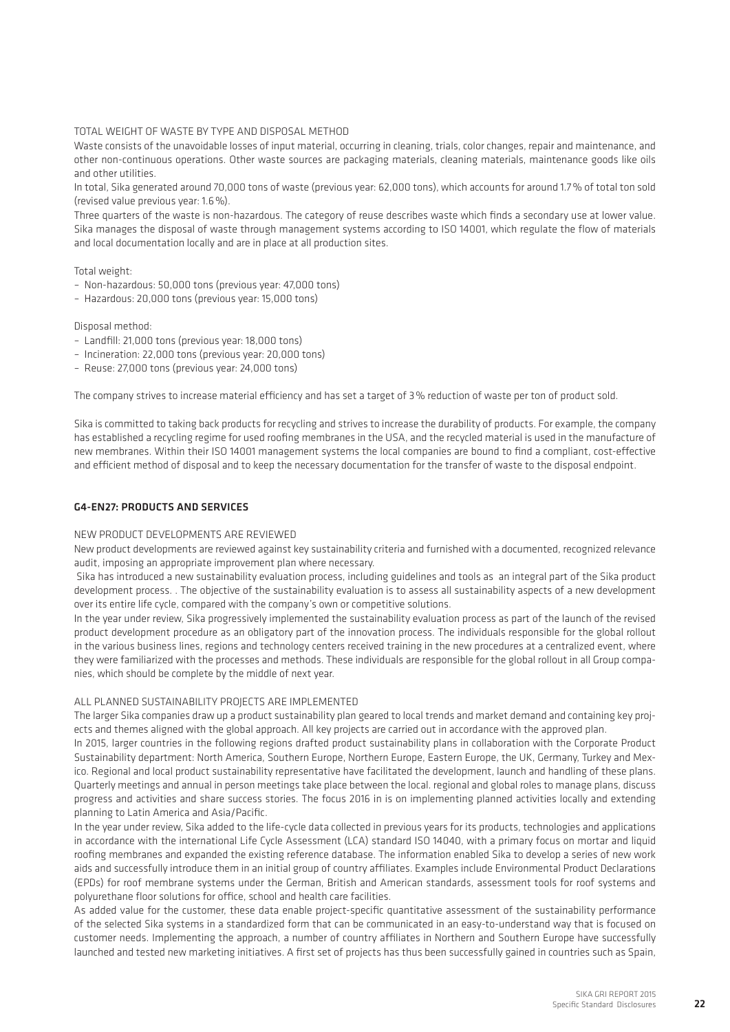TOTAL WEIGHT OF WASTE BY TYPE AND DISPOSAL METHOD

Waste consists of the unavoidable losses of input material, occurring in cleaning, trials, color changes, repair and maintenance, and other non-continuous operations. Other waste sources are packaging materials, cleaning materials, maintenance goods like oils and other utilities.

In total, Sika generated around 70,000 tons of waste (previous year: 62,000 tons), which accounts for around 1.7 % of total ton sold (revised value previous year: 1.6 %).

Three quarters of the waste is non-hazardous. The category of reuse describes waste which finds a secondary use at lower value. Sika manages the disposal of waste through management systems according to ISO 14001, which regulate the flow of materials and local documentation locally and are in place at all production sites.

Total weight:

- Non-hazardous: 50,000 tons (previous year: 47,000 tons)
- Hazardous: 20,000 tons (previous year: 15,000 tons)

Disposal method:

- Landfill: 21,000 tons (previous year: 18,000 tons)
- Incineration: 22,000 tons (previous year: 20,000 tons)
- Reuse: 27,000 tons (previous year: 24,000 tons)

The company strives to increase material efficiency and has set a target of 3 % reduction of waste per ton of product sold.

Sika is committed to taking back products for recycling and strives to increase the durability of products. For example, the company has established a recycling regime for used roofing membranes in the USA, and the recycled material is used in the manufacture of new membranes. Within their ISO 14001 management systems the local companies are bound to find a compliant, cost-effective and efficient method of disposal and to keep the necessary documentation for the transfer of waste to the disposal endpoint.

## G4-EN27: PRODUCTS AND SERVICES

NEW PRODUCT DEVELOPMENTS ARE REVIEWED

New product developments are reviewed against key sustainability criteria and furnished with a documented, recognized relevance audit, imposing an appropriate improvement plan where necessary.

Sika has introduced a new sustainability evaluation process, including guidelines and tools as an integral part of the Sika product development process. . The objective of the sustainability evaluation is to assess all sustainability aspects of a new development over its entire life cycle, compared with the company's own or competitive solutions.

In the year under review, Sika progressively implemented the sustainability evaluation process as part of the launch of the revised product development procedure as an obligatory part of the innovation process. The individuals responsible for the global rollout in the various business lines, regions and technology centers received training in the new procedures at a centralized event, where they were familiarized with the processes and methods. These individuals are responsible for the global rollout in all Group companies, which should be complete by the middle of next year.

ALL PLANNED SUSTAINABILITY PROJECTS ARE IMPLEMENTED

The larger Sika companies draw up a product sustainability plan geared to local trends and market demand and containing key projects and themes aligned with the global approach. All key projects are carried out in accordance with the approved plan.

In 2015, larger countries in the following regions drafted product sustainability plans in collaboration with the Corporate Product Sustainability department: North America, Southern Europe, Northern Europe, Eastern Europe, the UK, Germany, Turkey and Mexico. Regional and local product sustainability representative have facilitated the development, launch and handling of these plans. Quarterly meetings and annual in person meetings take place between the local. regional and global roles to manage plans, discuss progress and activities and share success stories. The focus 2016 in is on implementing planned activities locally and extending planning to Latin America and Asia/Pacific.

In the year under review, Sika added to the life-cycle data collected in previous years for its products, technologies and applications in accordance with the international Life Cycle Assessment (LCA) standard ISO 14040, with a primary focus on mortar and liquid roofing membranes and expanded the existing reference database. The information enabled Sika to develop a series of new work aids and successfully introduce them in an initial group of country affiliates. Examples include Environmental Product Declarations (EPDs) for roof membrane systems under the German, British and American standards, assessment tools for roof systems and polyurethane floor solutions for office, school and health care facilities.

As added value for the customer, these data enable project-specific quantitative assessment of the sustainability performance of the selected Sika systems in a standardized form that can be communicated in an easy-to-understand way that is focused on customer needs. Implementing the approach, a number of country affiliates in Northern and Southern Europe have successfully launched and tested new marketing initiatives. A first set of projects has thus been successfully gained in countries such as Spain,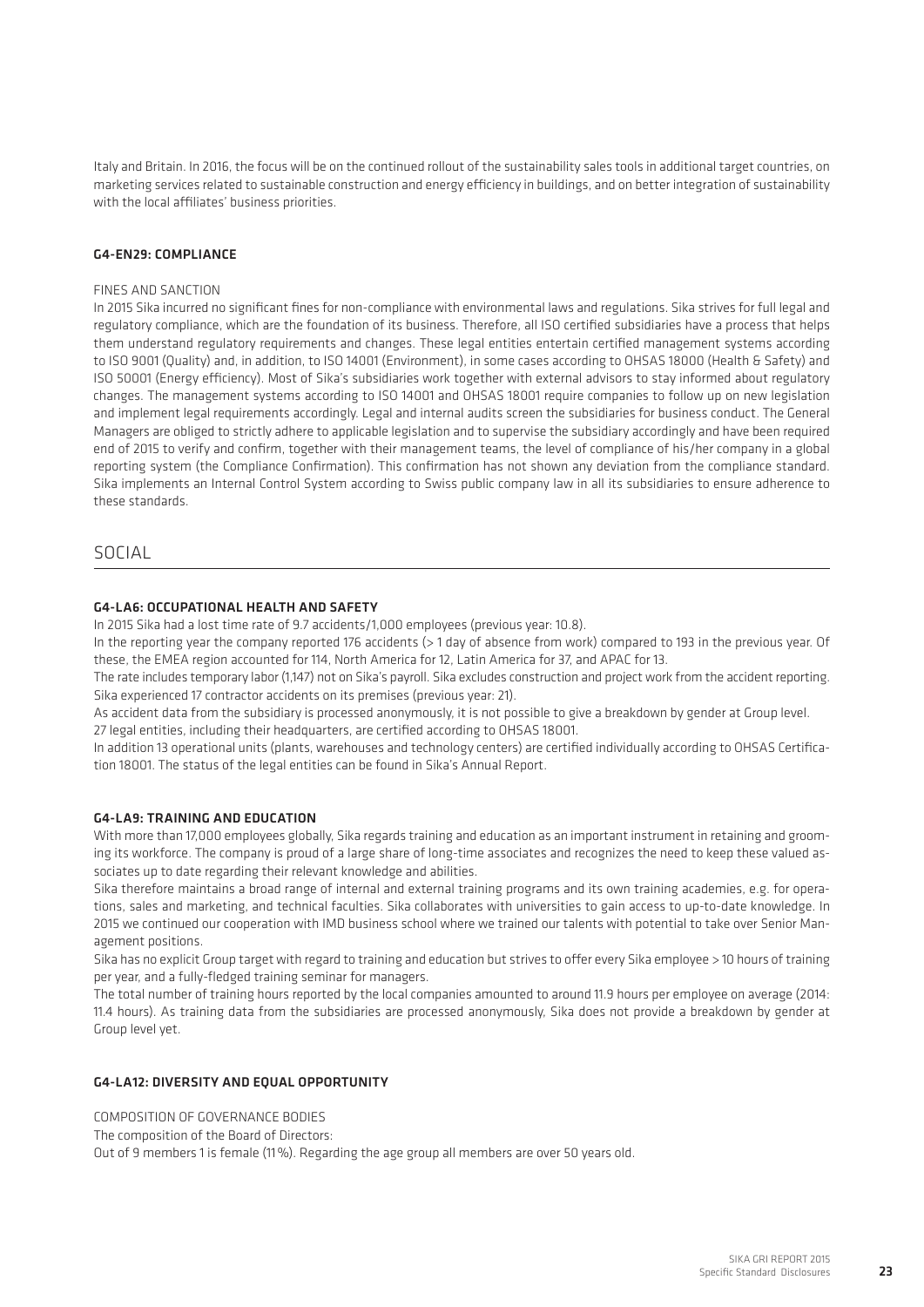Italy and Britain. In 2016, the focus will be on the continued rollout of the sustainability sales tools in additional target countries, on marketing services related to sustainable construction and energy efficiency in buildings, and on better integration of sustainability with the local affiliates' business priorities.

### G4-EN29: COMPLIANCE

FINES AND SANCTION

In 2015 Sika incurred no significant fines for non-compliance with environmental laws and regulations. Sika strives for full legal and regulatory compliance, which are the foundation of its business. Therefore, all ISO certified subsidiaries have a process that helps them understand regulatory requirements and changes. These legal entities entertain certified management systems according to ISO 9001 (Quality) and, in addition, to ISO 14001 (Environment), in some cases according to OHSAS 18000 (Health & Safety) and ISO 50001 (Energy efficiency). Most of Sika's subsidiaries work together with external advisors to stay informed about regulatory changes. The management systems according to ISO 14001 and OHSAS 18001 require companies to follow up on new legislation and implement legal requirements accordingly. Legal and internal audits screen the subsidiaries for business conduct. The General Managers are obliged to strictly adhere to applicable legislation and to supervise the subsidiary accordingly and have been required end of 2015 to verify and confirm, together with their management teams, the level of compliance of his/her company in a global reporting system (the Compliance Confirmation). This confirmation has not shown any deviation from the compliance standard. Sika implements an Internal Control System according to Swiss public company law in all its subsidiaries to ensure adherence to these standards.

## SOCIAL

### G4-LA6: OCCUPATIONAL HEALTH AND SAFETY

In 2015 Sika had a lost time rate of 9.7 accidents/1,000 employees (previous year: 10.8).

In the reporting year the company reported 176 accidents (> 1 day of absence from work) compared to 193 in the previous year. Of these, the EMEA region accounted for 114, North America for 12, Latin America for 37, and APAC for 13.

The rate includes temporary labor (1,147) not on Sika's payroll. Sika excludes construction and project work from the accident reporting. Sika experienced 17 contractor accidents on its premises (previous year: 21).

As accident data from the subsidiary is processed anonymously, it is not possible to give a breakdown by gender at Group level.

27 legal entities, including their headquarters, are certified according to OHSAS 18001.

In addition 13 operational units (plants, warehouses and technology centers) are certified individually according to OHSAS Certification 18001. The status of the legal entities can be found in Sika's Annual Report.

### G4-LA9: TRAINING AND EDUCATION

With more than 17,000 employees globally, Sika regards training and education as an important instrument in retaining and grooming its workforce. The company is proud of a large share of long-time associates and recognizes the need to keep these valued associates up to date regarding their relevant knowledge and abilities.

Sika therefore maintains a broad range of internal and external training programs and its own training academies, e.g. for operations, sales and marketing, and technical faculties. Sika collaborates with universities to gain access to up-to-date knowledge. In 2015 we continued our cooperation with IMD business school where we trained our talents with potential to take over Senior Management positions.

Sika has no explicit Group target with regard to training and education but strives to offer every Sika employee > 10 hours of training per year, and a fully-fledged training seminar for managers.

The total number of training hours reported by the local companies amounted to around 11.9 hours per employee on average (2014: 11.4 hours). As training data from the subsidiaries are processed anonymously, Sika does not provide a breakdown by gender at Group level yet.

### G4-LA12: DIVERSITY AND EQUAL OPPORTUNITY

COMPOSITION OF GOVERNANCE BODIES

The composition of the Board of Directors:

Out of 9 members 1 is female (11%). Regarding the age group all members are over 50 years old.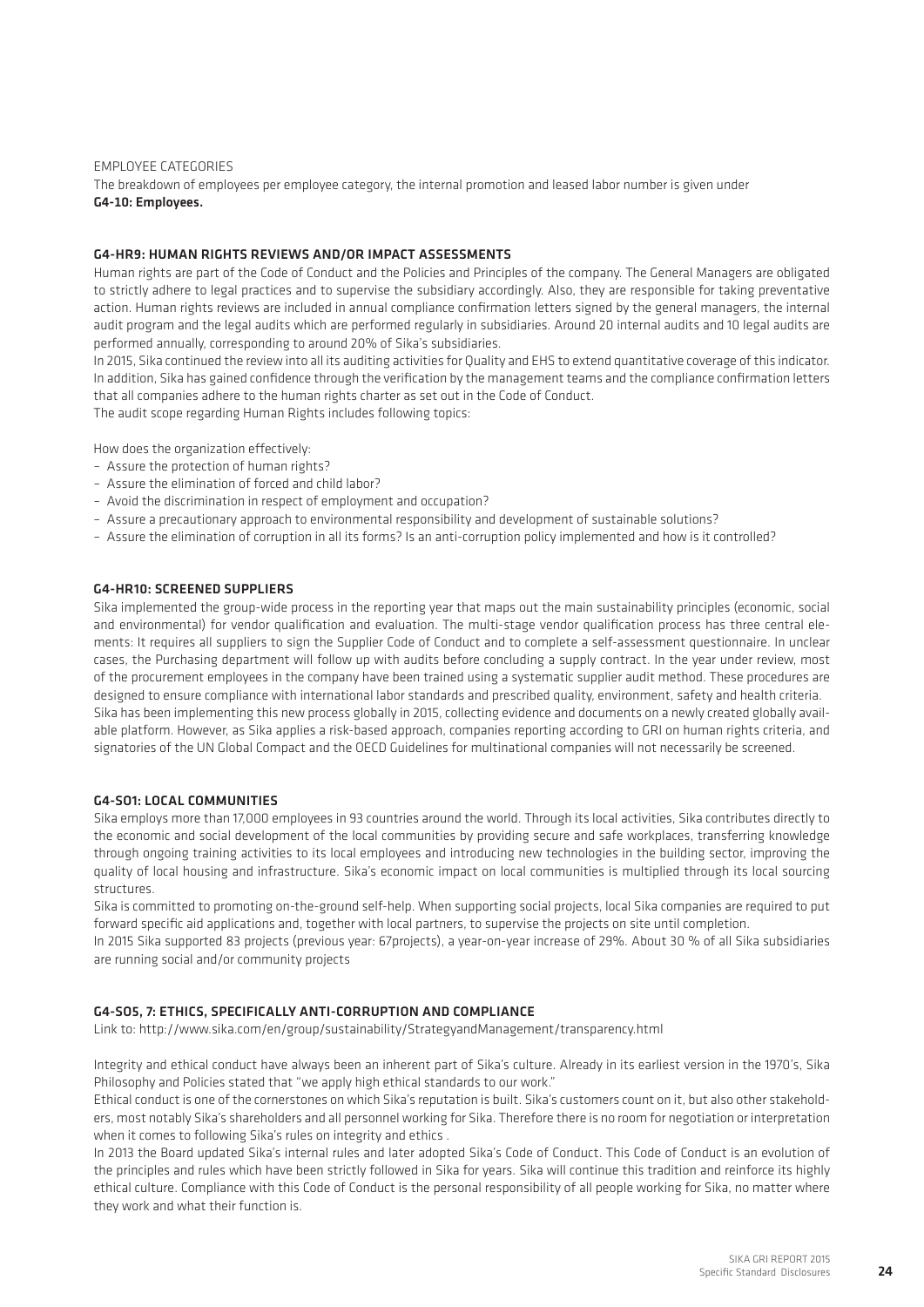EMPLOYEE CATEGORIES

The breakdown of employees per employee category, the internal promotion and leased labor number is given under **G4-10: Employees.**

## G4-HR9: HUMAN RIGHTS REVIEWS AND/OR IMPACT ASSESSMENTS

Human rights are part of the Code of Conduct and the Policies and Principles of the company. The General Managers are obligated to strictly adhere to legal practices and to supervise the subsidiary accordingly. Also, they are responsible for taking preventative action. Human rights reviews are included in annual compliance confirmation letters signed by the general managers, the internal audit program and the legal audits which are performed regularly in subsidiaries. Around 20 internal audits and 10 legal audits are performed annually, corresponding to around 20% of Sika's subsidiaries.

In 2015, Sika continued the review into all its auditing activities for Quality and EHS to extend quantitative coverage of this indicator. In addition, Sika has gained confidence through the verification by the management teams and the compliance confirmation letters that all companies adhere to the human rights charter as set out in the Code of Conduct.

The audit scope regarding Human Rights includes following topics:

How does the organization effectively:

- Assure the protection of human rights?
- Assure the elimination of forced and child labor?
- Avoid the discrimination in respect of employment and occupation?
- Assure a precautionary approach to environmental responsibility and development of sustainable solutions?
- Assure the elimination of corruption in all its forms? Is an anti-corruption policy implemented and how is it controlled?

## G4-HR10: SCREENED SUPPLIERS

Sika implemented the group-wide process in the reporting year that maps out the main sustainability principles (economic, social and environmental) for vendor qualification and evaluation. The multi-stage vendor qualification process has three central elements: It requires all suppliers to sign the Supplier Code of Conduct and to complete a self-assessment questionnaire. In unclear cases, the Purchasing department will follow up with audits before concluding a supply contract. In the year under review, most of the procurement employees in the company have been trained using a systematic supplier audit method. These procedures are designed to ensure compliance with international labor standards and prescribed quality, environment, safety and health criteria.

Sika has been implementing this new process globally in 2015, collecting evidence and documents on a newly created globally available platform. However, as Sika applies a risk-based approach, companies reporting according to GRI on human rights criteria, and signatories of the UN Global Compact and the OECD Guidelines for multinational companies will not necessarily be screened.

## G4-SO1: LOCAL COMMUNITIES

Sika employs more than 17,000 employees in 93 countries around the world. Through its local activities, Sika contributes directly to the economic and social development of the local communities by providing secure and safe workplaces, transferring knowledge through ongoing training activities to its local employees and introducing new technologies in the building sector, improving the quality of local housing and infrastructure. Sika's economic impact on local communities is multiplied through its local sourcing structures.

Sika is committed to promoting on-the-ground self-help. When supporting social projects, local Sika companies are required to put forward specific aid applications and, together with local partners, to supervise the projects on site until completion.

In 2015 Sika supported 83 projects (previous year: 67projects), a year-on-year increase of 29%. About 30 % of all Sika subsidiaries are running social and/or community projects

## G4-SO5, 7: ETHICS, SPECIFICALLY ANTI-CORRUPTION AND COMPLIANCE

Link to: http://www.sika.com/en/group/sustainability/StrategyandManagement/transparency.html

Integrity and ethical conduct have always been an inherent part of Sika's culture. Already in its earliest version in the 1970's, Sika Philosophy and Policies stated that "we apply high ethical standards to our work."

Ethical conduct is one of the cornerstones on which Sika's reputation is built. Sika's customers count on it, but also other stakeholders, most notably Sika's shareholders and all personnel working for Sika. Therefore there is no room for negotiation or interpretation when it comes to following Sika's rules on integrity and ethics .

In 2013 the Board updated Sika's internal rules and later adopted Sika's Code of Conduct. This Code of Conduct is an evolution of the principles and rules which have been strictly followed in Sika for years. Sika will continue this tradition and reinforce its highly ethical culture. Compliance with this Code of Conduct is the personal responsibility of all people working for Sika, no matter where they work and what their function is.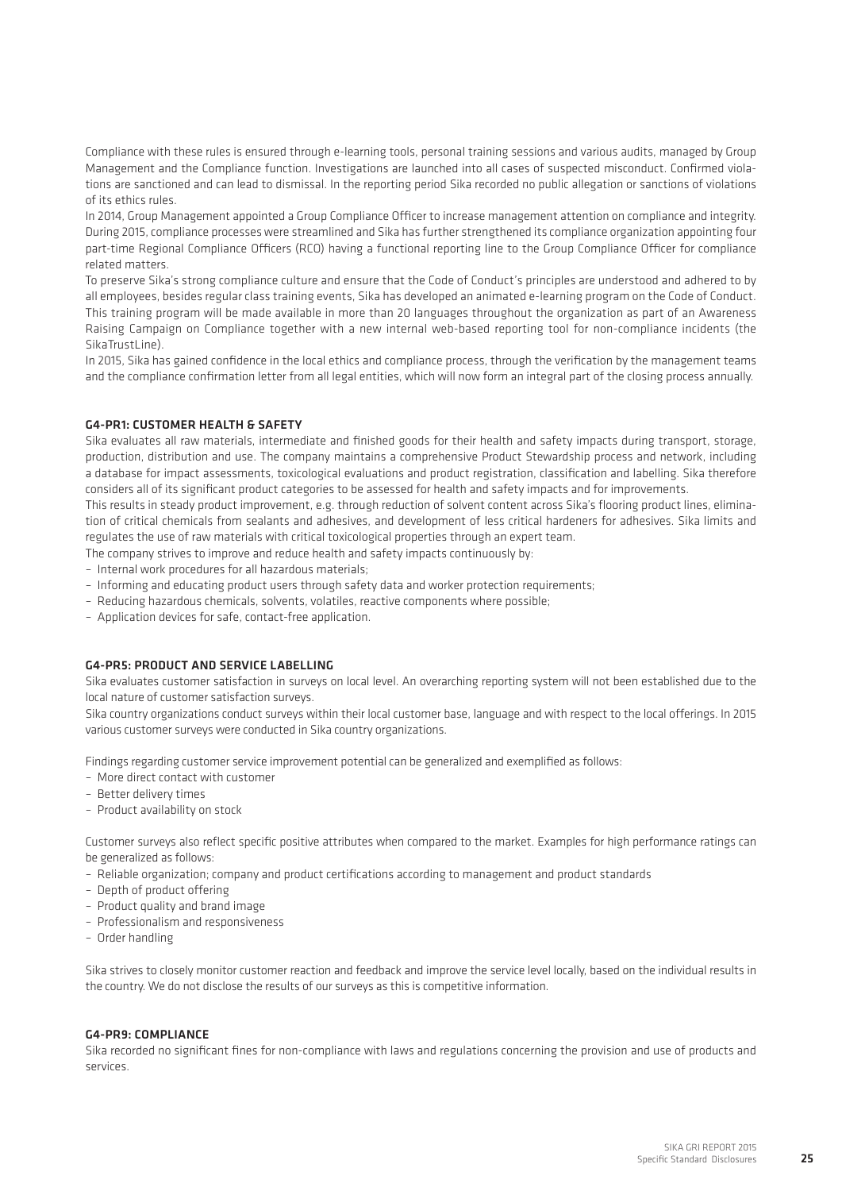Compliance with these rules is ensured through e-learning tools, personal training sessions and various audits, managed by Group Management and the Compliance function. Investigations are launched into all cases of suspected misconduct. Confirmed violations are sanctioned and can lead to dismissal. In the reporting period Sika recorded no public allegation or sanctions of violations of its ethics rules.

In 2014, Group Management appointed a Group Compliance Officer to increase management attention on compliance and integrity. During 2015, compliance processes were streamlined and Sika has further strengthened its compliance organization appointing four part-time Regional Compliance Officers (RCO) having a functional reporting line to the Group Compliance Officer for compliance related matters.

To preserve Sika's strong compliance culture and ensure that the Code of Conduct's principles are understood and adhered to by all employees, besides regular class training events, Sika has developed an animated e-learning program on the Code of Conduct. This training program will be made available in more than 20 languages throughout the organization as part of an Awareness Raising Campaign on Compliance together with a new internal web-based reporting tool for non-compliance incidents (the SikaTrustLine).

In 2015, Sika has gained confidence in the local ethics and compliance process, through the verification by the management teams and the compliance confirmation letter from all legal entities, which will now form an integral part of the closing process annually.

### G4-PR1: CUSTOMER HEALTH & SAFETY

Sika evaluates all raw materials, intermediate and finished goods for their health and safety impacts during transport, storage, production, distribution and use. The company maintains a comprehensive Product Stewardship process and network, including a database for impact assessments, toxicological evaluations and product registration, classification and labelling. Sika therefore considers all of its significant product categories to be assessed for health and safety impacts and for improvements.

This results in steady product improvement, e.g. through reduction of solvent content across Sika's flooring product lines, elimination of critical chemicals from sealants and adhesives, and development of less critical hardeners for adhesives. Sika limits and regulates the use of raw materials with critical toxicological properties through an expert team.

The company strives to improve and reduce health and safety impacts continuously by:

- Internal work procedures for all hazardous materials;
- Informing and educating product users through safety data and worker protection requirements;
- Reducing hazardous chemicals, solvents, volatiles, reactive components where possible;
- Application devices for safe, contact-free application.

### G4-PR5: PRODUCT AND SERVICE LABELLING

Sika evaluates customer satisfaction in surveys on local level. An overarching reporting system will not been established due to the local nature of customer satisfaction surveys.

Sika country organizations conduct surveys within their local customer base, language and with respect to the local offerings. In 2015 various customer surveys were conducted in Sika country organizations.

Findings regarding customer service improvement potential can be generalized and exemplified as follows:

- More direct contact with customer
- Better delivery times
- Product availability on stock

Customer surveys also reflect specific positive attributes when compared to the market. Examples for high performance ratings can be generalized as follows:

- Reliable organization; company and product certifications according to management and product standards
- Depth of product offering
- Product quality and brand image
- Professionalism and responsiveness
- Order handling

Sika strives to closely monitor customer reaction and feedback and improve the service level locally, based on the individual results in the country. We do not disclose the results of our surveys as this is competitive information.

### G4-PR9: COMPLIANCE

Sika recorded no significant fines for non-compliance with laws and regulations concerning the provision and use of products and services.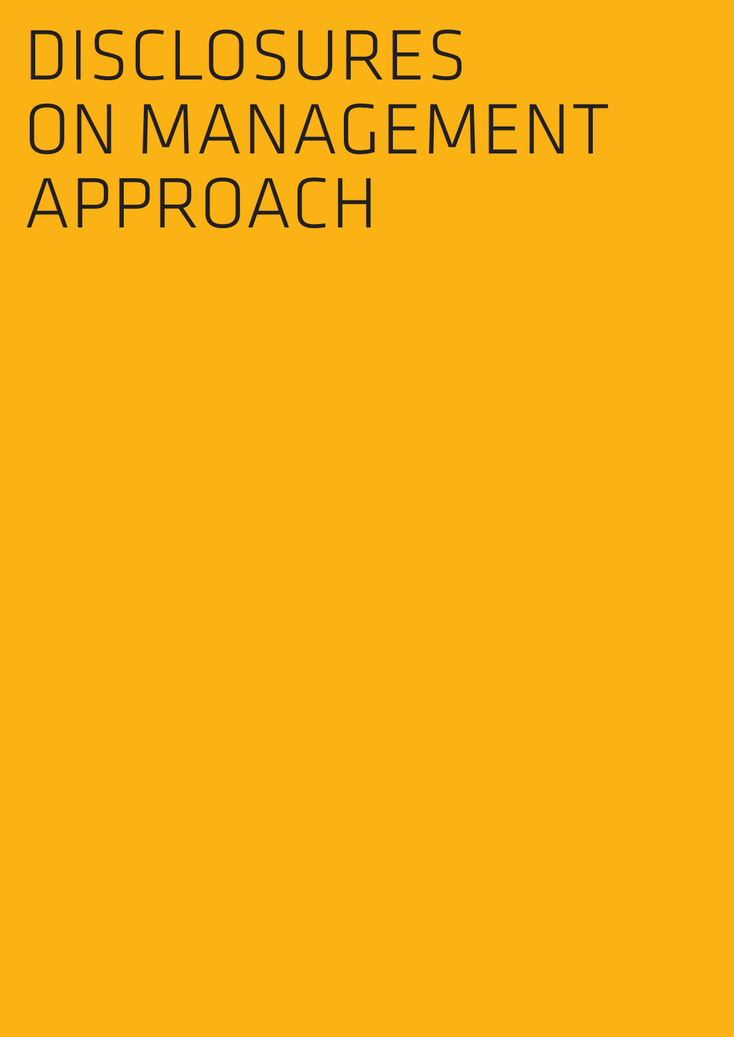# DISCLOSURES ON MANAGEMENT APPROACH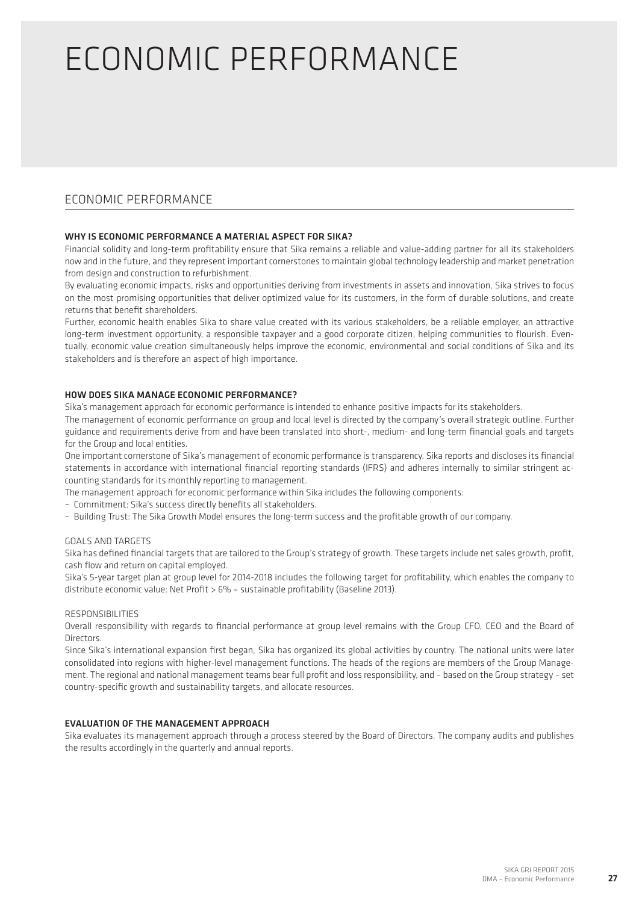# ECONOMIC PERFORMANCE

## ECONOMIC PERFORMANCE

### WHY IS ECONOMIC PERFORMANCE A MATERIAL ASPECT FOR SIKA?

Financial solidity and long-term profitability ensure that Sika remains a reliable and value-adding partner for all its stakeholders now and in the future, and they represent important cornerstones to maintain global technology leadership and market penetration from design and construction to refurbishment.

By evaluating economic impacts, risks and opportunities deriving from investments in assets and innovation, Sika strives to focus on the most promising opportunities that deliver optimized value for its customers, in the form of durable solutions, and create returns that benefit shareholders.

Further, economic health enables Sika to share value created with its various stakeholders, be a reliable employer, an attractive long-term investment opportunity, a responsible taxpayer and a good corporate citizen, helping communities to flourish. Eventually, economic value creation simultaneously helps improve the economic, environmental and social conditions of Sika and its stakeholders and is therefore an aspect of high importance.

### HOW DOES SIKA MANAGE ECONOMIC PERFORMANCE?

Sika's management approach for economic performance is intended to enhance positive impacts for its stakeholders.

The management of economic performance on group and local level is directed by the company's overall strategic outline. Further guidance and requirements derive from and have been translated into short-, medium- and long-term financial goals and targets for the Group and local entities.

One important cornerstone of Sika's management of economic performance is transparency. Sika reports and discloses its financial statements in accordance with international financial reporting standards (IFRS) and adheres internally to similar stringent accounting standards for its monthly reporting to management.

The management approach for economic performance within Sika includes the following components:

- Commitment: Sika's success directly benefits all stakeholders.
- Building Trust: The Sika Growth Model ensures the long-term success and the profitable growth of our company.

#### GOALS AND TARGETS

Sika has defined financial targets that are tailored to the Group's strategy of growth. These targets include net sales growth, profit, cash flow and return on capital employed.

Sika's 5-year target plan at group level for 2014-2018 includes the following target for profitability, which enables the company to distribute economic value: Net Profit > 6% = sustainable profitability (Baseline 2013).

#### RESPONSIBILITIES

Overall responsibility with regards to financial performance at group level remains with the Group CFO, CEO and the Board of Directors.

Since Sika's international expansion first began, Sika has organized its global activities by country. The national units were later consolidated into regions with higher-level management functions. The heads of the regions are members of the Group Management. The regional and national management teams bear full profit and loss responsibility, and – based on the Group strategy – set country-specific growth and sustainability targets, and allocate resources.

### EVALUATION OF THE MANAGEMENT APPROACH

Sika evaluates its management approach through a process steered by the Board of Directors. The company audits and publishes the results accordingly in the quarterly and annual reports.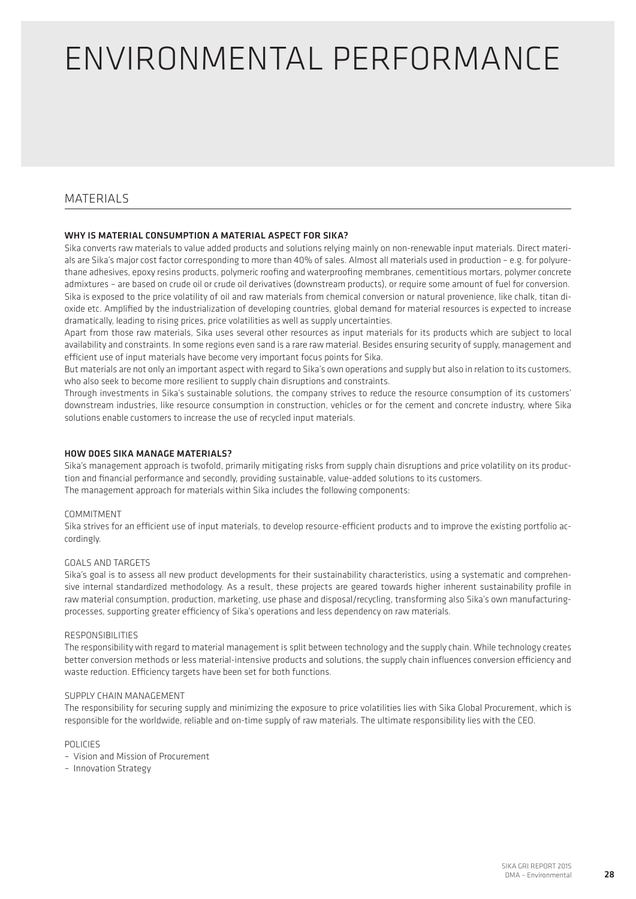# ENVIRONMENTAL PERFORMANCE

## MATERIALS

### WHY IS MATERIAL CONSUMPTION A MATERIAL ASPECT FOR SIKA?

Sika converts raw materials to value added products and solutions relying mainly on non-renewable input materials. Direct materials are Sika's major cost factor corresponding to more than 40% of sales. Almost all materials used in production – e.g. for polyurethane adhesives, epoxy resins products, polymeric roofing and waterproofing membranes, cementitious mortars, polymer concrete admixtures – are based on crude oil or crude oil derivatives (downstream products), or require some amount of fuel for conversion. Sika is exposed to the price volatility of oil and raw materials from chemical conversion or natural provenience, like chalk, titan dioxide etc. Amplified by the industrialization of developing countries, global demand for material resources is expected to increase dramatically, leading to rising prices, price volatilities as well as supply uncertainties.

Apart from those raw materials, Sika uses several other resources as input materials for its products which are subject to local availability and constraints. In some regions even sand is a rare raw material. Besides ensuring security of supply, management and efficient use of input materials have become very important focus points for Sika.

But materials are not only an important aspect with regard to Sika's own operations and supply but also in relation to its customers, who also seek to become more resilient to supply chain disruptions and constraints.

Through investments in Sika's sustainable solutions, the company strives to reduce the resource consumption of its customers' downstream industries, like resource consumption in construction, vehicles or for the cement and concrete industry, where Sika solutions enable customers to increase the use of recycled input materials.

### HOW DOES SIKA MANAGE MATERIALS?

Sika's management approach is twofold, primarily mitigating risks from supply chain disruptions and price volatility on its production and financial performance and secondly, providing sustainable, value-added solutions to its customers.

The management approach for materials within Sika includes the following components:

#### COMMITMENT

Sika strives for an efficient use of input materials, to develop resource-efficient products and to improve the existing portfolio accordingly.

#### GOALS AND TARGETS

Sika's goal is to assess all new product developments for their sustainability characteristics, using a systematic and comprehensive internal standardized methodology. As a result, these projects are geared towards higher inherent sustainability profile in raw material consumption, production, marketing, use phase and disposal/recycling, transforming also Sika's own manufacturing-processes, supporting greater efficiency of Sika's operations and less dependency on raw materials.

#### RESPONSIBILITIES

The responsibility with regard to material management is split between technology and the supply chain. While technology creates better conversion methods or less material-intensive products and solutions, the supply chain influences conversion efficiency and waste reduction. Efficiency targets have been set for both functions.

#### SUPPLY CHAIN MANAGEMENT

The responsibility for securing supply and minimizing the exposure to price volatilities lies with Sika Global Procurement, which is responsible for the worldwide, reliable and on-time supply of raw materials. The ultimate responsibility lies with the CEO.

#### POLICIES

- Vision and Mission of Procurement
- Innovation Strategy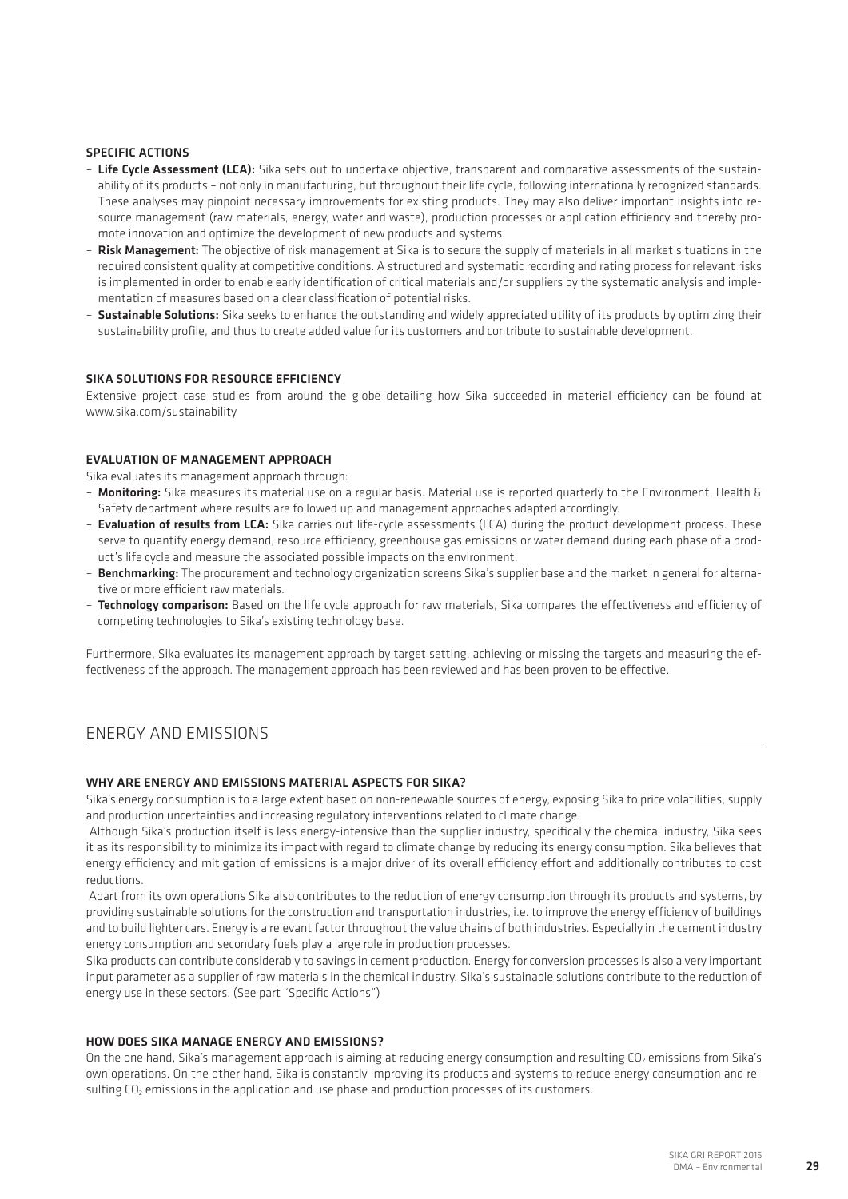### SPECIFIC ACTIONS

- **Life Cycle Assessment (LCA):** Sika sets out to undertake objective, transparent and comparative assessments of the sustainability of its products – not only in manufacturing, but throughout their life cycle, following internationally recognized standards. These analyses may pinpoint necessary improvements for existing products. They may also deliver important insights into resource management (raw materials, energy, water and waste), production processes or application efficiency and thereby promote innovation and optimize the development of new products and systems.
- **Risk Management:** The objective of risk management at Sika is to secure the supply of materials in all market situations in the required consistent quality at competitive conditions. A structured and systematic recording and rating process for relevant risks is implemented in order to enable early identification of critical materials and/or suppliers by the systematic analysis and implementation of measures based on a clear classification of potential risks.
- **Sustainable Solutions:** Sika seeks to enhance the outstanding and widely appreciated utility of its products by optimizing their sustainability profile, and thus to create added value for its customers and contribute to sustainable development.

### SIKA SOLUTIONS FOR RESOURCE EFFICIENCY

Extensive project case studies from around the globe detailing how Sika succeeded in material efficiency can be found at www.sika.com/sustainability

### EVALUATION OF MANAGEMENT APPROACH

Sika evaluates its management approach through:

- **Monitoring:** Sika measures its material use on a regular basis. Material use is reported quarterly to the Environment, Health & Safety department where results are followed up and management approaches adapted accordingly.
- **Evaluation of results from LCA:** Sika carries out life-cycle assessments (LCA) during the product development process. These serve to quantify energy demand, resource efficiency, greenhouse gas emissions or water demand during each phase of a product's life cycle and measure the associated possible impacts on the environment.
- **Benchmarking:** The procurement and technology organization screens Sika's supplier base and the market in general for alternative or more efficient raw materials.
- **Technology comparison:** Based on the life cycle approach for raw materials, Sika compares the effectiveness and efficiency of competing technologies to Sika's existing technology base.

Furthermore, Sika evaluates its management approach by target setting, achieving or missing the targets and measuring the effectiveness of the approach. The management approach has been reviewed and has been proven to be effective.

## ENERGY AND EMISSIONS

### WHY ARE ENERGY AND EMISSIONS MATERIAL ASPECTS FOR SIKA?

Sika's energy consumption is to a large extent based on non-renewable sources of energy, exposing Sika to price volatilities, supply and production uncertainties and increasing regulatory interventions related to climate change.

Although Sika's production itself is less energy-intensive than the supplier industry, specifically the chemical industry, Sika sees it as its responsibility to minimize its impact with regard to climate change by reducing its energy consumption. Sika believes that energy efficiency and mitigation of emissions is a major driver of its overall efficiency effort and additionally contributes to cost reductions.

Apart from its own operations Sika also contributes to the reduction of energy consumption through its products and systems, by providing sustainable solutions for the construction and transportation industries, i.e. to improve the energy efficiency of buildings and to build lighter cars. Energy is a relevant factor throughout the value chains of both industries. Especially in the cement industry energy consumption and secondary fuels play a large role in production processes.

Sika products can contribute considerably to savings in cement production. Energy for conversion processes is also a very important input parameter as a supplier of raw materials in the chemical industry. Sika's sustainable solutions contribute to the reduction of energy use in these sectors. (See part "Specific Actions")

### HOW DOES SIKA MANAGE ENERGY AND EMISSIONS?

On the one hand, Sika's management approach is aiming at reducing energy consumption and resulting $CO_2$ emissions from Sika's own operations. On the other hand, Sika is constantly improving its products and systems to reduce energy consumption and resulting $CO_2$ emissions in the application and use phase and production processes of its customers.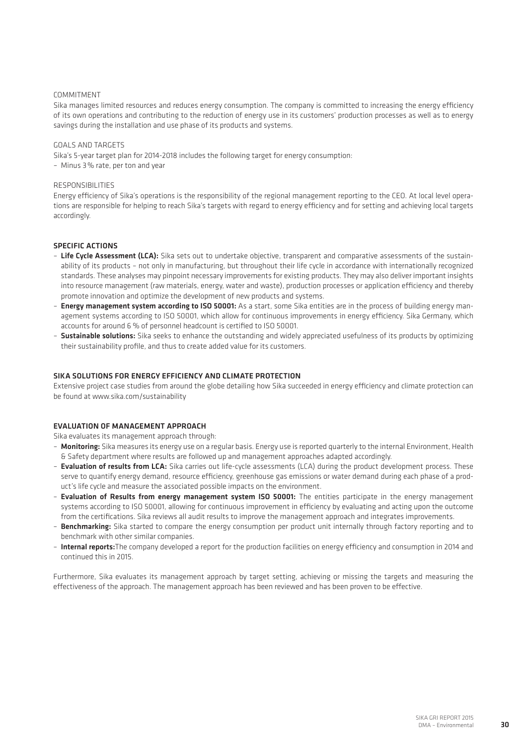COMMITMENT

Sika manages limited resources and reduces energy consumption. The company is committed to increasing the energy efficiency of its own operations and contributing to the reduction of energy use in its customers' production processes as well as to energy savings during the installation and use phase of its products and systems.

GOALS AND TARGETS

Sika's 5-year target plan for 2014-2018 includes the following target for energy consumption:

- Minus 3% rate, per ton and year

RESPONSIBILITIES

Energy efficiency of Sika's operations is the responsibility of the regional management reporting to the CEO. At local level operations are responsible for helping to reach Sika's targets with regard to energy efficiency and for setting and achieving local targets accordingly.

## SPECIFIC ACTIONS

- **Life Cycle Assessment (LCA):** Sika sets out to undertake objective, transparent and comparative assessments of the sustainability of its products – not only in manufacturing, but throughout their life cycle in accordance with internationally recognized standards. These analyses may pinpoint necessary improvements for existing products. They may also deliver important insights into resource management (raw materials, energy, water and waste), production processes or application efficiency and thereby promote innovation and optimize the development of new products and systems.
- **Energy management system according to ISO 50001:** As a start, some Sika entities are in the process of building energy management systems according to ISO 50001, which allow for continuous improvements in energy efficiency. Sika Germany, which accounts for around 6 % of personnel headcount is certified to ISO 50001.
- **Sustainable solutions:** Sika seeks to enhance the outstanding and widely appreciated usefulness of its products by optimizing their sustainability profile, and thus to create added value for its customers.

## SIKA SOLUTIONS FOR ENERGY EFFICIENCY AND CLIMATE PROTECTION

Extensive project case studies from around the globe detailing how Sika succeeded in energy efficiency and climate protection can be found at www.sika.com/sustainability

## EVALUATION OF MANAGEMENT APPROACH

Sika evaluates its management approach through:

- **Monitoring:** Sika measures its energy use on a regular basis. Energy use is reported quarterly to the internal Environment, Health & Safety department where results are followed up and management approaches adapted accordingly.
- **Evaluation of results from LCA:** Sika carries out life-cycle assessments (LCA) during the product development process. These serve to quantify energy demand, resource efficiency, greenhouse gas emissions or water demand during each phase of a product's life cycle and measure the associated possible impacts on the environment.
- **Evaluation of Results from energy management system ISO 50001:** The entities participate in the energy management systems according to ISO 50001, allowing for continuous improvement in efficiency by evaluating and acting upon the outcome from the certifications. Sika reviews all audit results to improve the management approach and integrates improvements.
- **Benchmarking:** Sika started to compare the energy consumption per product unit internally through factory reporting and to benchmark with other similar companies.
- **Internal reports:** The company developed a report for the production facilities on energy efficiency and consumption in 2014 and continued this in 2015.

Furthermore, Sika evaluates its management approach by target setting, achieving or missing the targets and measuring the effectiveness of the approach. The management approach has been reviewed and has been proven to be effective.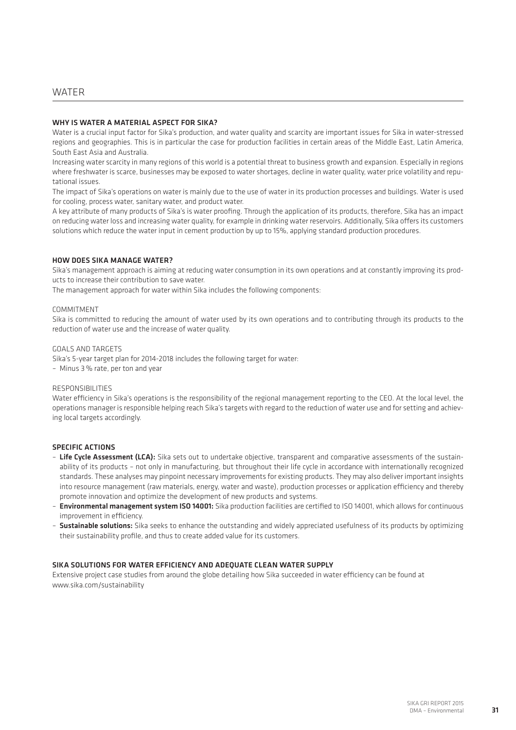# WATER

## WHY IS WATER A MATERIAL ASPECT FOR SIKA?

Water is a crucial input factor for Sika's production, and water quality and scarcity are important issues for Sika in water-stressed regions and geographies. This is in particular the case for production facilities in certain areas of the Middle East, Latin America, South East Asia and Australia.

Increasing water scarcity in many regions of this world is a potential threat to business growth and expansion. Especially in regions where freshwater is scarce, businesses may be exposed to water shortages, decline in water quality, water price volatility and reputational issues.

The impact of Sika's operations on water is mainly due to the use of water in its production processes and buildings. Water is used for cooling, process water, sanitary water, and product water.

A key attribute of many products of Sika's is water proofing. Through the application of its products, therefore, Sika has an impact on reducing water loss and increasing water quality, for example in drinking water reservoirs. Additionally, Sika offers its customers solutions which reduce the water input in cement production by up to 15%, applying standard production procedures.

## HOW DOES SIKA MANAGE WATER?

Sika's management approach is aiming at reducing water consumption in its own operations and at constantly improving its products to increase their contribution to save water.

The management approach for water within Sika includes the following components:

### COMMITMENT

Sika is committed to reducing the amount of water used by its own operations and to contributing through its products to the reduction of water use and the increase of water quality.

### GOALS AND TARGETS

Sika's 5-year target plan for 2014-2018 includes the following target for water:

– Minus 3 % rate, per ton and year

### RESPONSIBILITIES

Water efficiency in Sika's operations is the responsibility of the regional management reporting to the CEO. At the local level, the operations manager is responsible helping reach Sika's targets with regard to the reduction of water use and for setting and achieving local targets accordingly.

## SPECIFIC ACTIONS

- **Life Cycle Assessment (LCA):** Sika sets out to undertake objective, transparent and comparative assessments of the sustainability of its products – not only in manufacturing, but throughout their life cycle in accordance with internationally recognized standards. These analyses may pinpoint necessary improvements for existing products. They may also deliver important insights into resource management (raw materials, energy, water and waste), production processes or application efficiency and thereby promote innovation and optimize the development of new products and systems.
- **Environmental management system ISO 14001:** Sika production facilities are certified to ISO 14001, which allows for continuous improvement in efficiency.
- **Sustainable solutions:** Sika seeks to enhance the outstanding and widely appreciated usefulness of its products by optimizing their sustainability profile, and thus to create added value for its customers.

## SIKA SOLUTIONS FOR WATER EFFICIENCY AND ADEQUATE CLEAN WATER SUPPLY

Extensive project case studies from around the globe detailing how Sika succeeded in water efficiency can be found at www.sika.com/sustainability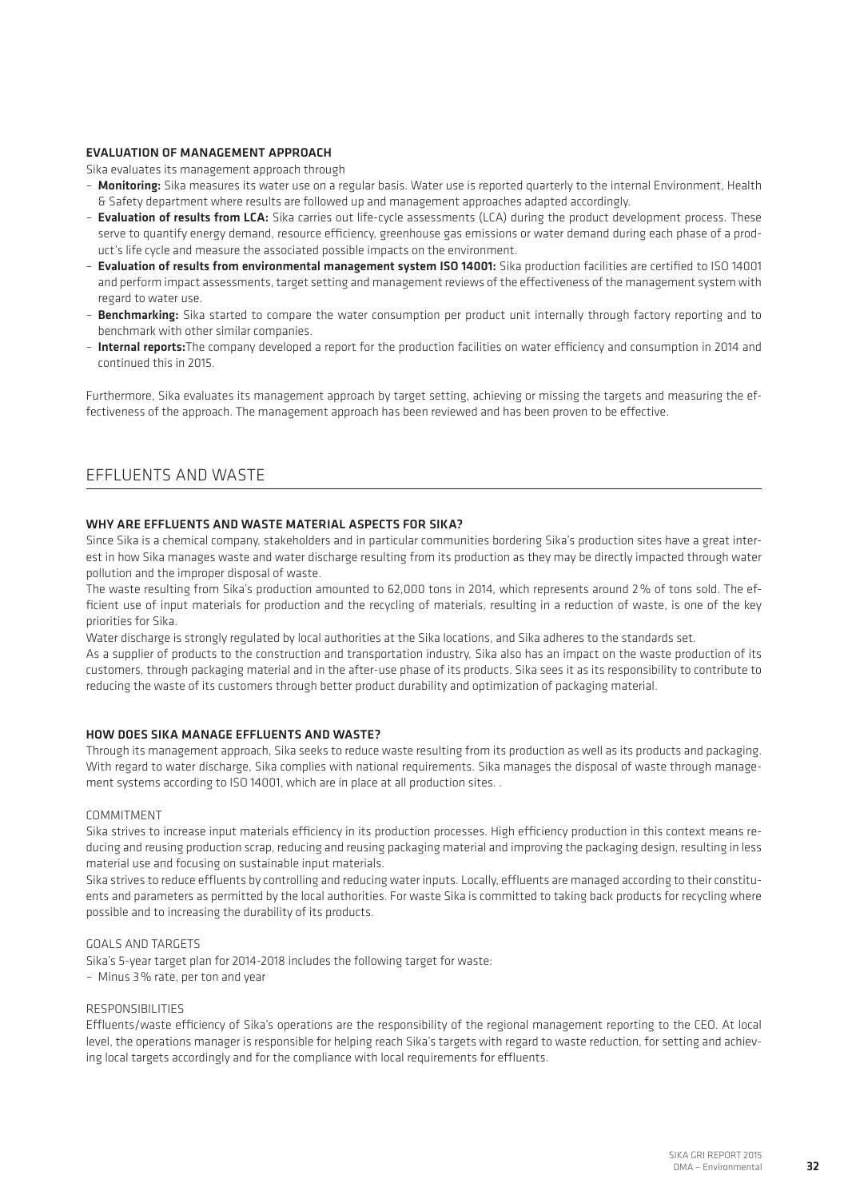#### EVALUATION OF MANAGEMENT APPROACH

Sika evaluates its management approach through

- **Monitoring:** Sika measures its water use on a regular basis. Water use is reported quarterly to the internal Environment, Health & Safety department where results are followed up and management approaches adapted accordingly.
- **Evaluation of results from LCA:** Sika carries out life-cycle assessments (LCA) during the product development process. These serve to quantify energy demand, resource efficiency, greenhouse gas emissions or water demand during each phase of a product's life cycle and measure the associated possible impacts on the environment.
- **Evaluation of results from environmental management system ISO 14001:** Sika production facilities are certified to ISO 14001 and perform impact assessments, target setting and management reviews of the effectiveness of the management system with regard to water use.
- **Benchmarking:** Sika started to compare the water consumption per product unit internally through factory reporting and to benchmark with other similar companies.
- **Internal reports:**The company developed a report for the production facilities on water efficiency and consumption in 2014 and continued this in 2015.

Furthermore, Sika evaluates its management approach by target setting, achieving or missing the targets and measuring the effectiveness of the approach. The management approach has been reviewed and has been proven to be effective.

## EFFLUENTS AND WASTE

#### WHY ARE EFFLUENTS AND WASTE MATERIAL ASPECTS FOR SIKA?

Since Sika is a chemical company, stakeholders and in particular communities bordering Sika's production sites have a great interest in how Sika manages waste and water discharge resulting from its production as they may be directly impacted through water pollution and the improper disposal of waste.

The waste resulting from Sika's production amounted to 62,000 tons in 2014, which represents around 2% of tons sold. The efficient use of input materials for production and the recycling of materials, resulting in a reduction of waste, is one of the key priorities for Sika.

Water discharge is strongly regulated by local authorities at the Sika locations, and Sika adheres to the standards set.

As a supplier of products to the construction and transportation industry, Sika also has an impact on the waste production of its customers, through packaging material and in the after-use phase of its products. Sika sees it as its responsibility to contribute to reducing the waste of its customers through better product durability and optimization of packaging material.

#### HOW DOES SIKA MANAGE EFFLUENTS AND WASTE?

Through its management approach, Sika seeks to reduce waste resulting from its production as well as its products and packaging. With regard to water discharge, Sika complies with national requirements. Sika manages the disposal of waste through management systems according to ISO 14001, which are in place at all production sites. .

COMMITMENT

Sika strives to increase input materials efficiency in its production processes. High efficiency production in this context means reducing and reusing production scrap, reducing and reusing packaging material and improving the packaging design, resulting in less material use and focusing on sustainable input materials.

Sika strives to reduce effluents by controlling and reducing water inputs. Locally, effluents are managed according to their constituents and parameters as permitted by the local authorities. For waste Sika is committed to taking back products for recycling where possible and to increasing the durability of its products.

GOALS AND TARGETS

Sika's 5-year target plan for 2014-2018 includes the following target for waste:

- Minus 3% rate, per ton and year

RESPONSIBILITIES

Effluents/waste efficiency of Sika's operations are the responsibility of the regional management reporting to the CEO. At local level, the operations manager is responsible for helping reach Sika's targets with regard to waste reduction, for setting and achieving local targets accordingly and for the compliance with local requirements for effluents.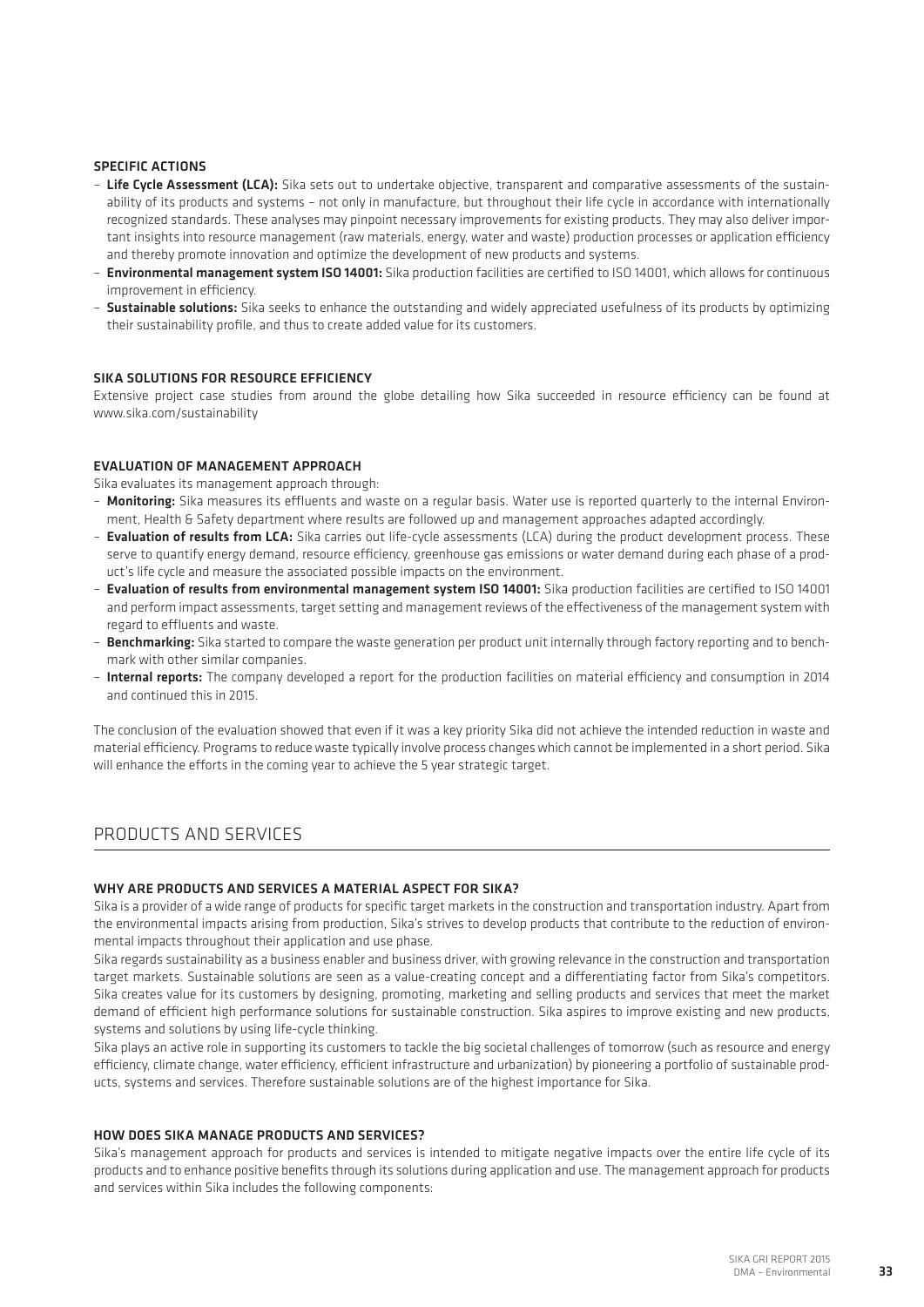#### SPECIFIC ACTIONS

- **Life Cycle Assessment (LCA):** Sika sets out to undertake objective, transparent and comparative assessments of the sustainability of its products and systems – not only in manufacture, but throughout their life cycle in accordance with internationally recognized standards. These analyses may pinpoint necessary improvements for existing products. They may also deliver important insights into resource management (raw materials, energy, water and waste) production processes or application efficiency and thereby promote innovation and optimize the development of new products and systems.
- **Environmental management system ISO 14001:** Sika production facilities are certified to ISO 14001, which allows for continuous improvement in efficiency.
- **Sustainable solutions:** Sika seeks to enhance the outstanding and widely appreciated usefulness of its products by optimizing their sustainability profile, and thus to create added value for its customers.

#### SIKA SOLUTIONS FOR RESOURCE EFFICIENCY

Extensive project case studies from around the globe detailing how Sika succeeded in resource efficiency can be found at www.sika.com/sustainability

#### EVALUATION OF MANAGEMENT APPROACH

Sika evaluates its management approach through:

- **Monitoring:** Sika measures its effluents and waste on a regular basis. Water use is reported quarterly to the internal Environment, Health & Safety department where results are followed up and management approaches adapted accordingly.
- **Evaluation of results from LCA:** Sika carries out life-cycle assessments (LCA) during the product development process. These serve to quantify energy demand, resource efficiency, greenhouse gas emissions or water demand during each phase of a product's life cycle and measure the associated possible impacts on the environment.
- **Evaluation of results from environmental management system ISO 14001:** Sika production facilities are certified to ISO 14001 and perform impact assessments, target setting and management reviews of the effectiveness of the management system with regard to effluents and waste.
- **Benchmarking:** Sika started to compare the waste generation per product unit internally through factory reporting and to benchmark with other similar companies.
- **Internal reports:** The company developed a report for the production facilities on material efficiency and consumption in 2014 and continued this in 2015.

The conclusion of the evaluation showed that even if it was a key priority Sika did not achieve the intended reduction in waste and material efficiency. Programs to reduce waste typically involve process changes which cannot be implemented in a short period. Sika will enhance the efforts in the coming year to achieve the 5 year strategic target.

## PRODUCTS AND SERVICES

#### WHY ARE PRODUCTS AND SERVICES A MATERIAL ASPECT FOR SIKA?

Sika is a provider of a wide range of products for specific target markets in the construction and transportation industry. Apart from the environmental impacts arising from production, Sika's strives to develop products that contribute to the reduction of environmental impacts throughout their application and use phase.

Sika regards sustainability as a business enabler and business driver, with growing relevance in the construction and transportation target markets. Sustainable solutions are seen as a value-creating concept and a differentiating factor from Sika's competitors. Sika creates value for its customers by designing, promoting, marketing and selling products and services that meet the market demand of efficient high performance solutions for sustainable construction. Sika aspires to improve existing and new products, systems and solutions by using life-cycle thinking.

Sika plays an active role in supporting its customers to tackle the big societal challenges of tomorrow (such as resource and energy efficiency, climate change, water efficiency, efficient infrastructure and urbanization) by pioneering a portfolio of sustainable products, systems and services. Therefore sustainable solutions are of the highest importance for Sika.

#### HOW DOES SIKA MANAGE PRODUCTS AND SERVICES?

Sika's management approach for products and services is intended to mitigate negative impacts over the entire life cycle of its products and to enhance positive benefits through its solutions during application and use. The management approach for products and services within Sika includes the following components: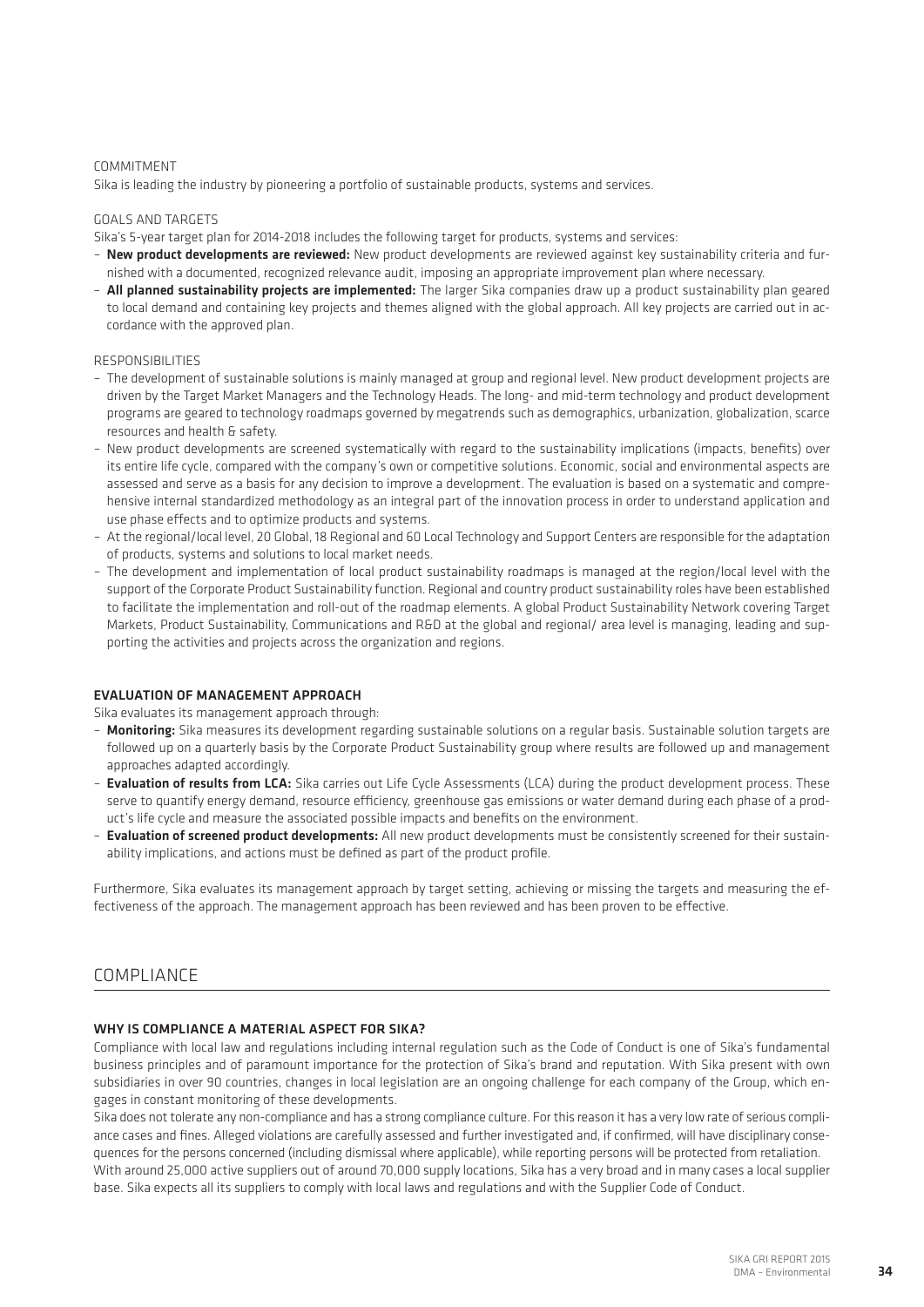COMMITMENT

Sika is leading the industry by pioneering a portfolio of sustainable products, systems and services.

GOALS AND TARGETS

Sika's 5-year target plan for 2014-2018 includes the following target for products, systems and services:

- **New product developments are reviewed:** New product developments are reviewed against key sustainability criteria and furnished with a documented, recognized relevance audit, imposing an appropriate improvement plan where necessary.
- **All planned sustainability projects are implemented:** The larger Sika companies draw up a product sustainability plan geared to local demand and containing key projects and themes aligned with the global approach. All key projects are carried out in accordance with the approved plan.

RESPONSIBILITIES

- The development of sustainable solutions is mainly managed at group and regional level. New product development projects are driven by the Target Market Managers and the Technology Heads. The long- and mid-term technology and product development programs are geared to technology roadmaps governed by megatrends such as demographics, urbanization, globalization, scarce resources and health & safety.
- New product developments are screened systematically with regard to the sustainability implications (impacts, benefits) over its entire life cycle, compared with the company's own or competitive solutions. Economic, social and environmental aspects are assessed and serve as a basis for any decision to improve a development. The evaluation is based on a systematic and comprehensive internal standardized methodology as an integral part of the innovation process in order to understand application and use phase effects and to optimize products and systems.
- At the regional/local level, 20 Global, 18 Regional and 60 Local Technology and Support Centers are responsible for the adaptation of products, systems and solutions to local market needs.
- The development and implementation of local product sustainability roadmaps is managed at the region/local level with the support of the Corporate Product Sustainability function. Regional and country product sustainability roles have been established to facilitate the implementation and roll-out of the roadmap elements. A global Product Sustainability Network covering Target Markets, Product Sustainability, Communications and R&D at the global and regional/ area level is managing, leading and supporting the activities and projects across the organization and regions.

### EVALUATION OF MANAGEMENT APPROACH

Sika evaluates its management approach through:

- **Monitoring:** Sika measures its development regarding sustainable solutions on a regular basis. Sustainable solution targets are followed up on a quarterly basis by the Corporate Product Sustainability group where results are followed up and management approaches adapted accordingly.
- **Evaluation of results from LCA:** Sika carries out Life Cycle Assessments (LCA) during the product development process. These serve to quantify energy demand, resource efficiency, greenhouse gas emissions or water demand during each phase of a product's life cycle and measure the associated possible impacts and benefits on the environment.
- **Evaluation of screened product developments:** All new product developments must be consistently screened for their sustainability implications, and actions must be defined as part of the product profile.

Furthermore, Sika evaluates its management approach by target setting, achieving or missing the targets and measuring the effectiveness of the approach. The management approach has been reviewed and has been proven to be effective.

## COMPLIANCE

### WHY IS COMPLIANCE A MATERIAL ASPECT FOR SIKA?

Compliance with local law and regulations including internal regulation such as the Code of Conduct is one of Sika's fundamental business principles and of paramount importance for the protection of Sika's brand and reputation. With Sika present with own subsidiaries in over 90 countries, changes in local legislation are an ongoing challenge for each company of the Group, which engages in constant monitoring of these developments.

Sika does not tolerate any non-compliance and has a strong compliance culture. For this reason it has a very low rate of serious compliance cases and fines. Alleged violations are carefully assessed and further investigated and, if confirmed, will have disciplinary consequences for the persons concerned (including dismissal where applicable), while reporting persons will be protected from retaliation.

With around 25,000 active suppliers out of around 70,000 supply locations, Sika has a very broad and in many cases a local supplier base. Sika expects all its suppliers to comply with local laws and regulations and with the Supplier Code of Conduct.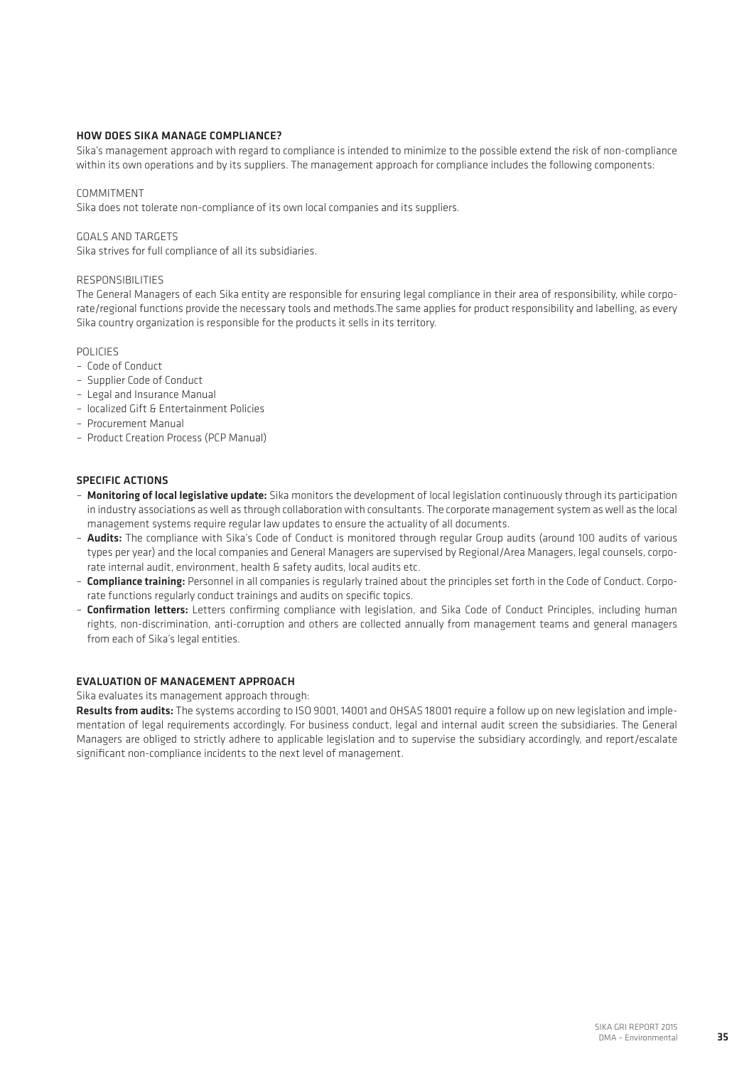## HOW DOES SIKA MANAGE COMPLIANCE?

Sika's management approach with regard to compliance is intended to minimize to the possible extend the risk of non-compliance within its own operations and by its suppliers. The management approach for compliance includes the following components:

COMMITMENT

Sika does not tolerate non-compliance of its own local companies and its suppliers.

GOALS AND TARGETS

Sika strives for full compliance of all its subsidiaries.

RESPONSIBILITIES

The General Managers of each Sika entity are responsible for ensuring legal compliance in their area of responsibility, while corporate/regional functions provide the necessary tools and methods.The same applies for product responsibility and labelling, as every Sika country organization is responsible for the products it sells in its territory.

POLICIES

- Code of Conduct
- Supplier Code of Conduct
- Legal and Insurance Manual
- localized Gift & Entertainment Policies
- Procurement Manual
- Product Creation Process (PCP Manual)

## SPECIFIC ACTIONS

- **Monitoring of local legislative update:** Sika monitors the development of local legislation continuously through its participation in industry associations as well as through collaboration with consultants. The corporate management system as well as the local management systems require regular law updates to ensure the actuality of all documents.
- **Audits:** The compliance with Sika's Code of Conduct is monitored through regular Group audits (around 100 audits of various types per year) and the local companies and General Managers are supervised by Regional/Area Managers, legal counsels, corporate internal audit, environment, health & safety audits, local audits etc.
- **Compliance training:** Personnel in all companies is regularly trained about the principles set forth in the Code of Conduct. Corporate functions regularly conduct trainings and audits on specific topics.
- **Confirmation letters:** Letters confirming compliance with legislation, and Sika Code of Conduct Principles, including human rights, non-discrimination, anti-corruption and others are collected annually from management teams and general managers from each of Sika's legal entities.

## EVALUATION OF MANAGEMENT APPROACH

Sika evaluates its management approach through:

**Results from audits:** The systems according to ISO 9001, 14001 and OHSAS 18001 require a follow up on new legislation and implementation of legal requirements accordingly. For business conduct, legal and internal audit screen the subsidiaries. The General Managers are obliged to strictly adhere to applicable legislation and to supervise the subsidiary accordingly, and report/escalate significant non-compliance incidents to the next level of management.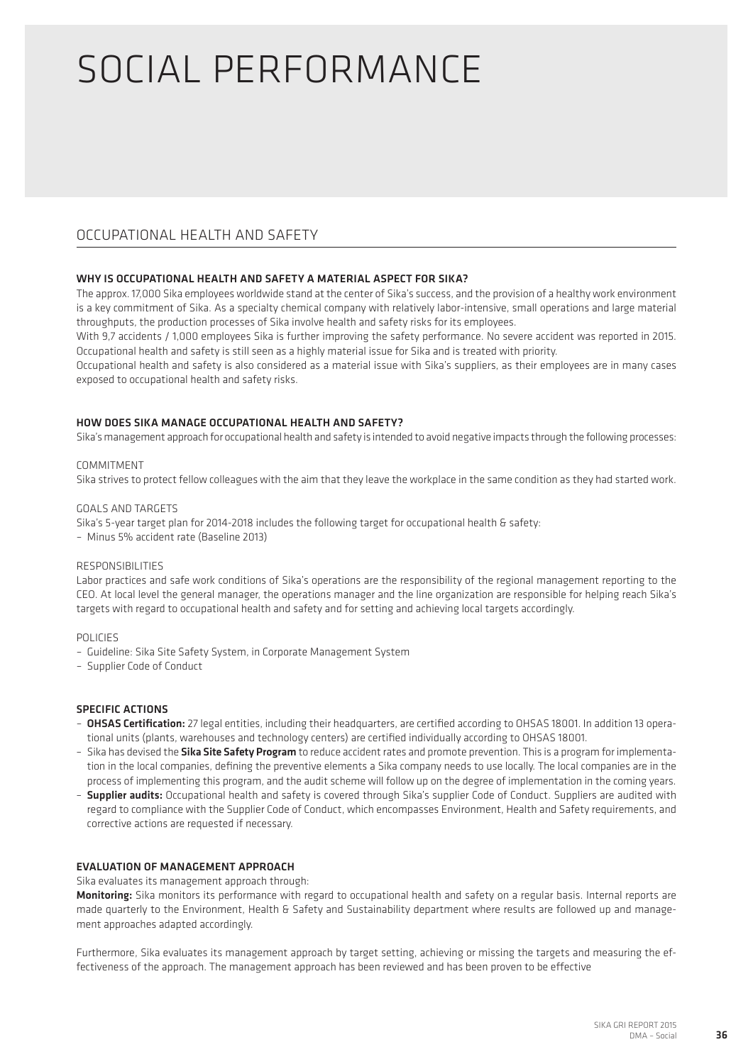# SOCIAL PERFORMANCE

## OCCUPATIONAL HEALTH AND SAFETY

### WHY IS OCCUPATIONAL HEALTH AND SAFETY A MATERIAL ASPECT FOR SIKA?

The approx. 17,000 Sika employees worldwide stand at the center of Sika's success, and the provision of a healthy work environment is a key commitment of Sika. As a specialty chemical company with relatively labor-intensive, small operations and large material throughputs, the production processes of Sika involve health and safety risks for its employees.

With 9,7 accidents / 1,000 employees Sika is further improving the safety performance. No severe accident was reported in 2015. Occupational health and safety is still seen as a highly material issue for Sika and is treated with priority.

Occupational health and safety is also considered as a material issue with Sika's suppliers, as their employees are in many cases exposed to occupational health and safety risks.

### HOW DOES SIKA MANAGE OCCUPATIONAL HEALTH AND SAFETY?

Sika's management approach for occupational health and safety is intended to avoid negative impacts through the following processes:

COMMITMENT

Sika strives to protect fellow colleagues with the aim that they leave the workplace in the same condition as they had started work.

GOALS AND TARGETS

Sika's 5-year target plan for 2014-2018 includes the following target for occupational health & safety:

- Minus 5% accident rate (Baseline 2013)

RESPONSIBILITIES

Labor practices and safe work conditions of Sika's operations are the responsibility of the regional management reporting to the CEO. At local level the general manager, the operations manager and the line organization are responsible for helping reach Sika's targets with regard to occupational health and safety and for setting and achieving local targets accordingly.

POLICIES

- Guideline: Sika Site Safety System, in Corporate Management System
- Supplier Code of Conduct

### SPECIFIC ACTIONS

- **OHSAS Certification:** 27 legal entities, including their headquarters, are certified according to OHSAS 18001. In addition 13 operational units (plants, warehouses and technology centers) are certified individually according to OHSAS 18001.
- Sika has devised the **Sika Site Safety Program** to reduce accident rates and promote prevention. This is a program for implementation in the local companies, defining the preventive elements a Sika company needs to use locally. The local companies are in the process of implementing this program, and the audit scheme will follow up on the degree of implementation in the coming years.
- **Supplier audits:** Occupational health and safety is covered through Sika's supplier Code of Conduct. Suppliers are audited with regard to compliance with the Supplier Code of Conduct, which encompasses Environment, Health and Safety requirements, and corrective actions are requested if necessary.

### EVALUATION OF MANAGEMENT APPROACH

Sika evaluates its management approach through:

**Monitoring:** Sika monitors its performance with regard to occupational health and safety on a regular basis. Internal reports are made quarterly to the Environment, Health & Safety and Sustainability department where results are followed up and management approaches adapted accordingly.

Furthermore, Sika evaluates its management approach by target setting, achieving or missing the targets and measuring the effectiveness of the approach. The management approach has been reviewed and has been proven to be effective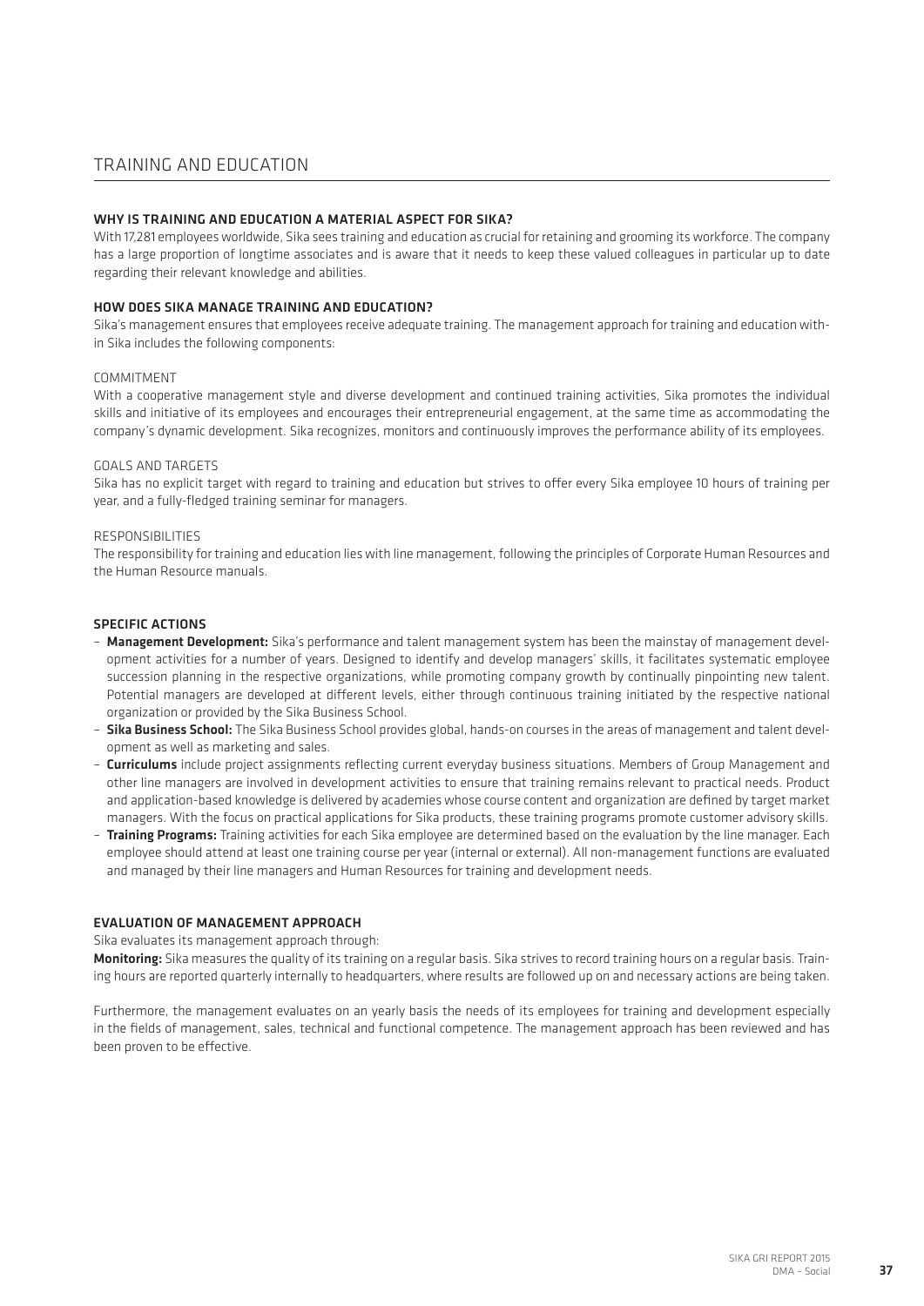# TRAINING AND EDUCATION

## WHY IS TRAINING AND EDUCATION A MATERIAL ASPECT FOR SIKA?

With 17,281 employees worldwide, Sika sees training and education as crucial for retaining and grooming its workforce. The company has a large proportion of longtime associates and is aware that it needs to keep these valued colleagues in particular up to date regarding their relevant knowledge and abilities.

## HOW DOES SIKA MANAGE TRAINING AND EDUCATION?

Sika's management ensures that employees receive adequate training. The management approach for training and education within Sika includes the following components:

### COMMITMENT

With a cooperative management style and diverse development and continued training activities, Sika promotes the individual skills and initiative of its employees and encourages their entrepreneurial engagement, at the same time as accommodating the company's dynamic development. Sika recognizes, monitors and continuously improves the performance ability of its employees.

### GOALS AND TARGETS

Sika has no explicit target with regard to training and education but strives to offer every Sika employee 10 hours of training per year, and a fully-fledged training seminar for managers.

### RESPONSIBILITIES

The responsibility for training and education lies with line management, following the principles of Corporate Human Resources and the Human Resource manuals.

## SPECIFIC ACTIONS

- **Management Development:** Sika's performance and talent management system has been the mainstay of management development activities for a number of years. Designed to identify and develop managers' skills, it facilitates systematic employee succession planning in the respective organizations, while promoting company growth by continually pinpointing new talent. Potential managers are developed at different levels, either through continuous training initiated by the respective national organization or provided by the Sika Business School.
- **Sika Business School:** The Sika Business School provides global, hands-on courses in the areas of management and talent development as well as marketing and sales.
- **Curriculums** include project assignments reflecting current everyday business situations. Members of Group Management and other line managers are involved in development activities to ensure that training remains relevant to practical needs. Product and application-based knowledge is delivered by academies whose course content and organization are defined by target market managers. With the focus on practical applications for Sika products, these training programs promote customer advisory skills.
- **Training Programs:** Training activities for each Sika employee are determined based on the evaluation by the line manager. Each employee should attend at least one training course per year (internal or external). All non-management functions are evaluated and managed by their line managers and Human Resources for training and development needs.

## EVALUATION OF MANAGEMENT APPROACH

Sika evaluates its management approach through:

**Monitoring:** Sika measures the quality of its training on a regular basis. Sika strives to record training hours on a regular basis. Training hours are reported quarterly internally to headquarters, where results are followed up on and necessary actions are being taken.

Furthermore, the management evaluates on an yearly basis the needs of its employees for training and development especially in the fields of management, sales, technical and functional competence. The management approach has been reviewed and has been proven to be effective.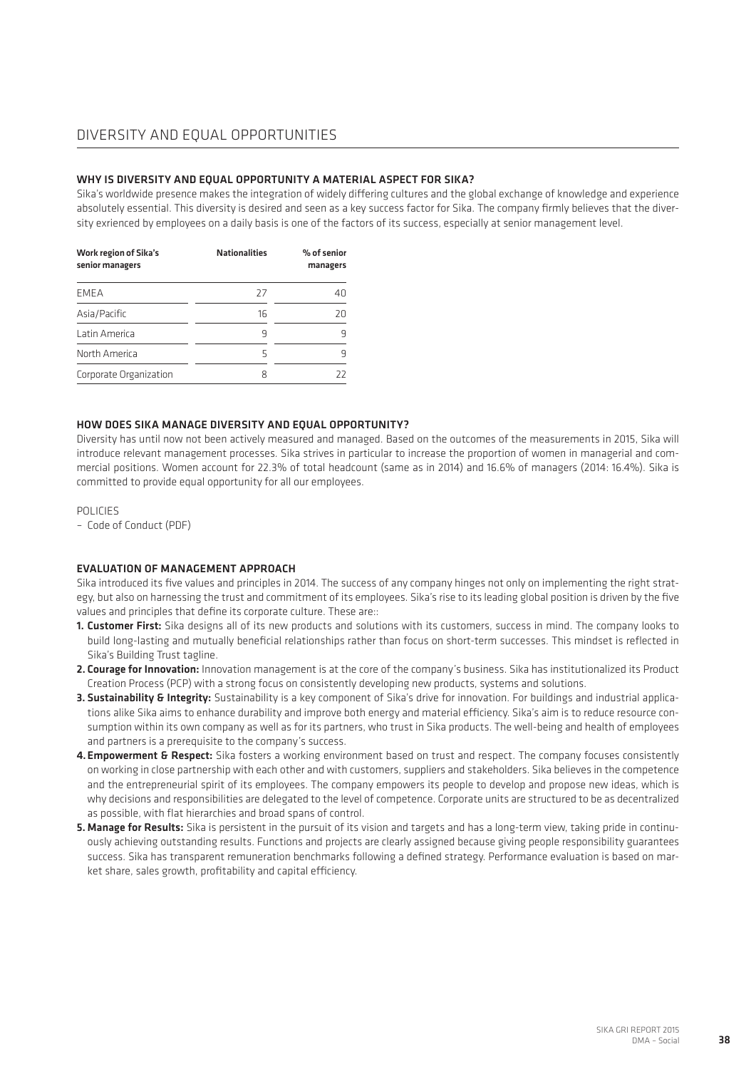# DIVERSITY AND EQUAL OPPORTUNITIES

## WHY IS DIVERSITY AND EQUAL OPPORTUNITY A MATERIAL ASPECT FOR SIKA?

Sika's worldwide presence makes the integration of widely differing cultures and the global exchange of knowledge and experience absolutely essential. This diversity is desired and seen as a key success factor for Sika. The company firmly believes that the diversity exrienced by employees on a daily basis is one of the factors of its success, especially at senior management level.

| Work region of Sika's senior managers | Nationalities | % of senior managers |
|---|---|---|
| EMEA | 27 | 40 |
| Asia/Pacific | 16 | 20 |
| Latin America | 9 | 9 |
| North America | 5 | 9 |
| Corporate Organization | 8 | 22 |

## HOW DOES SIKA MANAGE DIVERSITY AND EQUAL OPPORTUNITY?

Diversity has until now not been actively measured and managed. Based on the outcomes of the measurements in 2015, Sika will introduce relevant management processes. Sika strives in particular to increase the proportion of women in managerial and commercial positions. Women account for 22.3% of total headcount (same as in 2014) and 16.6% of managers (2014: 16.4%). Sika is committed to provide equal opportunity for all our employees.

POLICIES

– Code of Conduct (PDF)

## EVALUATION OF MANAGEMENT APPROACH

Sika introduced its five values and principles in 2014. The success of any company hinges not only on implementing the right strategy, but also on harnessing the trust and commitment of its employees. Sika's rise to its leading global position is driven by the five values and principles that define its corporate culture. These are::

1. **Customer First:** Sika designs all of its new products and solutions with its customers, success in mind. The company looks to build long-lasting and mutually beneficial relationships rather than focus on short-term successes. This mindset is reflected in Sika's Building Trust tagline.
2. **Courage for Innovation:** Innovation management is at the core of the company's business. Sika has institutionalized its Product Creation Process (PCP) with a strong focus on consistently developing new products, systems and solutions.
3. **Sustainability & Integrity:** Sustainability is a key component of Sika's drive for innovation. For buildings and industrial applications alike Sika aims to enhance durability and improve both energy and material efficiency. Sika's aim is to reduce resource consumption within its own company as well as for its partners, who trust in Sika products. The well-being and health of employees and partners is a prerequisite to the company's success.
4. **Empowerment & Respect:** Sika fosters a working environment based on trust and respect. The company focuses consistently on working in close partnership with each other and with customers, suppliers and stakeholders. Sika believes in the competence and the entrepreneurial spirit of its employees. The company empowers its people to develop and propose new ideas, which is why decisions and responsibilities are delegated to the level of competence. Corporate units are structured to be as decentralized as possible, with flat hierarchies and broad spans of control.
5. **Manage for Results:** Sika is persistent in the pursuit of its vision and targets and has a long-term view, taking pride in continuously achieving outstanding results. Functions and projects are clearly assigned because giving people responsibility guarantees success. Sika has transparent remuneration benchmarks following a defined strategy. Performance evaluation is based on market share, sales growth, profitability and capital efficiency.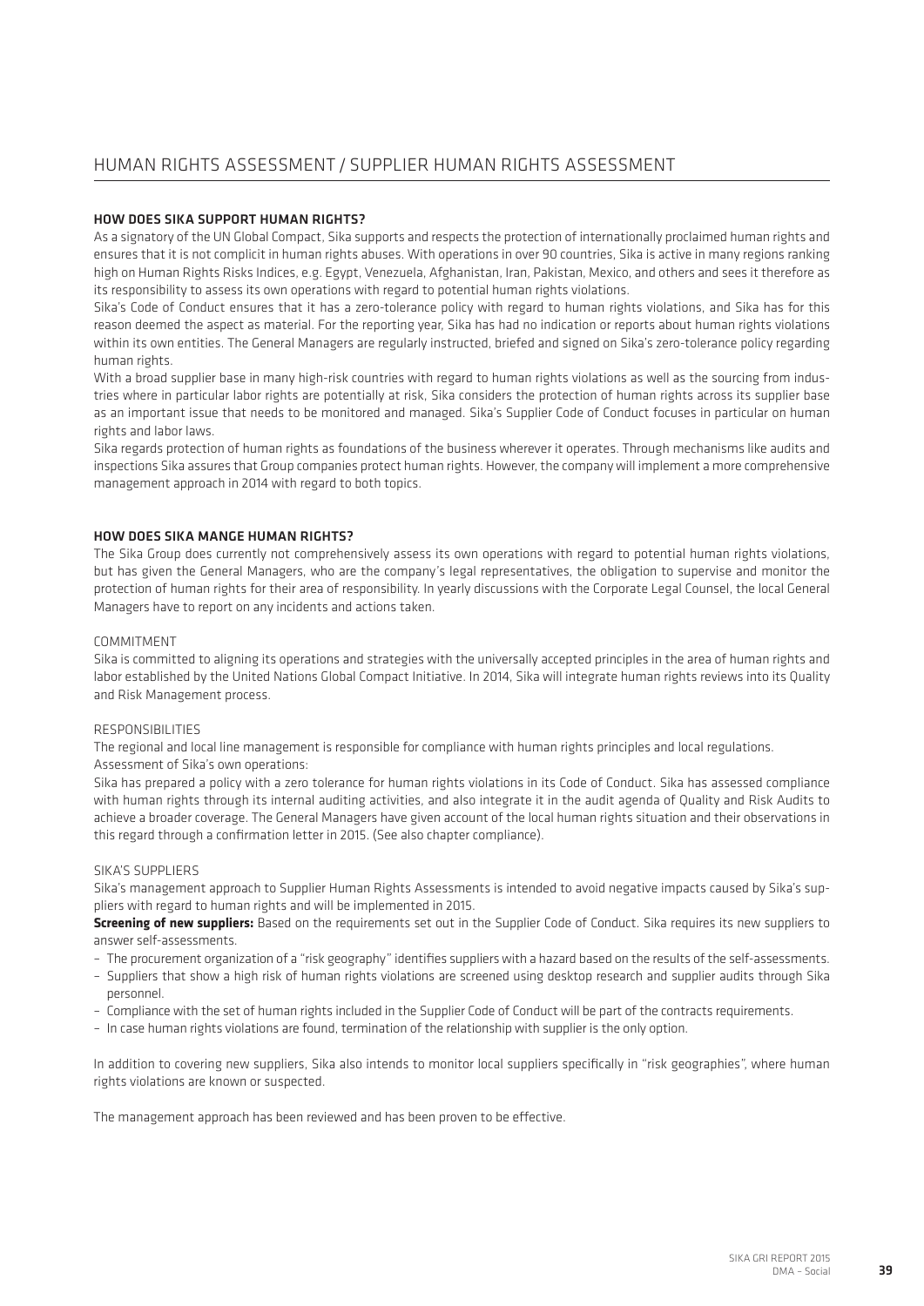# HUMAN RIGHTS ASSESSMENT / SUPPLIER HUMAN RIGHTS ASSESSMENT

### HOW DOES SIKA SUPPORT HUMAN RIGHTS?

As a signatory of the UN Global Compact, Sika supports and respects the protection of internationally proclaimed human rights and ensures that it is not complicit in human rights abuses. With operations in over 90 countries, Sika is active in many regions ranking high on Human Rights Risks Indices, e.g. Egypt, Venezuela, Afghanistan, Iran, Pakistan, Mexico, and others and sees it therefore as its responsibility to assess its own operations with regard to potential human rights violations.

Sika's Code of Conduct ensures that it has a zero-tolerance policy with regard to human rights violations, and Sika has for this reason deemed the aspect as material. For the reporting year, Sika has had no indication or reports about human rights violations within its own entities. The General Managers are regularly instructed, briefed and signed on Sika's zero-tolerance policy regarding human rights.

With a broad supplier base in many high-risk countries with regard to human rights violations as well as the sourcing from industries where in particular labor rights are potentially at risk, Sika considers the protection of human rights across its supplier base as an important issue that needs to be monitored and managed. Sika's Supplier Code of Conduct focuses in particular on human rights and labor laws.

Sika regards protection of human rights as foundations of the business wherever it operates. Through mechanisms like audits and inspections Sika assures that Group companies protect human rights. However, the company will implement a more comprehensive management approach in 2014 with regard to both topics.

### HOW DOES SIKA MANGE HUMAN RIGHTS?

The Sika Group does currently not comprehensively assess its own operations with regard to potential human rights violations, but has given the General Managers, who are the company's legal representatives, the obligation to supervise and monitor the protection of human rights for their area of responsibility. In yearly discussions with the Corporate Legal Counsel, the local General Managers have to report on any incidents and actions taken.

#### COMMITMENT

Sika is committed to aligning its operations and strategies with the universally accepted principles in the area of human rights and labor established by the United Nations Global Compact Initiative. In 2014, Sika will integrate human rights reviews into its Quality and Risk Management process.

#### RESPONSIBILITIES

The regional and local line management is responsible for compliance with human rights principles and local regulations.
Assessment of Sika's own operations:

Sika has prepared a policy with a zero tolerance for human rights violations in its Code of Conduct. Sika has assessed compliance with human rights through its internal auditing activities, and also integrate it in the audit agenda of Quality and Risk Audits to achieve a broader coverage. The General Managers have given account of the local human rights situation and their observations in this regard through a confirmation letter in 2015. (See also chapter compliance).

#### SIKA'S SUPPLIERS

Sika's management approach to Supplier Human Rights Assessments is intended to avoid negative impacts caused by Sika's suppliers with regard to human rights and will be implemented in 2015.

**Screening of new suppliers:** Based on the requirements set out in the Supplier Code of Conduct. Sika requires its new suppliers to answer self-assessments.

- The procurement organization of a "risk geography" identifies suppliers with a hazard based on the results of the self-assessments.
- Suppliers that show a high risk of human rights violations are screened using desktop research and supplier audits through Sika personnel.
- Compliance with the set of human rights included in the Supplier Code of Conduct will be part of the contracts requirements.
- In case human rights violations are found, termination of the relationship with supplier is the only option.

In addition to covering new suppliers, Sika also intends to monitor local suppliers specifically in "risk geographies", where human rights violations are known or suspected.

The management approach has been reviewed and has been proven to be effective.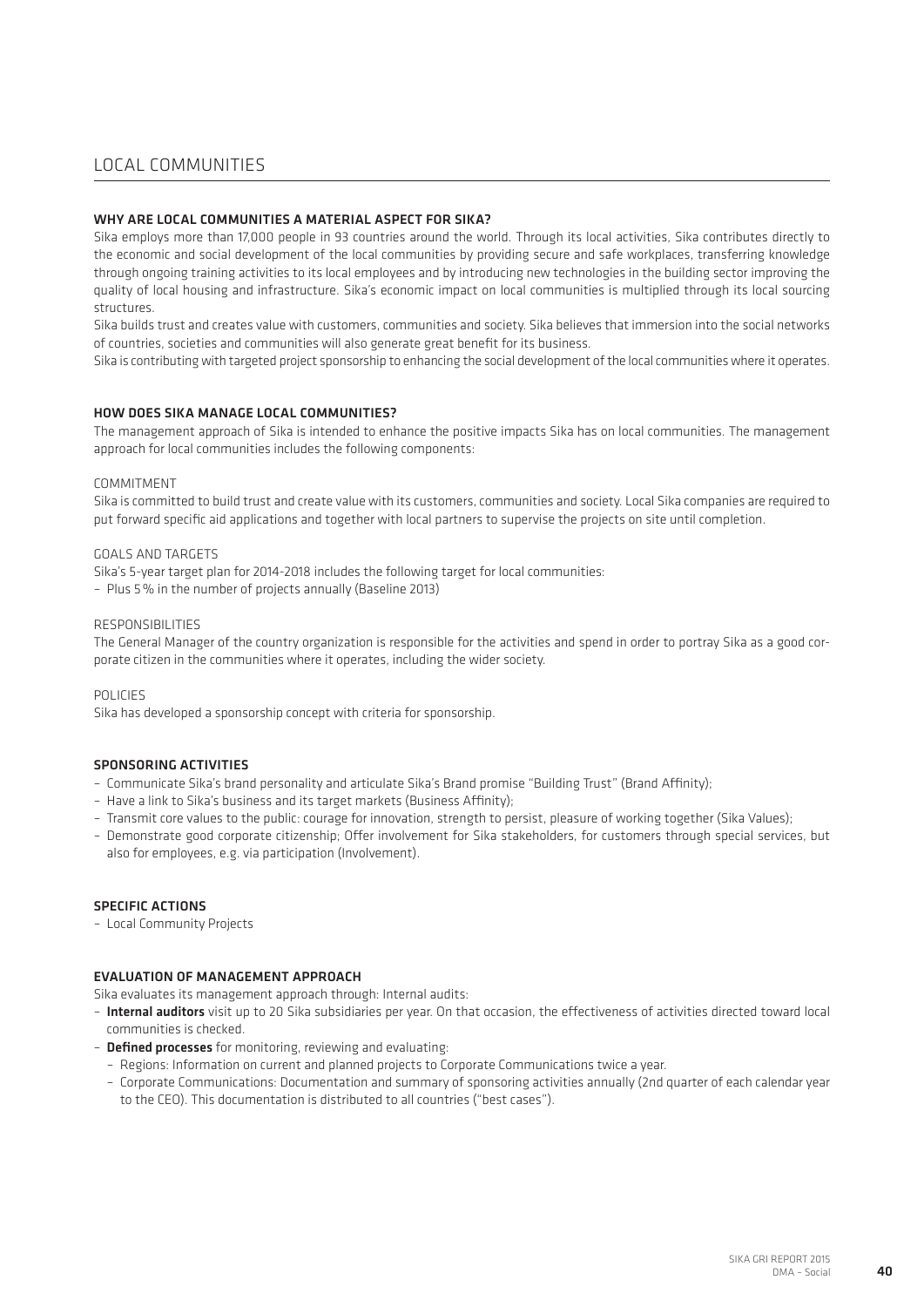# LOCAL COMMUNITIES

## WHY ARE LOCAL COMMUNITIES A MATERIAL ASPECT FOR SIKA?

Sika employs more than 17,000 people in 93 countries around the world. Through its local activities, Sika contributes directly to the economic and social development of the local communities by providing secure and safe workplaces, transferring knowledge through ongoing training activities to its local employees and by introducing new technologies in the building sector improving the quality of local housing and infrastructure. Sika's economic impact on local communities is multiplied through its local sourcing structures.

Sika builds trust and creates value with customers, communities and society. Sika believes that immersion into the social networks of countries, societies and communities will also generate great benefit for its business.

Sika is contributing with targeted project sponsorship to enhancing the social development of the local communities where it operates.

## HOW DOES SIKA MANAGE LOCAL COMMUNITIES?

The management approach of Sika is intended to enhance the positive impacts Sika has on local communities. The management approach for local communities includes the following components:

### COMMITMENT

Sika is committed to build trust and create value with its customers, communities and society. Local Sika companies are required to put forward specific aid applications and together with local partners to supervise the projects on site until completion.

### GOALS AND TARGETS

Sika's 5-year target plan for 2014-2018 includes the following target for local communities:

– Plus 5 % in the number of projects annually (Baseline 2013)

### RESPONSIBILITIES

The General Manager of the country organization is responsible for the activities and spend in order to portray Sika as a good corporate citizen in the communities where it operates, including the wider society.

### POLICIES

Sika has developed a sponsorship concept with criteria for sponsorship.

## SPONSORING ACTIVITIES

– Communicate Sika's brand personality and articulate Sika's Brand promise "Building Trust" (Brand Affinity);
– Have a link to Sika's business and its target markets (Business Affinity);
– Transmit core values to the public: courage for innovation, strength to persist, pleasure of working together (Sika Values);
– Demonstrate good corporate citizenship; Offer involvement for Sika stakeholders, for customers through special services, but also for employees, e.g. via participation (Involvement).

## SPECIFIC ACTIONS

– Local Community Projects

## EVALUATION OF MANAGEMENT APPROACH

Sika evaluates its management approach through: Internal audits:

– **Internal auditors** visit up to 20 Sika subsidiaries per year. On that occasion, the effectiveness of activities directed toward local communities is checked.
– **Defined processes** for monitoring, reviewing and evaluating:
  – Regions: Information on current and planned projects to Corporate Communications twice a year.
  – Corporate Communications: Documentation and summary of sponsoring activities annually (2nd quarter of each calendar year to the CEO). This documentation is distributed to all countries ("best cases").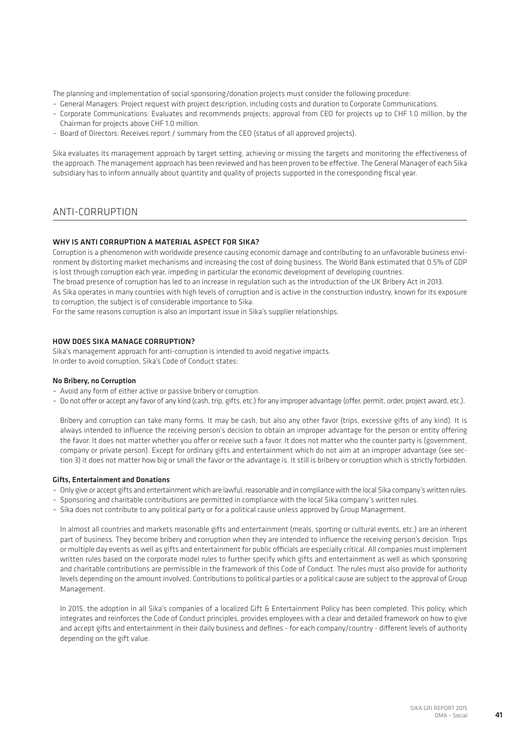The planning and implementation of social sponsoring/donation projects must consider the following procedure:

- General Managers: Project request with project description, including costs and duration to Corporate Communications.
- Corporate Communications: Evaluates and recommends projects; approval from CEO for projects up to CHF 1.0 million, by the Chairman for projects above CHF 1.0 million.
- Board of Directors: Receives report / summary from the CEO (status of all approved projects).

Sika evaluates its management approach by target setting, achieving or missing the targets and monitoring the effectiveness of the approach. The management approach has been reviewed and has been proven to be effective. The General Manager of each Sika subsidiary has to inform annually about quantity and quality of projects supported in the corresponding fiscal year.

## ANTI-CORRUPTION

### WHY IS ANTI CORRUPTION A MATERIAL ASPECT FOR SIKA?

Corruption is a phenomenon with worldwide presence causing economic damage and contributing to an unfavorable business environment by distorting market mechanisms and increasing the cost of doing business. The World Bank estimated that 0.5% of GDP is lost through corruption each year, impeding in particular the economic development of developing countries.

The broad presence of corruption has led to an increase in regulation such as the introduction of the UK Bribery Act in 2013.

As Sika operates in many countries with high levels of corruption and is active in the construction industry, known for its exposure to corruption, the subject is of considerable importance to Sika.

For the same reasons corruption is also an important issue in Sika's supplier relationships.

### HOW DOES SIKA MANAGE CORRUPTION?

Sika's management approach for anti-corruption is intended to avoid negative impacts.

In order to avoid corruption, Sika's Code of Conduct states:

**No Bribery, no Corruption**

- Avoid any form of either active or passive bribery or corruption.
- Do not offer or accept any favor of any kind (cash, trip, gifts, etc.) for any improper advantage (offer, permit, order, project award, etc.).

Bribery and corruption can take many forms. It may be cash, but also any other favor (trips, excessive gifts of any kind). It is always intended to influence the receiving person's decision to obtain an improper advantage for the person or entity offering the favor. It does not matter whether you offer or receive such a favor. It does not matter who the counter party is (government, company or private person). Except for ordinary gifts and entertainment which do not aim at an improper advantage (see section 3) it does not matter how big or small the favor or the advantage is. It still is bribery or corruption which is strictly forbidden.

**Gifts, Entertainment and Donations**

- Only give or accept gifts and entertainment which are lawful, reasonable and in compliance with the local Sika company's written rules.
- Sponsoring and charitable contributions are permitted in compliance with the local Sika company's written rules.
- Sika does not contribute to any political party or for a political cause unless approved by Group Management.

In almost all countries and markets reasonable gifts and entertainment (meals, sporting or cultural events, etc.) are an inherent part of business. They become bribery and corruption when they are intended to influence the receiving person's decision. Trips or multiple day events as well as gifts and entertainment for public officials are especially critical. All companies must implement written rules based on the corporate model rules to further specify which gifts and entertainment as well as which sponsoring and charitable contributions are permissible in the framework of this Code of Conduct. The rules must also provide for authority levels depending on the amount involved. Contributions to political parties or a political cause are subject to the approval of Group Management.

In 2015, the adoption in all Sika's companies of a localized Gift & Entertainment Policy has been completed. This policy, which integrates and reinforces the Code of Conduct principles, provides employees with a clear and detailed framework on how to give and accept gifts and entertainment in their daily business and defines - for each company/country - different levels of authority depending on the gift value.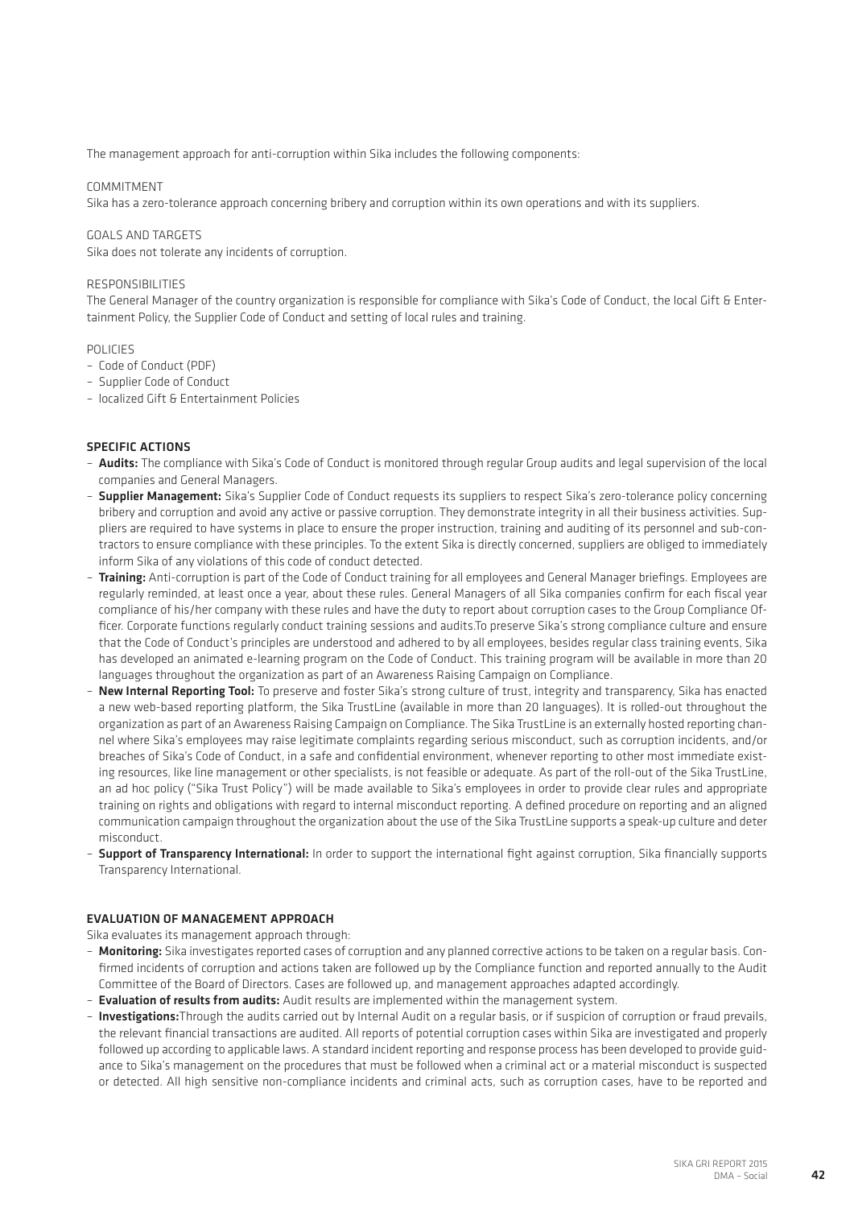The management approach for anti-corruption within Sika includes the following components:

COMMITMENT
Sika has a zero-tolerance approach concerning bribery and corruption within its own operations and with its suppliers.

GOALS AND TARGETS
Sika does not tolerate any incidents of corruption.

RESPONSIBILITIES
The General Manager of the country organization is responsible for compliance with Sika's Code of Conduct, the local Gift & Entertainment Policy, the Supplier Code of Conduct and setting of local rules and training.

POLICIES
- Code of Conduct (PDF)
- Supplier Code of Conduct
- localized Gift & Entertainment Policies

## SPECIFIC ACTIONS

- **Audits:** The compliance with Sika's Code of Conduct is monitored through regular Group audits and legal supervision of the local companies and General Managers.
- **Supplier Management:** Sika's Supplier Code of Conduct requests its suppliers to respect Sika's zero-tolerance policy concerning bribery and corruption and avoid any active or passive corruption. They demonstrate integrity in all their business activities. Suppliers are required to have systems in place to ensure the proper instruction, training and auditing of its personnel and sub-contractors to ensure compliance with these principles. To the extent Sika is directly concerned, suppliers are obliged to immediately inform Sika of any violations of this code of conduct detected.
- **Training:** Anti-corruption is part of the Code of Conduct training for all employees and General Manager briefings. Employees are regularly reminded, at least once a year, about these rules. General Managers of all Sika companies confirm for each fiscal year compliance of his/her company with these rules and have the duty to report about corruption cases to the Group Compliance Officer. Corporate functions regularly conduct training sessions and audits.To preserve Sika's strong compliance culture and ensure that the Code of Conduct's principles are understood and adhered to by all employees, besides regular class training events, Sika has developed an animated e-learning program on the Code of Conduct. This training program will be available in more than 20 languages throughout the organization as part of an Awareness Raising Campaign on Compliance.
- **New Internal Reporting Tool:** To preserve and foster Sika's strong culture of trust, integrity and transparency, Sika has enacted a new web-based reporting platform, the Sika TrustLine (available in more than 20 languages). It is rolled-out throughout the organization as part of an Awareness Raising Campaign on Compliance. The Sika TrustLine is an externally hosted reporting channel where Sika's employees may raise legitimate complaints regarding serious misconduct, such as corruption incidents, and/or breaches of Sika's Code of Conduct, in a safe and confidential environment, whenever reporting to other most immediate existing resources, like line management or other specialists, is not feasible or adequate. As part of the roll-out of the Sika TrustLine, an ad hoc policy ("Sika Trust Policy") will be made available to Sika's employees in order to provide clear rules and appropriate training on rights and obligations with regard to internal misconduct reporting. A defined procedure on reporting and an aligned communication campaign throughout the organization about the use of the Sika TrustLine supports a speak-up culture and deter misconduct.
- **Support of Transparency International:** In order to support the international fight against corruption, Sika financially supports Transparency International.

## EVALUATION OF MANAGEMENT APPROACH

Sika evaluates its management approach through:

- **Monitoring:** Sika investigates reported cases of corruption and any planned corrective actions to be taken on a regular basis. Confirmed incidents of corruption and actions taken are followed up by the Compliance function and reported annually to the Audit Committee of the Board of Directors. Cases are followed up, and management approaches adapted accordingly.
- **Evaluation of results from audits:** Audit results are implemented within the management system.
- **Investigations:**Through the audits carried out by Internal Audit on a regular basis, or if suspicion of corruption or fraud prevails, the relevant financial transactions are audited. All reports of potential corruption cases within Sika are investigated and properly followed up according to applicable laws. A standard incident reporting and response process has been developed to provide guidance to Sika's management on the procedures that must be followed when a criminal act or a material misconduct is suspected or detected. All high sensitive non-compliance incidents and criminal acts, such as corruption cases, have to be reported and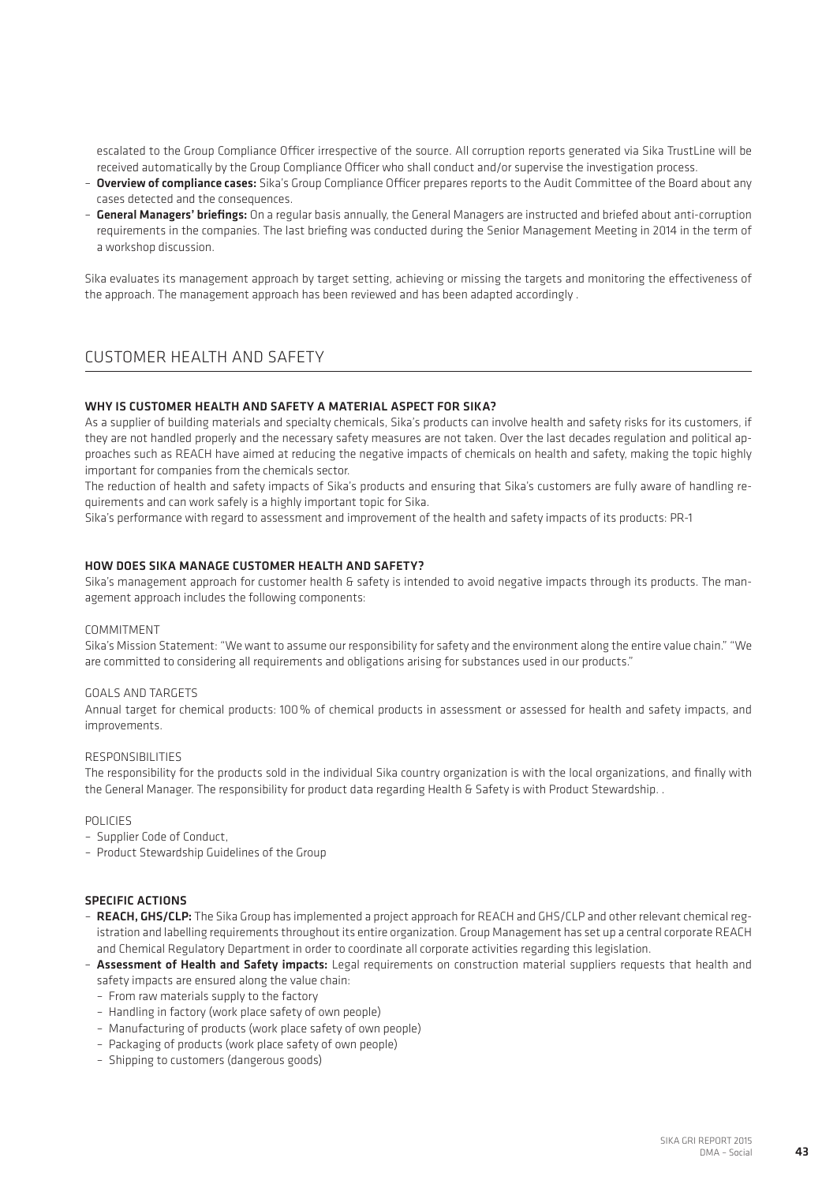escalated to the Group Compliance Officer irrespective of the source. All corruption reports generated via Sika TrustLine will be received automatically by the Group Compliance Officer who shall conduct and/or supervise the investigation process.

- **Overview of compliance cases:** Sika's Group Compliance Officer prepares reports to the Audit Committee of the Board about any cases detected and the consequences.
- **General Managers' briefings:** On a regular basis annually, the General Managers are instructed and briefed about anti-corruption requirements in the companies. The last briefing was conducted during the Senior Management Meeting in 2014 in the term of a workshop discussion.

Sika evaluates its management approach by target setting, achieving or missing the targets and monitoring the effectiveness of the approach. The management approach has been reviewed and has been adapted accordingly .

## CUSTOMER HEALTH AND SAFETY

### WHY IS CUSTOMER HEALTH AND SAFETY A MATERIAL ASPECT FOR SIKA?

As a supplier of building materials and specialty chemicals, Sika's products can involve health and safety risks for its customers, if they are not handled properly and the necessary safety measures are not taken. Over the last decades regulation and political approaches such as REACH have aimed at reducing the negative impacts of chemicals on health and safety, making the topic highly important for companies from the chemicals sector.

The reduction of health and safety impacts of Sika's products and ensuring that Sika's customers are fully aware of handling requirements and can work safely is a highly important topic for Sika.

Sika's performance with regard to assessment and improvement of the health and safety impacts of its products: PR-1

### HOW DOES SIKA MANAGE CUSTOMER HEALTH AND SAFETY?

Sika's management approach for customer health & safety is intended to avoid negative impacts through its products. The management approach includes the following components:

COMMITMENT

Sika's Mission Statement: "We want to assume our responsibility for safety and the environment along the entire value chain." "We are committed to considering all requirements and obligations arising for substances used in our products."

GOALS AND TARGETS

Annual target for chemical products: 100 % of chemical products in assessment or assessed for health and safety impacts, and improvements.

RESPONSIBILITIES

The responsibility for the products sold in the individual Sika country organization is with the local organizations, and finally with the General Manager. The responsibility for product data regarding Health & Safety is with Product Stewardship. .

POLICIES

- Supplier Code of Conduct,
- Product Stewardship Guidelines of the Group

### SPECIFIC ACTIONS

- **REACH, GHS/CLP:** The Sika Group has implemented a project approach for REACH and GHS/CLP and other relevant chemical registration and labelling requirements throughout its entire organization. Group Management has set up a central corporate REACH and Chemical Regulatory Department in order to coordinate all corporate activities regarding this legislation.
- **Assessment of Health and Safety impacts:** Legal requirements on construction material suppliers requests that health and safety impacts are ensured along the value chain:
  - From raw materials supply to the factory
  - Handling in factory (work place safety of own people)
  - Manufacturing of products (work place safety of own people)
  - Packaging of products (work place safety of own people)
  - Shipping to customers (dangerous goods)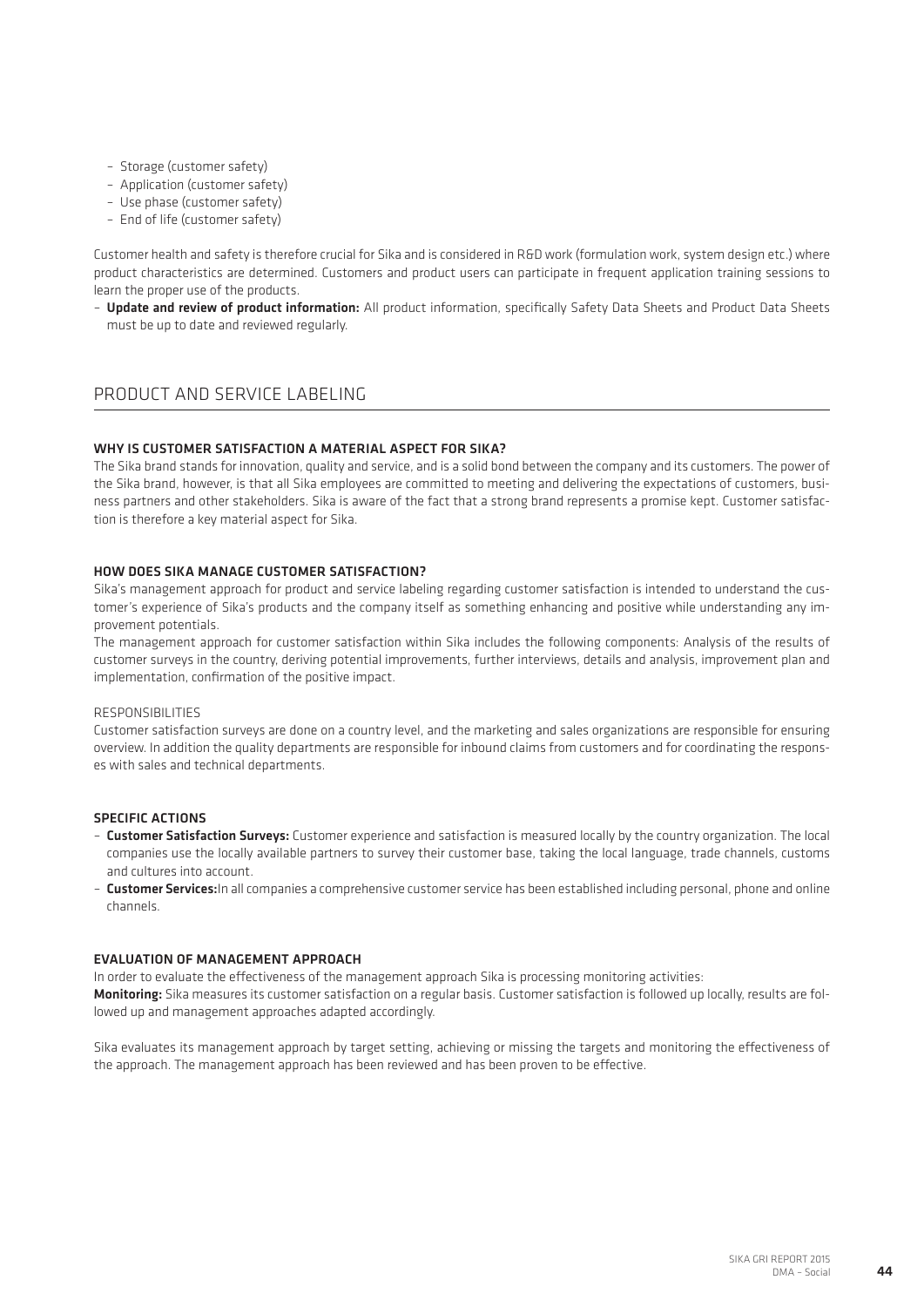- Storage (customer safety)
- Application (customer safety)
- Use phase (customer safety)
- End of life (customer safety)

Customer health and safety is therefore crucial for Sika and is considered in R&D work (formulation work, system design etc.) where product characteristics are determined. Customers and product users can participate in frequent application training sessions to learn the proper use of the products.

- **Update and review of product information:** All product information, specifically Safety Data Sheets and Product Data Sheets must be up to date and reviewed regularly.

## PRODUCT AND SERVICE LABELING

### WHY IS CUSTOMER SATISFACTION A MATERIAL ASPECT FOR SIKA?

The Sika brand stands for innovation, quality and service, and is a solid bond between the company and its customers. The power of the Sika brand, however, is that all Sika employees are committed to meeting and delivering the expectations of customers, business partners and other stakeholders. Sika is aware of the fact that a strong brand represents a promise kept. Customer satisfaction is therefore a key material aspect for Sika.

### HOW DOES SIKA MANAGE CUSTOMER SATISFACTION?

Sika's management approach for product and service labeling regarding customer satisfaction is intended to understand the customer's experience of Sika's products and the company itself as something enhancing and positive while understanding any improvement potentials.

The management approach for customer satisfaction within Sika includes the following components: Analysis of the results of customer surveys in the country, deriving potential improvements, further interviews, details and analysis, improvement plan and implementation, confirmation of the positive impact.

#### RESPONSIBILITIES

Customer satisfaction surveys are done on a country level, and the marketing and sales organizations are responsible for ensuring overview. In addition the quality departments are responsible for inbound claims from customers and for coordinating the responses with sales and technical departments.

### SPECIFIC ACTIONS

- **Customer Satisfaction Surveys:** Customer experience and satisfaction is measured locally by the country organization. The local companies use the locally available partners to survey their customer base, taking the local language, trade channels, customs and cultures into account.
- **Customer Services:**In all companies a comprehensive customer service has been established including personal, phone and online channels.

### EVALUATION OF MANAGEMENT APPROACH

In order to evaluate the effectiveness of the management approach Sika is processing monitoring activities:

**Monitoring:** Sika measures its customer satisfaction on a regular basis. Customer satisfaction is followed up locally, results are followed up and management approaches adapted accordingly.

Sika evaluates its management approach by target setting, achieving or missing the targets and monitoring the effectiveness of the approach. The management approach has been reviewed and has been proven to be effective.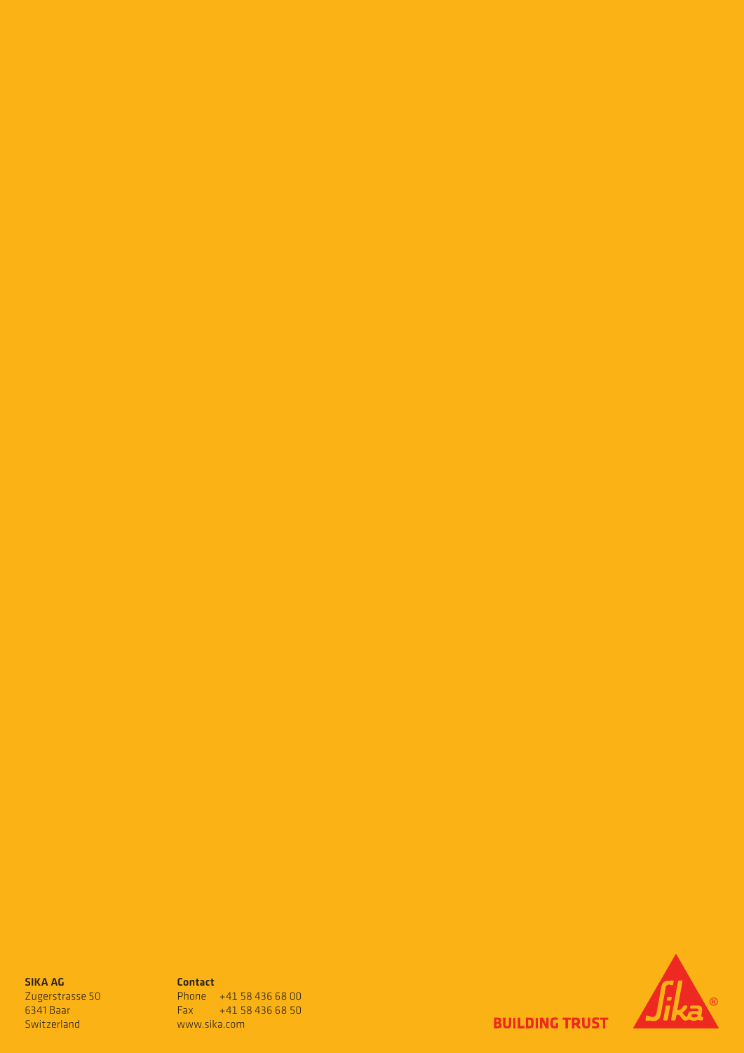**SIKA AG**
Zugerstrasse 50
6341 Baar
Switzerland

**Contact**
Phone +41 58 436 68 00
Fax +41 58 436 68 50
www.sika.com

**BUILDING TRUST**